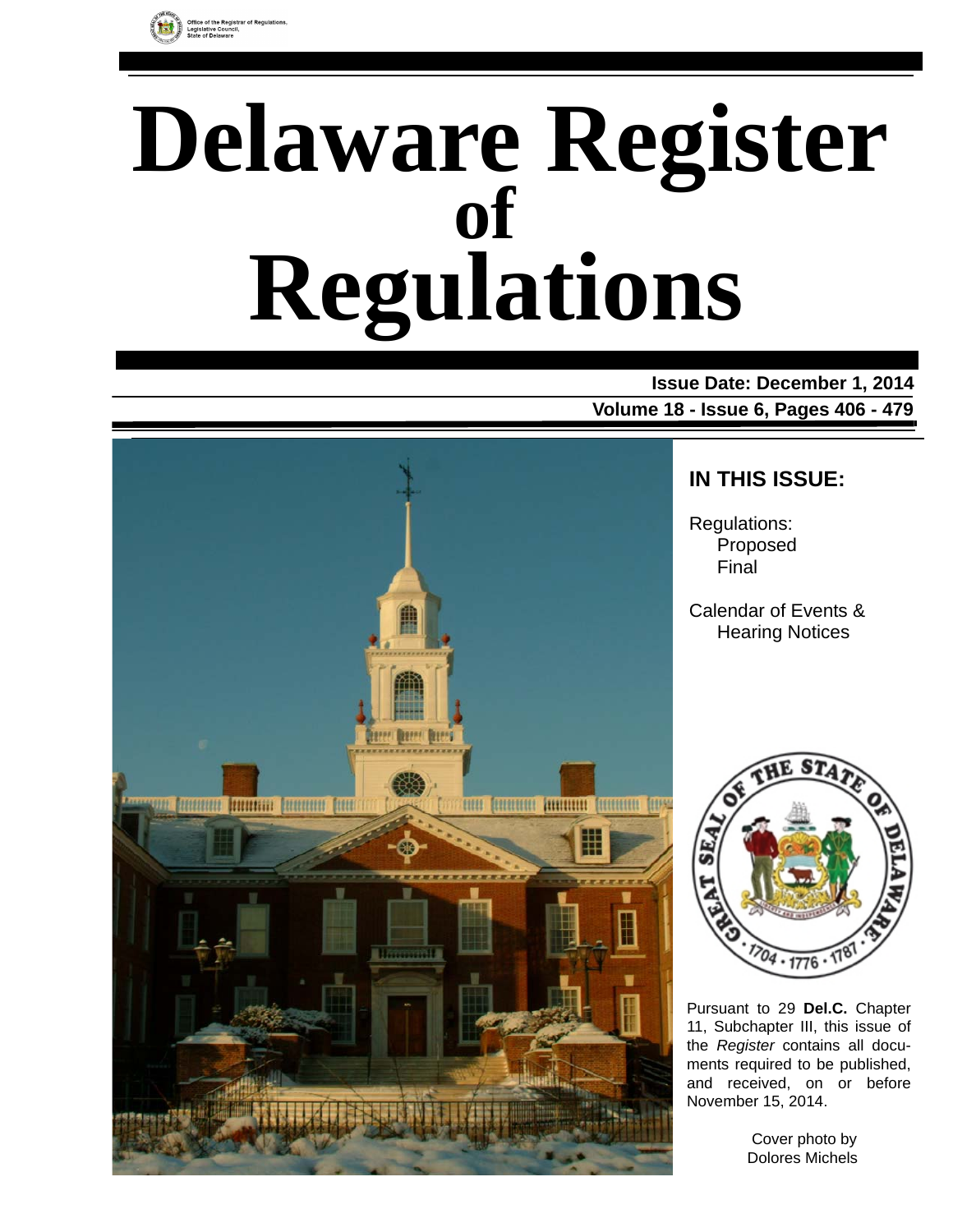Office of the Registrar of Regulations, Legislative Council, State of Delaware

# Delaware Register of Regulations

**Issue Date: December 1, 2014**

**Volume 18 - Issue 6, Pages 406 - 479**

## IN THIS ISSUE:

Regulations:
- Proposed
- Final

Calendar of Events & Hearing Notices

Pursuant to 29 **Del.C.** Chapter 11, Subchapter III, this issue of the *Register* contains all documents required to be published, and received, on or before November 15, 2014.

Cover photo by Dolores Michels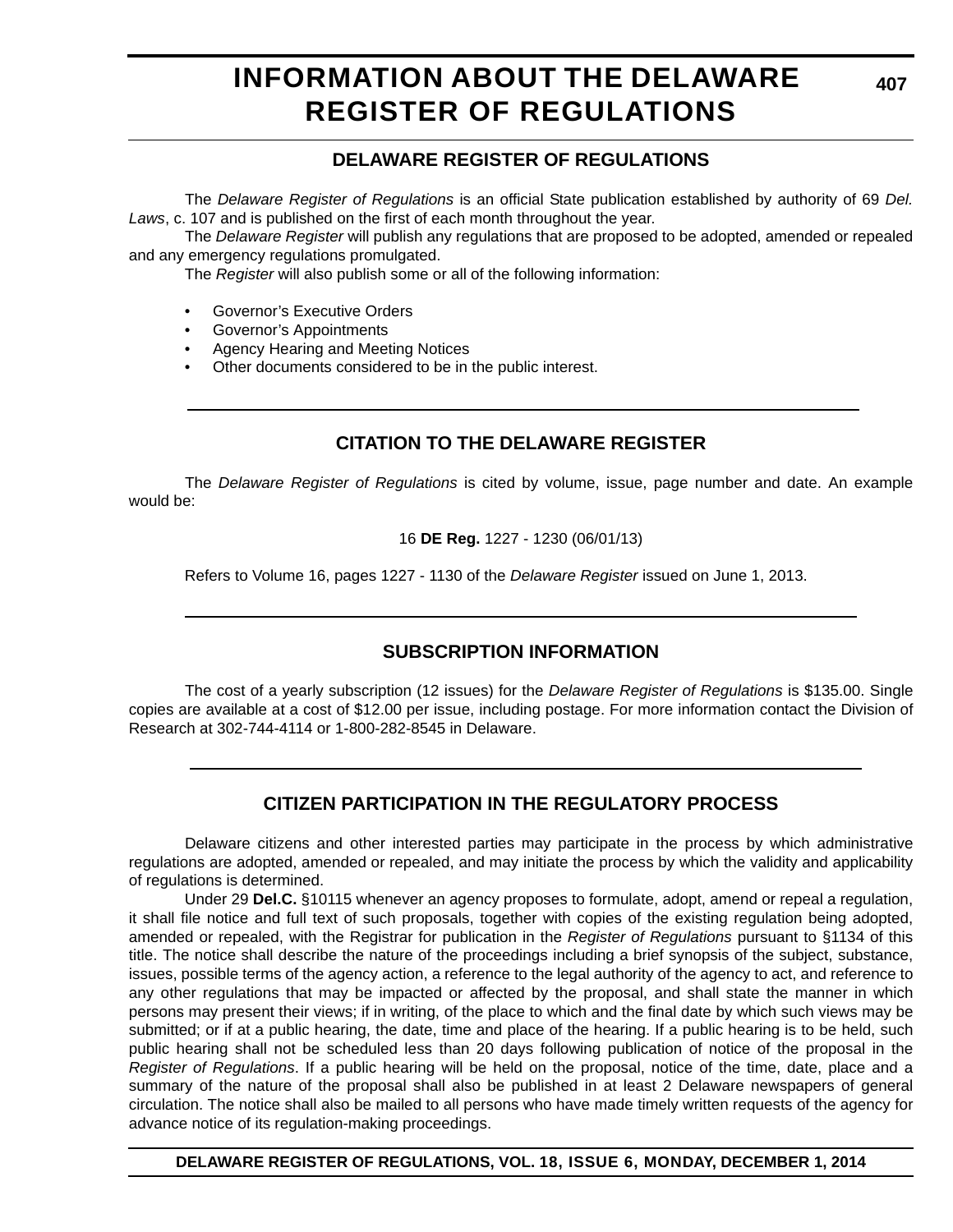# INFORMATION ABOUT THE DELAWARE REGISTER OF REGULATIONS

## DELAWARE REGISTER OF REGULATIONS

The *Delaware Register of Regulations* is an official State publication established by authority of 69 *Del. Laws*, c. 107 and is published on the first of each month throughout the year.

The *Delaware Register* will publish any regulations that are proposed to be adopted, amended or repealed and any emergency regulations promulgated.

The *Register* will also publish some or all of the following information:

- Governor's Executive Orders
- Governor's Appointments
- Agency Hearing and Meeting Notices
- Other documents considered to be in the public interest.

## CITATION TO THE DELAWARE REGISTER

The *Delaware Register of Regulations* is cited by volume, issue, page number and date. An example would be:

16 **DE Reg.** 1227 - 1230 (06/01/13)

Refers to Volume 16, pages 1227 - 1130 of the *Delaware Register* issued on June 1, 2013.

## SUBSCRIPTION INFORMATION

The cost of a yearly subscription (12 issues) for the *Delaware Register of Regulations* is $135.00. Single copies are available at a cost of $12.00 per issue, including postage. For more information contact the Division of Research at 302-744-4114 or 1-800-282-8545 in Delaware.

## CITIZEN PARTICIPATION IN THE REGULATORY PROCESS

Delaware citizens and other interested parties may participate in the process by which administrative regulations are adopted, amended or repealed, and may initiate the process by which the validity and applicability of regulations is determined.

Under 29 **Del.C.** §10115 whenever an agency proposes to formulate, adopt, amend or repeal a regulation, it shall file notice and full text of such proposals, together with copies of the existing regulation being adopted, amended or repealed, with the Registrar for publication in the *Register of Regulations* pursuant to §1134 of this title. The notice shall describe the nature of the proceedings including a brief synopsis of the subject, substance, issues, possible terms of the agency action, a reference to the legal authority of the agency to act, and reference to any other regulations that may be impacted or affected by the proposal, and shall state the manner in which persons may present their views; if in writing, of the place to which and the final date by which such views may be submitted; or if at a public hearing, the date, time and place of the hearing. If a public hearing is to be held, such public hearing shall not be scheduled less than 20 days following publication of notice of the proposal in the *Register of Regulations*. If a public hearing will be held on the proposal, notice of the time, date, place and a summary of the nature of the proposal shall also be published in at least 2 Delaware newspapers of general circulation. The notice shall also be mailed to all persons who have made timely written requests of the agency for advance notice of its regulation-making proceedings.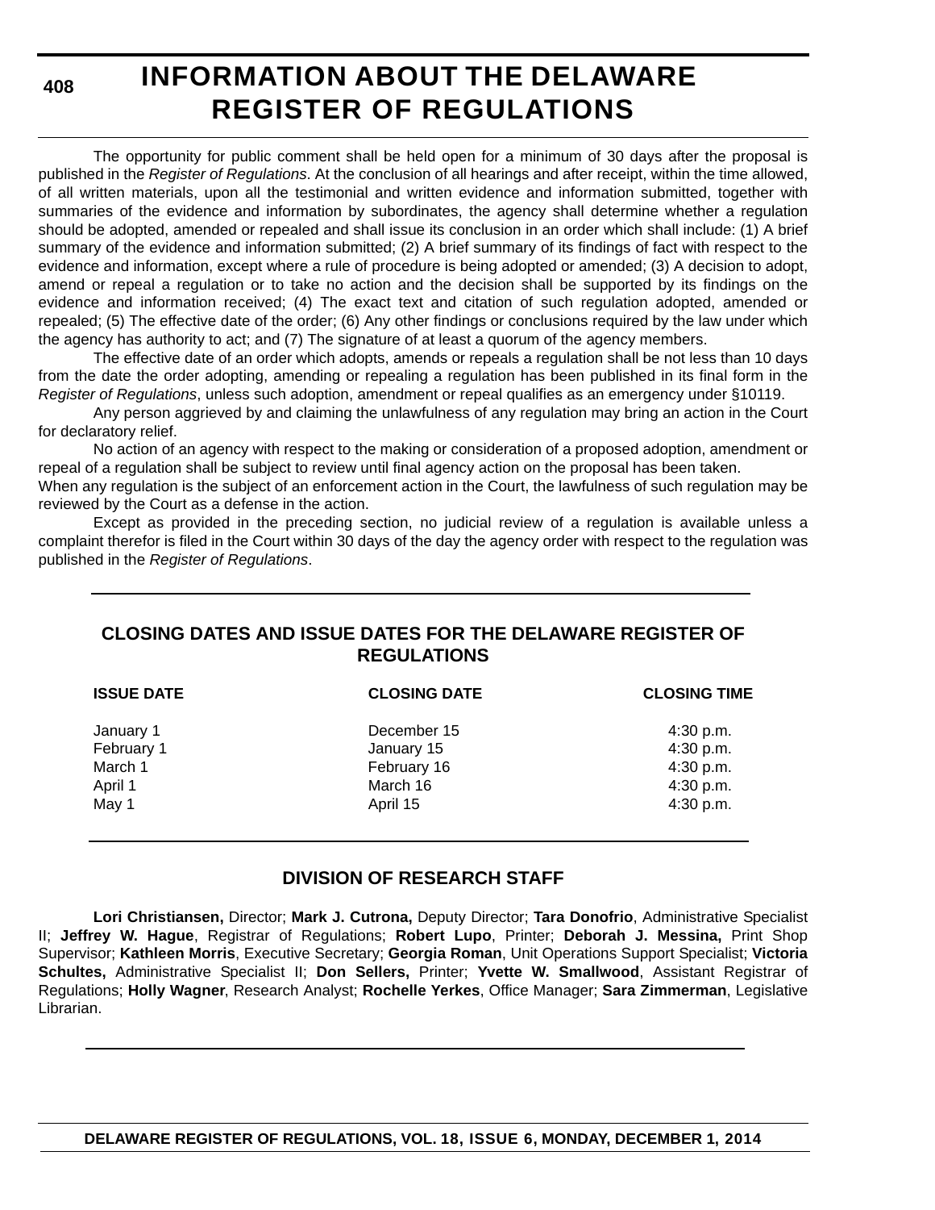# INFORMATION ABOUT THE DELAWARE REGISTER OF REGULATIONS

The opportunity for public comment shall be held open for a minimum of 30 days after the proposal is published in the *Register of Regulations*. At the conclusion of all hearings and after receipt, within the time allowed, of all written materials, upon all the testimonial and written evidence and information submitted, together with summaries of the evidence and information by subordinates, the agency shall determine whether a regulation should be adopted, amended or repealed and shall issue its conclusion in an order which shall include: (1) A brief summary of the evidence and information submitted; (2) A brief summary of its findings of fact with respect to the evidence and information, except where a rule of procedure is being adopted or amended; (3) A decision to adopt, amend or repeal a regulation or to take no action and the decision shall be supported by its findings on the evidence and information received; (4) The exact text and citation of such regulation adopted, amended or repealed; (5) The effective date of the order; (6) Any other findings or conclusions required by the law under which the agency has authority to act; and (7) The signature of at least a quorum of the agency members.

The effective date of an order which adopts, amends or repeals a regulation shall be not less than 10 days from the date the order adopting, amending or repealing a regulation has been published in its final form in the *Register of Regulations*, unless such adoption, amendment or repeal qualifies as an emergency under §10119.

Any person aggrieved by and claiming the unlawfulness of any regulation may bring an action in the Court for declaratory relief.

No action of an agency with respect to the making or consideration of a proposed adoption, amendment or repeal of a regulation shall be subject to review until final agency action on the proposal has been taken.

When any regulation is the subject of an enforcement action in the Court, the lawfulness of such regulation may be reviewed by the Court as a defense in the action.

Except as provided in the preceding section, no judicial review of a regulation is available unless a complaint therefor is filed in the Court within 30 days of the day the agency order with respect to the regulation was published in the *Register of Regulations*.

## CLOSING DATES AND ISSUE DATES FOR THE DELAWARE REGISTER OF REGULATIONS

| ISSUE DATE | CLOSING DATE | CLOSING TIME |
|---|---|---|
| January 1 | December 15 | 4:30 p.m. |
| February 1 | January 15 | 4:30 p.m. |
| March 1 | February 16 | 4:30 p.m. |
| April 1 | March 16 | 4:30 p.m. |
| May 1 | April 15 | 4:30 p.m. |

## DIVISION OF RESEARCH STAFF

**Lori Christiansen,** Director; **Mark J. Cutrona,** Deputy Director; **Tara Donofrio**, Administrative Specialist II; **Jeffrey W. Hague**, Registrar of Regulations; **Robert Lupo**, Printer; **Deborah J. Messina,** Print Shop Supervisor; **Kathleen Morris**, Executive Secretary; **Georgia Roman**, Unit Operations Support Specialist; **Victoria Schultes,** Administrative Specialist II; **Don Sellers,** Printer; **Yvette W. Smallwood**, Assistant Registrar of Regulations; **Holly Wagner**, Research Analyst; **Rochelle Yerkes**, Office Manager; **Sara Zimmerman**, Legislative Librarian.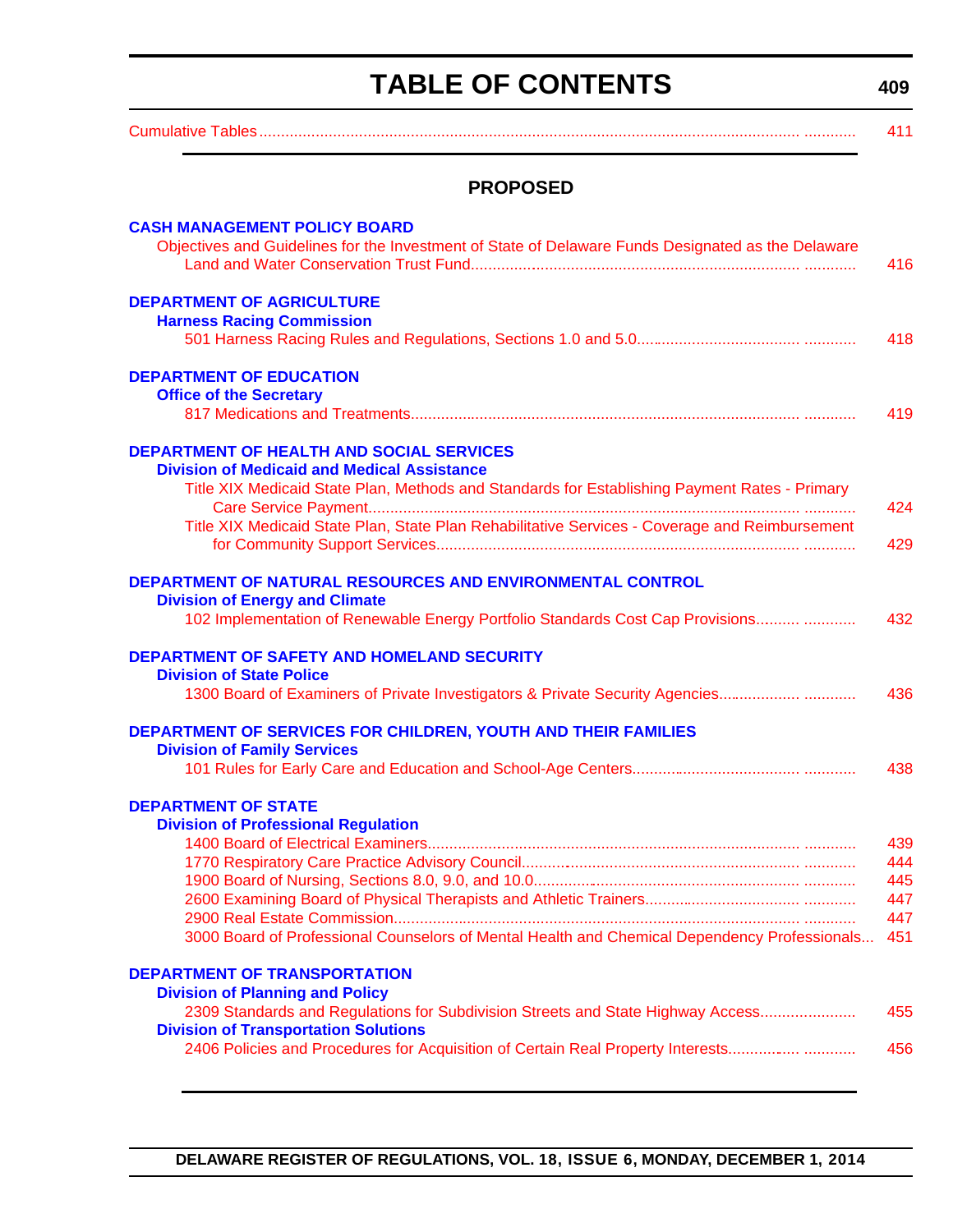# TABLE OF CONTENTS

Cumulative Tables ............ 411

## PROPOSED

**CASH MANAGEMENT POLICY BOARD**

Objectives and Guidelines for the Investment of State of Delaware Funds Designated as the Delaware Land and Water Conservation Trust Fund............ 416

**DEPARTMENT OF AGRICULTURE**

**Harness Racing Commission**

501 Harness Racing Rules and Regulations, Sections 1.0 and 5.0............ 418

**DEPARTMENT OF EDUCATION**

**Office of the Secretary**

817 Medications and Treatments............ 419

**DEPARTMENT OF HEALTH AND SOCIAL SERVICES**

**Division of Medicaid and Medical Assistance**

Title XIX Medicaid State Plan, Methods and Standards for Establishing Payment Rates - Primary Care Service Payment............ 424

Title XIX Medicaid State Plan, State Plan Rehabilitative Services - Coverage and Reimbursement for Community Support Services............ 429

**DEPARTMENT OF NATURAL RESOURCES AND ENVIRONMENTAL CONTROL**

**Division of Energy and Climate**

102 Implementation of Renewable Energy Portfolio Standards Cost Cap Provisions............ 432

**DEPARTMENT OF SAFETY AND HOMELAND SECURITY**

**Division of State Police**

1300 Board of Examiners of Private Investigators & Private Security Agencies............ 436

**DEPARTMENT OF SERVICES FOR CHILDREN, YOUTH AND THEIR FAMILIES**

**Division of Family Services**

101 Rules for Early Care and Education and School-Age Centers............ 438

**DEPARTMENT OF STATE**

**Division of Professional Regulation**

1400 Board of Electrical Examiners............ 439

1770 Respiratory Care Practice Advisory Council............ 444

1900 Board of Nursing, Sections 8.0, 9.0, and 10.0............ 445

2600 Examining Board of Physical Therapists and Athletic Trainers............ 447

2900 Real Estate Commission............ 447

3000 Board of Professional Counselors of Mental Health and Chemical Dependency Professionals... 451

**DEPARTMENT OF TRANSPORTATION**

**Division of Planning and Policy**

2309 Standards and Regulations for Subdivision Streets and State Highway Access............ 455

**Division of Transportation Solutions**

2406 Policies and Procedures for Acquisition of Certain Real Property Interests............ 456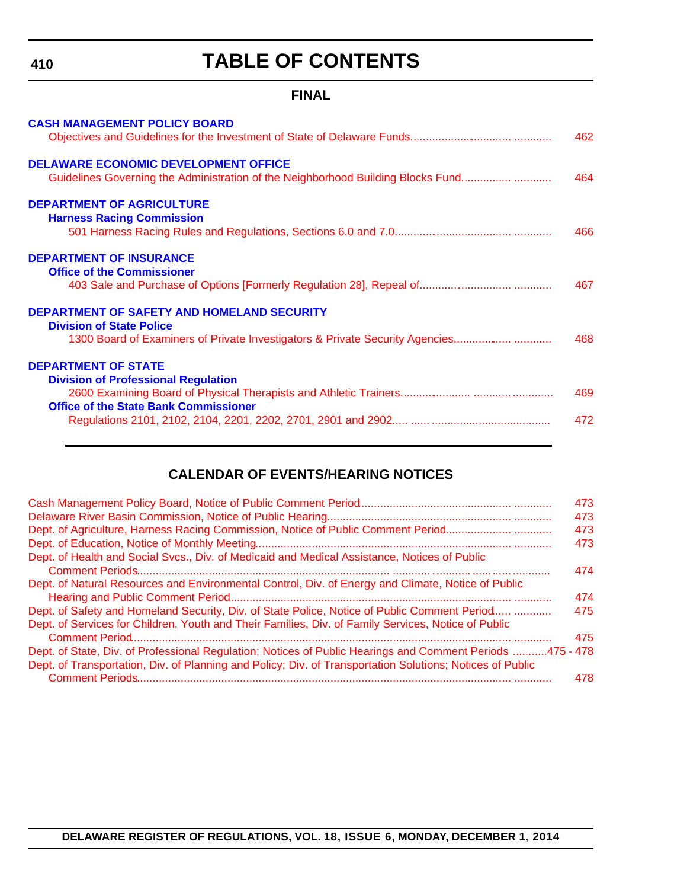# TABLE OF CONTENTS

## FINAL

**CASH MANAGEMENT POLICY BOARD**

Objectives and Guidelines for the Investment of State of Delaware Funds ........................................ 462

**DELAWARE ECONOMIC DEVELOPMENT OFFICE**

Guidelines Governing the Administration of the Neighborhood Building Blocks Fund ........................................ 464

**DEPARTMENT OF AGRICULTURE**

**Harness Racing Commission**

501 Harness Racing Rules and Regulations, Sections 6.0 and 7.0 ........................................ 466

**DEPARTMENT OF INSURANCE**

**Office of the Commissioner**

403 Sale and Purchase of Options [Formerly Regulation 28], Repeal of ........................................ 467

**DEPARTMENT OF SAFETY AND HOMELAND SECURITY**

**Division of State Police**

1300 Board of Examiners of Private Investigators & Private Security Agencies ........................................ 468

**DEPARTMENT OF STATE**

**Division of Professional Regulation**

2600 Examining Board of Physical Therapists and Athletic Trainers ........................................ 469

**Office of the State Bank Commissioner**

Regulations 2101, 2102, 2104, 2201, 2202, 2701, 2901 and 2902 ........................................ 472

## CALENDAR OF EVENTS/HEARING NOTICES

Cash Management Policy Board, Notice of Public Comment Period ........................................ 473

Delaware River Basin Commission, Notice of Public Hearing ........................................ 473

Dept. of Agriculture, Harness Racing Commission, Notice of Public Comment Period ........................................ 473

Dept. of Education, Notice of Monthly Meeting ........................................ 473

Dept. of Health and Social Svcs., Div. of Medicaid and Medical Assistance, Notices of Public Comment Periods ........................................ 474

Dept. of Natural Resources and Environmental Control, Div. of Energy and Climate, Notice of Public Hearing and Public Comment Period ........................................ 474

Dept. of Safety and Homeland Security, Div. of State Police, Notice of Public Comment Period ........................................ 475

Dept. of Services for Children, Youth and Their Families, Div. of Family Services, Notice of Public Comment Period ........................................ 475

Dept. of State, Div. of Professional Regulation; Notices of Public Hearings and Comment Periods ........................................ 475 - 478

Dept. of Transportation, Div. of Planning and Policy; Div. of Transportation Solutions; Notices of Public Comment Periods ........................................ 478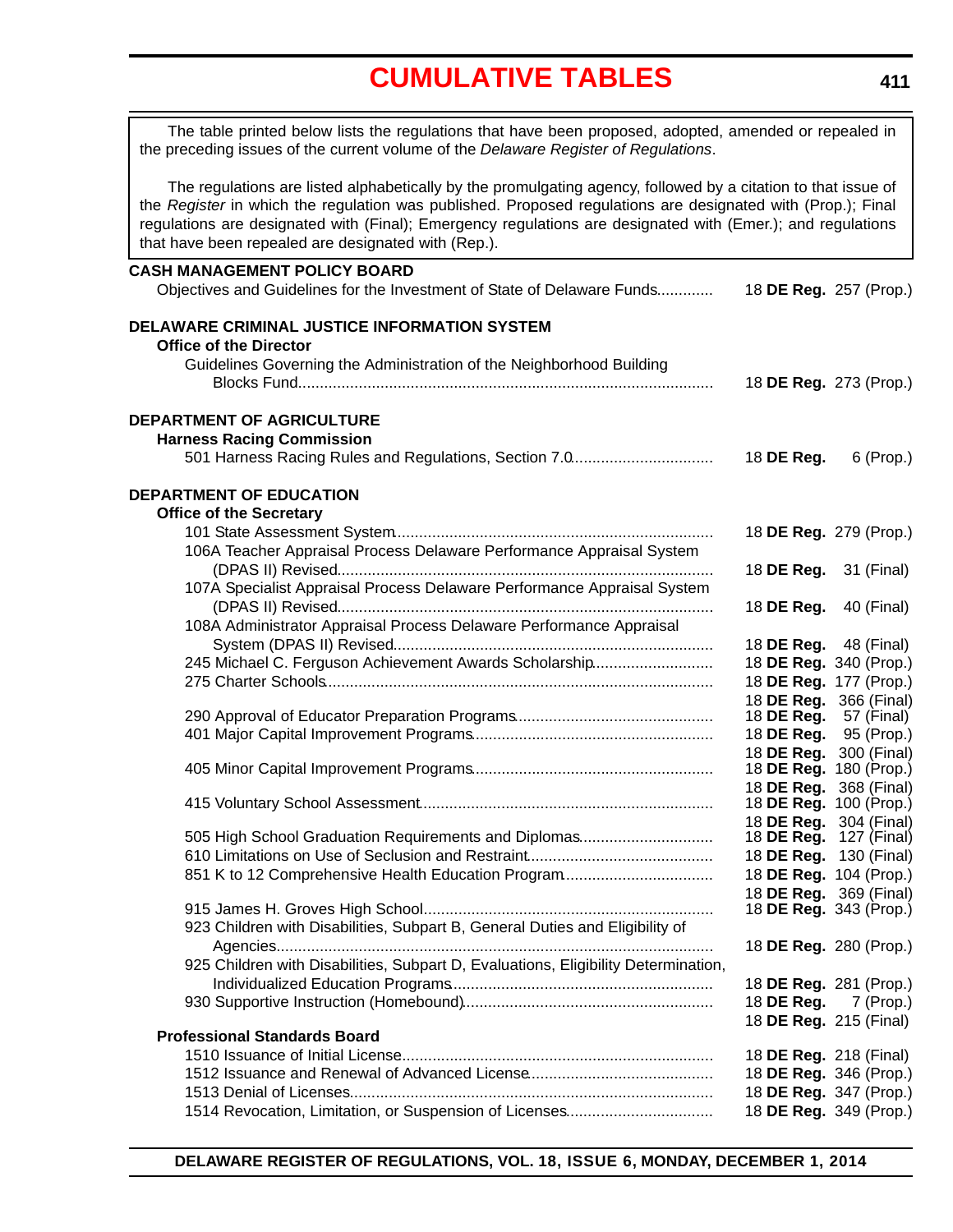# CUMULATIVE TABLES

The table printed below lists the regulations that have been proposed, adopted, amended or repealed in the preceding issues of the current volume of the *Delaware Register of Regulations*.

The regulations are listed alphabetically by the promulgating agency, followed by a citation to that issue of the *Register* in which the regulation was published. Proposed regulations are designated with (Prop.); Final regulations are designated with (Final); Emergency regulations are designated with (Emer.); and regulations that have been repealed are designated with (Rep.).

**CASH MANAGEMENT POLICY BOARD**

Objectives and Guidelines for the Investment of State of Delaware Funds ............ 18 **DE Reg.** 257 (Prop.)

**DELAWARE CRIMINAL JUSTICE INFORMATION SYSTEM**

**Office of the Director**

Guidelines Governing the Administration of the Neighborhood Building Blocks Fund ............ 18 **DE Reg.** 273 (Prop.)

**DEPARTMENT OF AGRICULTURE**

**Harness Racing Commission**

501 Harness Racing Rules and Regulations, Section 7.0 ............ 18 **DE Reg.** 6 (Prop.)

**DEPARTMENT OF EDUCATION**

**Office of the Secretary**

101 State Assessment System ............ 18 **DE Reg.** 279 (Prop.)

106A Teacher Appraisal Process Delaware Performance Appraisal System (DPAS II) Revised ............ 18 **DE Reg.** 31 (Final)

107A Specialist Appraisal Process Delaware Performance Appraisal System (DPAS II) Revised ............ 18 **DE Reg.** 40 (Final)

108A Administrator Appraisal Process Delaware Performance Appraisal System (DPAS II) Revised ............ 18 **DE Reg.** 48 (Final)

245 Michael C. Ferguson Achievement Awards Scholarship ............ 18 **DE Reg.** 340 (Prop.)

275 Charter Schools ............ 18 **DE Reg.** 177 (Prop.)
18 **DE Reg.** 366 (Final)

290 Approval of Educator Preparation Programs ............ 18 **DE Reg.** 57 (Final)

401 Major Capital Improvement Programs ............ 18 **DE Reg.** 95 (Prop.)
18 **DE Reg.** 300 (Final)

405 Minor Capital Improvement Programs ............ 18 **DE Reg.** 180 (Prop.)
18 **DE Reg.** 368 (Final)

415 Voluntary School Assessment ............ 18 **DE Reg.** 100 (Prop.)
18 **DE Reg.** 304 (Final)

505 High School Graduation Requirements and Diplomas ............ 18 **DE Reg.** 127 (Final)

610 Limitations on Use of Seclusion and Restraint ............ 18 **DE Reg.** 130 (Final)

851 K to 12 Comprehensive Health Education Program ............ 18 **DE Reg.** 104 (Prop.)
18 **DE Reg.** 369 (Final)

915 James H. Groves High School ............ 18 **DE Reg.** 343 (Prop.)

923 Children with Disabilities, Subpart B, General Duties and Eligibility of Agencies ............ 18 **DE Reg.** 280 (Prop.)

925 Children with Disabilities, Subpart D, Evaluations, Eligibility Determination, Individualized Education Programs ............ 18 **DE Reg.** 281 (Prop.)

930 Supportive Instruction (Homebound) ............ 18 **DE Reg.** 7 (Prop.)
18 **DE Reg.** 215 (Final)

**Professional Standards Board**

1510 Issuance of Initial License ............ 18 **DE Reg.** 218 (Final)

1512 Issuance and Renewal of Advanced License ............ 18 **DE Reg.** 346 (Prop.)

1513 Denial of Licenses ............ 18 **DE Reg.** 347 (Prop.)

1514 Revocation, Limitation, or Suspension of Licenses ............ 18 **DE Reg.** 349 (Prop.)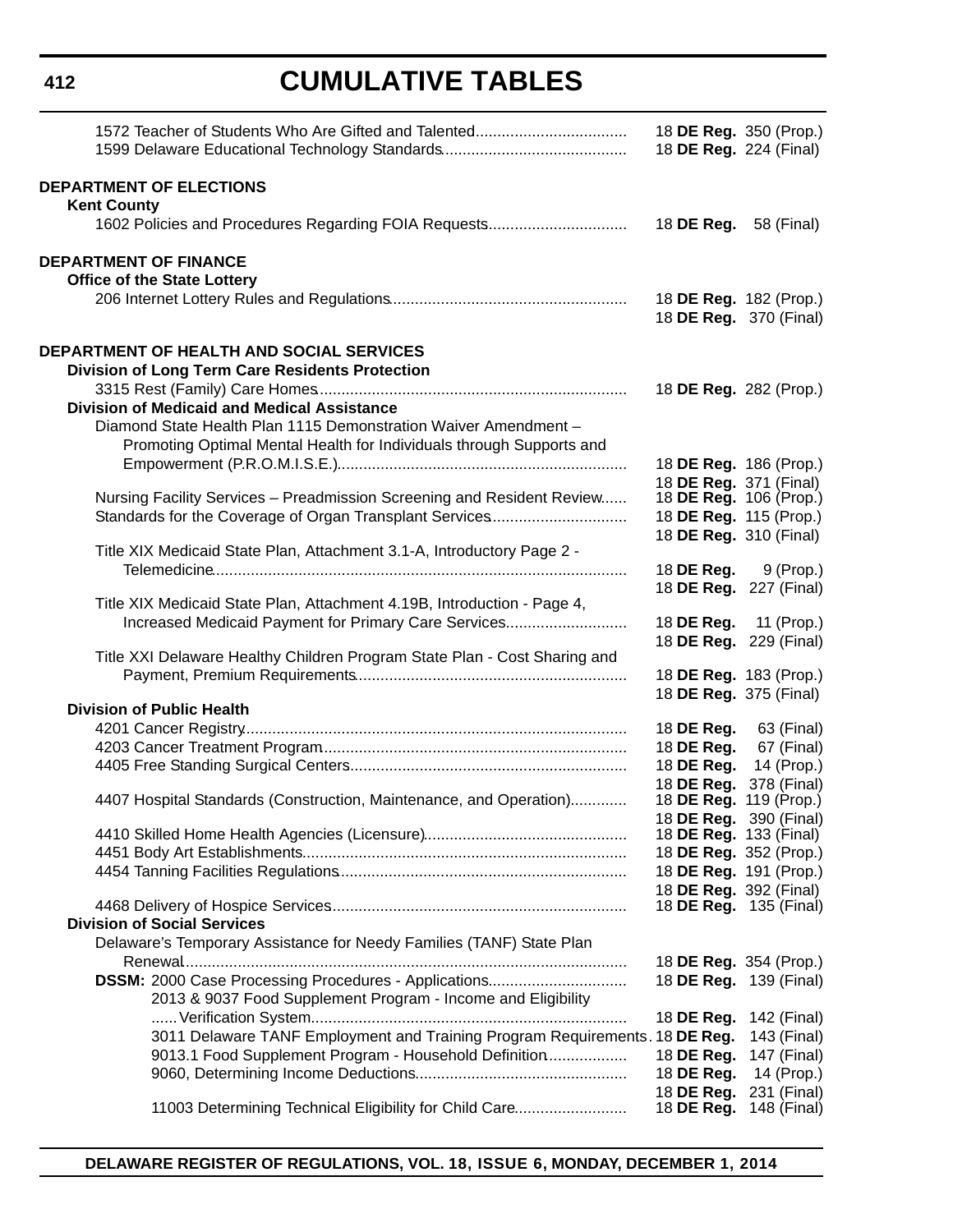# CUMULATIVE TABLES

1572 Teacher of Students Who Are Gifted and Talented .................................... 18 **DE Reg.** 350 (Prop.)
1599 Delaware Educational Technology Standards .......................................... 18 **DE Reg.** 224 (Final)

**DEPARTMENT OF ELECTIONS**

**Kent County**

1602 Policies and Procedures Regarding FOIA Requests ................................ 18 **DE Reg.** 58 (Final)

**DEPARTMENT OF FINANCE**

**Office of the State Lottery**

206 Internet Lottery Rules and Regulations ...................................................... 18 **DE Reg.** 182 (Prop.)
18 **DE Reg.** 370 (Final)

**DEPARTMENT OF HEALTH AND SOCIAL SERVICES**

**Division of Long Term Care Residents Protection**

3315 Rest (Family) Care Homes ...................................................................... 18 **DE Reg.** 282 (Prop.)

**Division of Medicaid and Medical Assistance**

Diamond State Health Plan 1115 Demonstration Waiver Amendment – Promoting Optimal Mental Health for Individuals through Supports and Empowerment (P.R.O.M.I.S.E.) .................................................................. 18 **DE Reg.** 186 (Prop.)
18 **DE Reg.** 371 (Final)

Nursing Facility Services – Preadmission Screening and Resident Review ...... 18 **DE Reg.** 106 (Prop.)

Standards for the Coverage of Organ Transplant Services ............................... 18 **DE Reg.** 115 (Prop.)
18 **DE Reg.** 310 (Final)

Title XIX Medicaid State Plan, Attachment 3.1-A, Introductory Page 2 - Telemedicine ................................................................................................ 18 **DE Reg.** 9 (Prop.)
18 **DE Reg.** 227 (Final)

Title XIX Medicaid State Plan, Attachment 4.19B, Introduction - Page 4, Increased Medicaid Payment for Primary Care Services ............................ 18 **DE Reg.** 11 (Prop.)
18 **DE Reg.** 229 (Final)

Title XXI Delaware Healthy Children Program State Plan - Cost Sharing and Payment, Premium Requirements .............................................................. 18 **DE Reg.** 183 (Prop.)
18 **DE Reg.** 375 (Final)

**Division of Public Health**

4201 Cancer Registry ........................................................................................ 18 **DE Reg.** 63 (Final)
4203 Cancer Treatment Program ...................................................................... 18 **DE Reg.** 67 (Final)
4405 Free Standing Surgical Centers ................................................................ 18 **DE Reg.** 14 (Prop.)
18 **DE Reg.** 378 (Final)
4407 Hospital Standards (Construction, Maintenance, and Operation) ............. 18 **DE Reg.** 119 (Prop.)
18 **DE Reg.** 390 (Final)
4410 Skilled Home Health Agencies (Licensure) .............................................. 18 **DE Reg.** 133 (Final)
4451 Body Art Establishments ........................................................................... 18 **DE Reg.** 352 (Prop.)
4454 Tanning Facilities Regulations .................................................................. 18 **DE Reg.** 191 (Prop.)
18 **DE Reg.** 392 (Final)
4468 Delivery of Hospice Services .................................................................... 18 **DE Reg.** 135 (Final)

**Division of Social Services**

Delaware's Temporary Assistance for Needy Families (TANF) State Plan Renewal ...................................................................................................... 18 **DE Reg.** 354 (Prop.)

**DSSM:** 2000 Case Processing Procedures - Applications ................................ 18 **DE Reg.** 139 (Final)
2013 & 9037 Food Supplement Program - Income and Eligibility ...... Verification System ......................................................................... 18 **DE Reg.** 142 (Final)
3011 Delaware TANF Employment and Training Program Requirements . 18 **DE Reg.** 143 (Final)
9013.1 Food Supplement Program - Household Definition .................. 18 **DE Reg.** 147 (Final)
9060, Determining Income Deductions ................................................. 18 **DE Reg.** 14 (Prop.)
18 **DE Reg.** 231 (Final)
11003 Determining Technical Eligibility for Child Care .......................... 18 **DE Reg.** 148 (Final)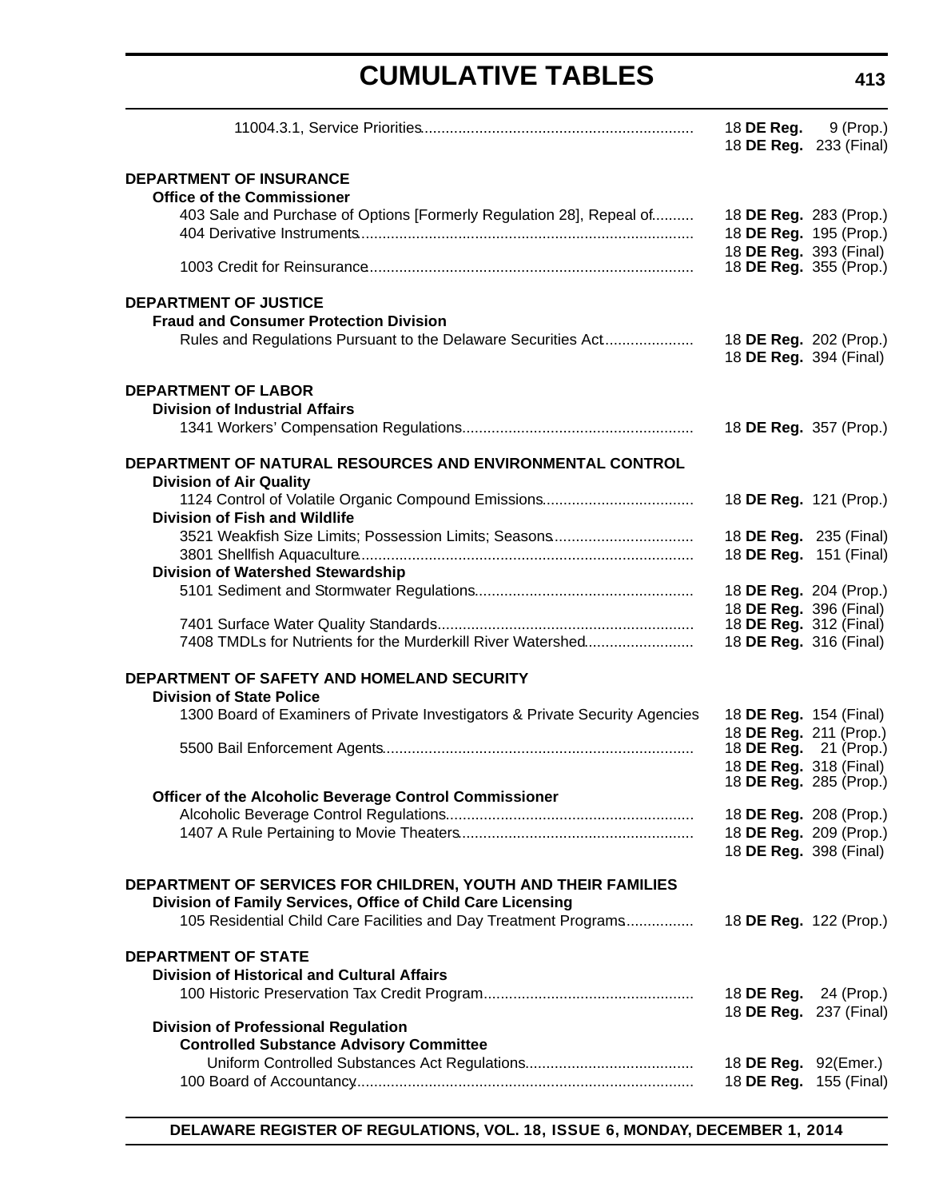11004.3.1, Service Priorities ................ 18 **DE Reg.** 9 (Prop.)
18 **DE Reg.** 233 (Final)

**DEPARTMENT OF INSURANCE**

**Office of the Commissioner**

403 Sale and Purchase of Options [Formerly Regulation 28], Repeal of .......... 18 **DE Reg.** 283 (Prop.)
404 Derivative Instruments .......... 18 **DE Reg.** 195 (Prop.)
18 **DE Reg.** 393 (Final)
1003 Credit for Reinsurance .......... 18 **DE Reg.** 355 (Prop.)

**DEPARTMENT OF JUSTICE**

**Fraud and Consumer Protection Division**

Rules and Regulations Pursuant to the Delaware Securities Act .......... 18 **DE Reg.** 202 (Prop.)
18 **DE Reg.** 394 (Final)

**DEPARTMENT OF LABOR**

**Division of Industrial Affairs**

1341 Workers' Compensation Regulations .......... 18 **DE Reg.** 357 (Prop.)

**DEPARTMENT OF NATURAL RESOURCES AND ENVIRONMENTAL CONTROL**

**Division of Air Quality**

1124 Control of Volatile Organic Compound Emissions .......... 18 **DE Reg.** 121 (Prop.)

**Division of Fish and Wildlife**

3521 Weakfish Size Limits; Possession Limits; Seasons .......... 18 **DE Reg.** 235 (Final)
3801 Shellfish Aquaculture .......... 18 **DE Reg.** 151 (Final)

**Division of Watershed Stewardship**

5101 Sediment and Stormwater Regulations .......... 18 **DE Reg.** 204 (Prop.)
18 **DE Reg.** 396 (Final)
7401 Surface Water Quality Standards .......... 18 **DE Reg.** 312 (Final)
7408 TMDLs for Nutrients for the Murderkill River Watershed .......... 18 **DE Reg.** 316 (Final)

**DEPARTMENT OF SAFETY AND HOMELAND SECURITY**

**Division of State Police**

1300 Board of Examiners of Private Investigators & Private Security Agencies 18 **DE Reg.** 154 (Final)
18 **DE Reg.** 211 (Prop.)
5500 Bail Enforcement Agents .......... 18 **DE Reg.** 21 (Prop.)
18 **DE Reg.** 318 (Final)
18 **DE Reg.** 285 (Prop.)

**Officer of the Alcoholic Beverage Control Commissioner**

Alcoholic Beverage Control Regulations .......... 18 **DE Reg.** 208 (Prop.)
1407 A Rule Pertaining to Movie Theaters .......... 18 **DE Reg.** 209 (Prop.)
18 **DE Reg.** 398 (Final)

**DEPARTMENT OF SERVICES FOR CHILDREN, YOUTH AND THEIR FAMILIES**

**Division of Family Services, Office of Child Care Licensing**

105 Residential Child Care Facilities and Day Treatment Programs .......... 18 **DE Reg.** 122 (Prop.)

**DEPARTMENT OF STATE**

**Division of Historical and Cultural Affairs**

100 Historic Preservation Tax Credit Program .......... 18 **DE Reg.** 24 (Prop.)
18 **DE Reg.** 237 (Final)

**Division of Professional Regulation**

**Controlled Substance Advisory Committee**

Uniform Controlled Substances Act Regulations .......... 18 **DE Reg.** 92(Emer.)
100 Board of Accountancy .......... 18 **DE Reg.** 155 (Final)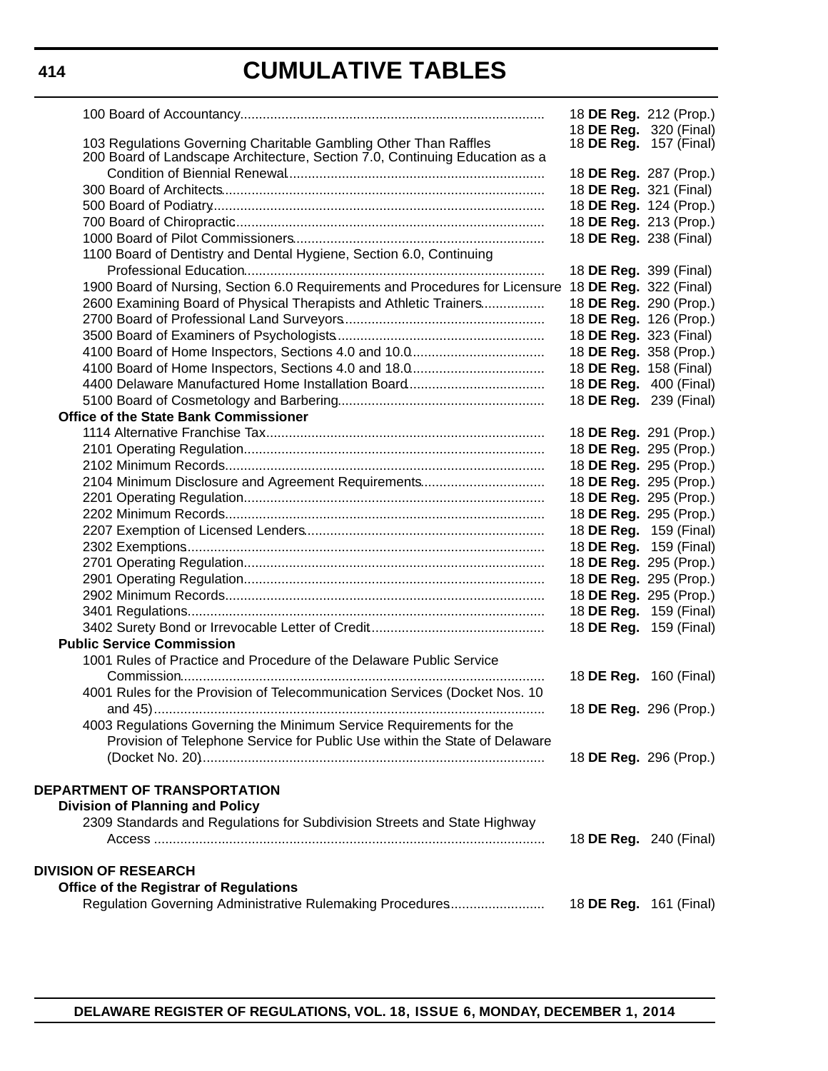| Regulation | Citation |
|---|---|
| 100 Board of Accountancy | 18 **DE Reg.** 212 (Prop.) |
| | 18 **DE Reg.** 320 (Final) |
| 103 Regulations Governing Charitable Gambling Other Than Raffles | 18 **DE Reg.** 157 (Final) |
| 200 Board of Landscape Architecture, Section 7.0, Continuing Education as a Condition of Biennial Renewal | 18 **DE Reg.** 287 (Prop.) |
| 300 Board of Architects | 18 **DE Reg.** 321 (Final) |
| 500 Board of Podiatry | 18 **DE Reg.** 124 (Prop.) |
| 700 Board of Chiropractic | 18 **DE Reg.** 213 (Prop.) |
| 1000 Board of Pilot Commissioners | 18 **DE Reg.** 238 (Final) |
| 1100 Board of Dentistry and Dental Hygiene, Section 6.0, Continuing Professional Education | 18 **DE Reg.** 399 (Final) |
| 1900 Board of Nursing, Section 6.0 Requirements and Procedures for Licensure | 18 **DE Reg.** 322 (Final) |
| 2600 Examining Board of Physical Therapists and Athletic Trainers | 18 **DE Reg.** 290 (Prop.) |
| 2700 Board of Professional Land Surveyors | 18 **DE Reg.** 126 (Prop.) |
| 3500 Board of Examiners of Psychologists | 18 **DE Reg.** 323 (Final) |
| 4100 Board of Home Inspectors, Sections 4.0 and 10.0 | 18 **DE Reg.** 358 (Prop.) |
| 4100 Board of Home Inspectors, Sections 4.0 and 18.0 | 18 **DE Reg.** 158 (Final) |
| 4400 Delaware Manufactured Home Installation Board | 18 **DE Reg.** 400 (Final) |
| 5100 Board of Cosmetology and Barbering | 18 **DE Reg.** 239 (Final) |
| **Office of the State Bank Commissioner** | |
| 1114 Alternative Franchise Tax | 18 **DE Reg.** 291 (Prop.) |
| 2101 Operating Regulation | 18 **DE Reg.** 295 (Prop.) |
| 2102 Minimum Records | 18 **DE Reg.** 295 (Prop.) |
| 2104 Minimum Disclosure and Agreement Requirements | 18 **DE Reg.** 295 (Prop.) |
| 2201 Operating Regulation | 18 **DE Reg.** 295 (Prop.) |
| 2202 Minimum Records | 18 **DE Reg.** 295 (Prop.) |
| 2207 Exemption of Licensed Lenders | 18 **DE Reg.** 159 (Final) |
| 2302 Exemptions | 18 **DE Reg.** 159 (Final) |
| 2701 Operating Regulation | 18 **DE Reg.** 295 (Prop.) |
| 2901 Operating Regulation | 18 **DE Reg.** 295 (Prop.) |
| 2902 Minimum Records | 18 **DE Reg.** 295 (Prop.) |
| 3401 Regulations | 18 **DE Reg.** 159 (Final) |
| 3402 Surety Bond or Irrevocable Letter of Credit | 18 **DE Reg.** 159 (Final) |
| **Public Service Commission** | |
| 1001 Rules of Practice and Procedure of the Delaware Public Service Commission | 18 **DE Reg.** 160 (Final) |
| 4001 Rules for the Provision of Telecommunication Services (Docket Nos. 10 and 45) | 18 **DE Reg.** 296 (Prop.) |
| 4003 Regulations Governing the Minimum Service Requirements for the Provision of Telephone Service for Public Use within the State of Delaware (Docket No. 20) | 18 **DE Reg.** 296 (Prop.) |

**DEPARTMENT OF TRANSPORTATION**

**Division of Planning and Policy**

| Regulation | Citation |
|---|---|
| 2309 Standards and Regulations for Subdivision Streets and State Highway Access | 18 **DE Reg.** 240 (Final) |

**DIVISION OF RESEARCH**

**Office of the Registrar of Regulations**

| Regulation | Citation |
|---|---|
| Regulation Governing Administrative Rulemaking Procedures | 18 **DE Reg.** 161 (Final) |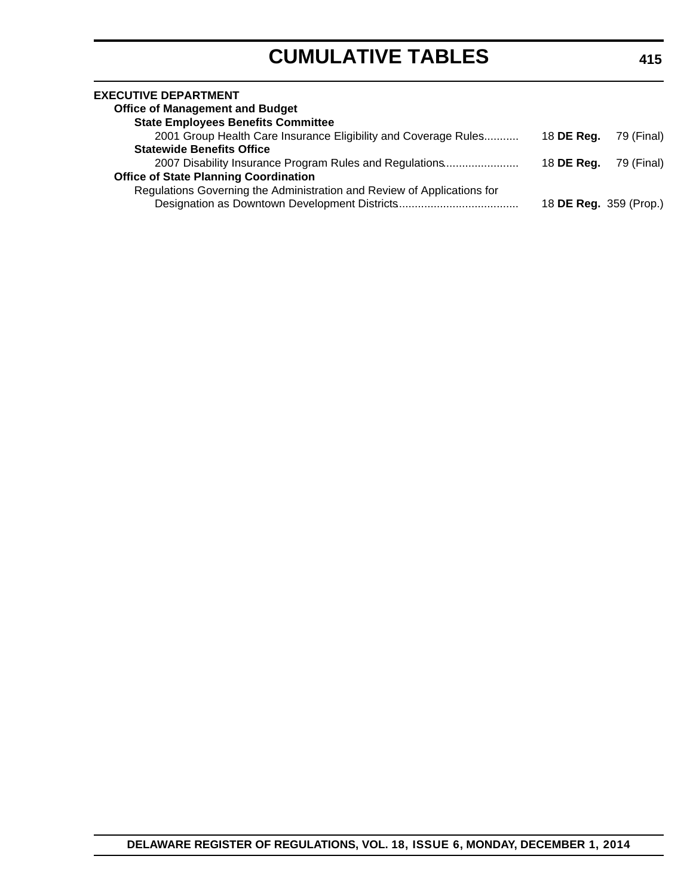# CUMULATIVE TABLES

**EXECUTIVE DEPARTMENT**

**Office of Management and Budget**

**State Employees Benefits Committee**

2001 Group Health Care Insurance Eligibility and Coverage Rules........... 18 **DE Reg.** 79 (Final)

**Statewide Benefits Office**

2007 Disability Insurance Program Rules and Regulations....................... 18 **DE Reg.** 79 (Final)

**Office of State Planning Coordination**

Regulations Governing the Administration and Review of Applications for Designation as Downtown Development Districts...................................... 18 **DE Reg.** 359 (Prop.)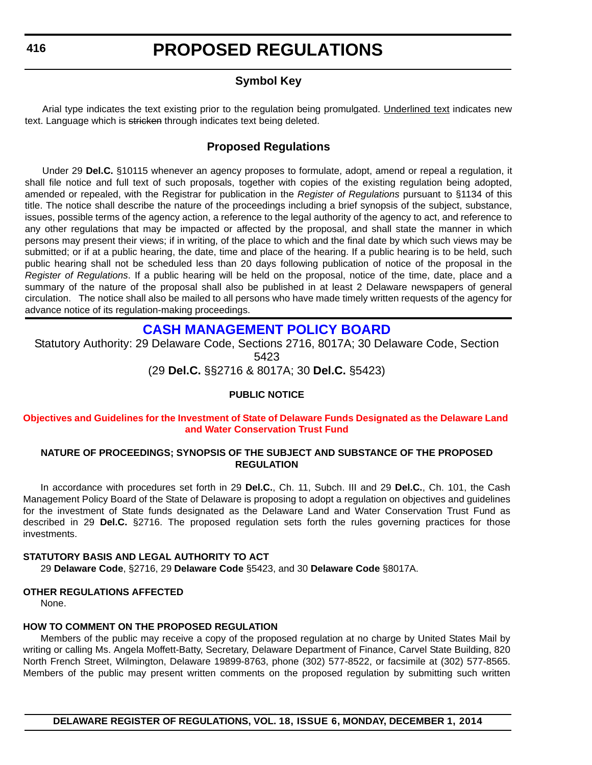# PROPOSED REGULATIONS

## Symbol Key

Arial type indicates the text existing prior to the regulation being promulgated. Underlined text indicates new text. Language which is ~~stricken~~ through indicates text being deleted.

## Proposed Regulations

Under 29 **Del.C.** §10115 whenever an agency proposes to formulate, adopt, amend or repeal a regulation, it shall file notice and full text of such proposals, together with copies of the existing regulation being adopted, amended or repealed, with the Registrar for publication in the *Register of Regulations* pursuant to §1134 of this title. The notice shall describe the nature of the proceedings including a brief synopsis of the subject, substance, issues, possible terms of the agency action, a reference to the legal authority of the agency to act, and reference to any other regulations that may be impacted or affected by the proposal, and shall state the manner in which persons may present their views; if in writing, of the place to which and the final date by which such views may be submitted; or if at a public hearing, the date, time and place of the hearing. If a public hearing is to be held, such public hearing shall not be scheduled less than 20 days following publication of notice of the proposal in the *Register of Regulations*. If a public hearing will be held on the proposal, notice of the time, date, place and a summary of the nature of the proposal shall also be published in at least 2 Delaware newspapers of general circulation. The notice shall also be mailed to all persons who have made written requests of the agency for advance notice of its regulation-making proceedings.

## CASH MANAGEMENT POLICY BOARD

Statutory Authority: 29 Delaware Code, Sections 2716, 8017A; 30 Delaware Code, Section 5423
(29 **Del.C.** §§2716 & 8017A; 30 **Del.C.** §5423)

**PUBLIC NOTICE**

**Objectives and Guidelines for the Investment of State of Delaware Funds Designated as the Delaware Land and Water Conservation Trust Fund**

**NATURE OF PROCEEDINGS; SYNOPSIS OF THE SUBJECT AND SUBSTANCE OF THE PROPOSED REGULATION**

In accordance with procedures set forth in 29 **Del.C.**, Ch. 11, Subch. III and 29 **Del.C.**, Ch. 101, the Cash Management Policy Board of the State of Delaware is proposing to adopt a regulation on objectives and guidelines for the investment of State funds designated as the Delaware Land and Water Conservation Trust Fund as described in 29 **Del.C.** §2716. The proposed regulation sets forth the rules governing practices for those investments.

**STATUTORY BASIS AND LEGAL AUTHORITY TO ACT**

29 **Delaware Code**, §2716, 29 **Delaware Code** §5423, and 30 **Delaware Code** §8017A.

**OTHER REGULATIONS AFFECTED**

None.

**HOW TO COMMENT ON THE PROPOSED REGULATION**

Members of the public may receive a copy of the proposed regulation at no charge by United States Mail by writing or calling Ms. Angela Moffett-Batty, Secretary, Delaware Department of Finance, Carvel State Building, 820 North French Street, Wilmington, Delaware 19899-8763, phone (302) 577-8522, or facsimile at (302) 577-8565. Members of the public may present written comments on the proposed regulation by submitting such written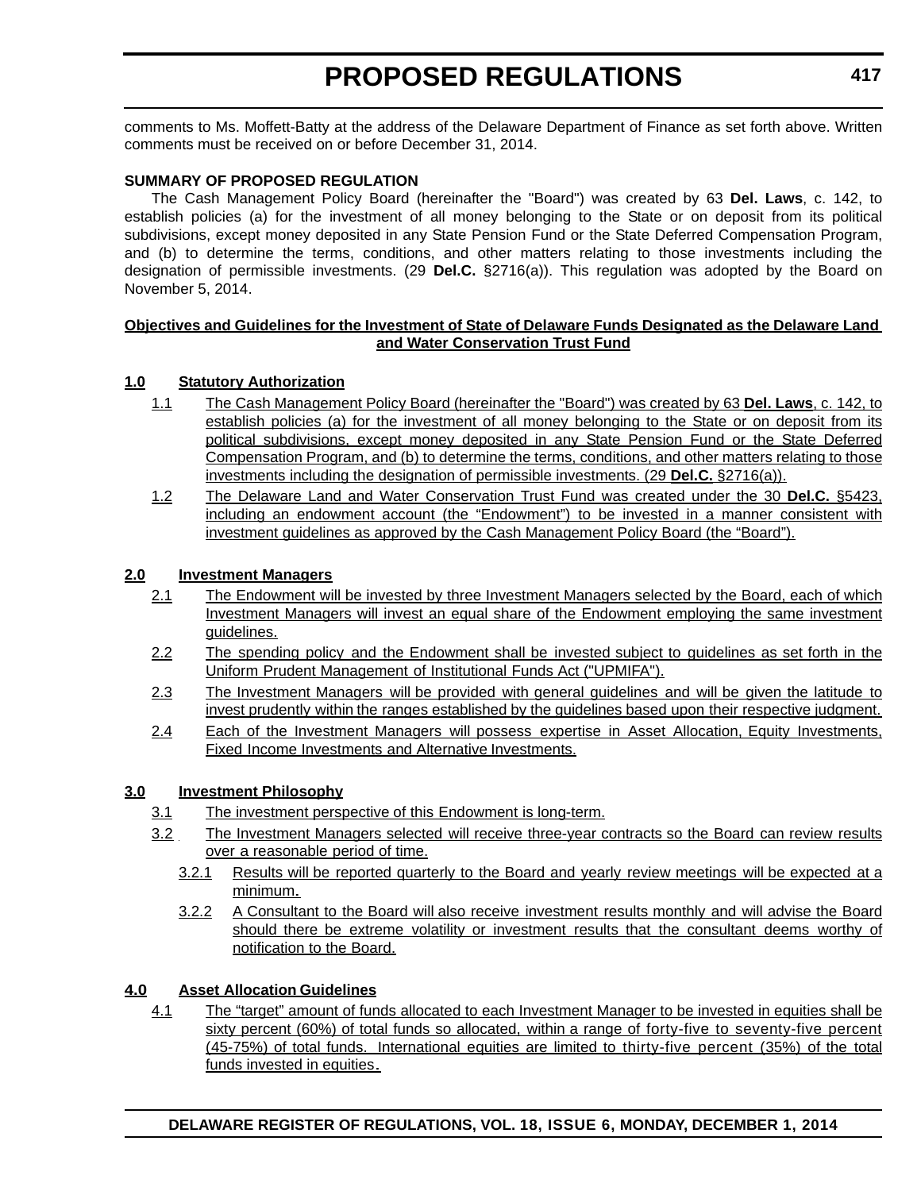comments to Ms. Moffett-Batty at the address of the Delaware Department of Finance as set forth above. Written comments must be received on or before December 31, 2014.

**SUMMARY OF PROPOSED REGULATION**

The Cash Management Policy Board (hereinafter the "Board") was created by 63 **Del. Laws**, c. 142, to establish policies (a) for the investment of all money belonging to the State or on deposit from its political subdivisions, except money deposited in any State Pension Fund or the State Deferred Compensation Program, and (b) to determine the terms, conditions, and other matters relating to those investments including the designation of permissible investments. (29 **Del.C.** §2716(a)). This regulation was adopted by the Board on November 5, 2014.

**Objectives and Guidelines for the Investment of State of Delaware Funds Designated as the Delaware Land and Water Conservation Trust Fund**

**1.0 Statutory Authorization**

1.1 The Cash Management Policy Board (hereinafter the "Board") was created by 63 **Del. Laws**, c. 142, to establish policies (a) for the investment of all money belonging to the State or on deposit from its political subdivisions, except money deposited in any State Pension Fund or the State Deferred Compensation Program, and (b) to determine the terms, conditions, and other matters relating to those investments including the designation of permissible investments. (29 **Del.C.** §2716(a)).

1.2 The Delaware Land and Water Conservation Trust Fund was created under the 30 **Del.C.** §5423, including an endowment account (the "Endowment") to be invested in a manner consistent with investment guidelines as approved by the Cash Management Policy Board (the "Board").

**2.0 Investment Managers**

2.1 The Endowment will be invested by three Investment Managers selected by the Board, each of which Investment Managers will invest an equal share of the Endowment employing the same investment guidelines.

2.2 The spending policy and the Endowment shall be invested subject to guidelines as set forth in the Uniform Prudent Management of Institutional Funds Act ("UPMIFA").

2.3 The Investment Managers will be provided with general guidelines and will be given the latitude to invest prudently within the ranges established by the guidelines based upon their respective judgment.

2.4 Each of the Investment Managers will possess expertise in Asset Allocation, Equity Investments, Fixed Income Investments and Alternative Investments.

**3.0 Investment Philosophy**

3.1 The investment perspective of this Endowment is long-term.

3.2 The Investment Managers selected will receive three-year contracts so the Board can review results over a reasonable period of time.

3.2.1 Results will be reported quarterly to the Board and yearly review meetings will be expected at a minimum.

3.2.2 A Consultant to the Board will also receive investment results monthly and will advise the Board should there be extreme volatility or investment results that the consultant deems worthy of notification to the Board.

**4.0 Asset Allocation Guidelines**

4.1 The "target" amount of funds allocated to each Investment Manager to be invested in equities shall be sixty percent (60%) of total funds so allocated, within a range of forty-five to seventy-five percent (45-75%) of total funds. International equities are limited to thirty-five percent (35%) of the total funds invested in equities.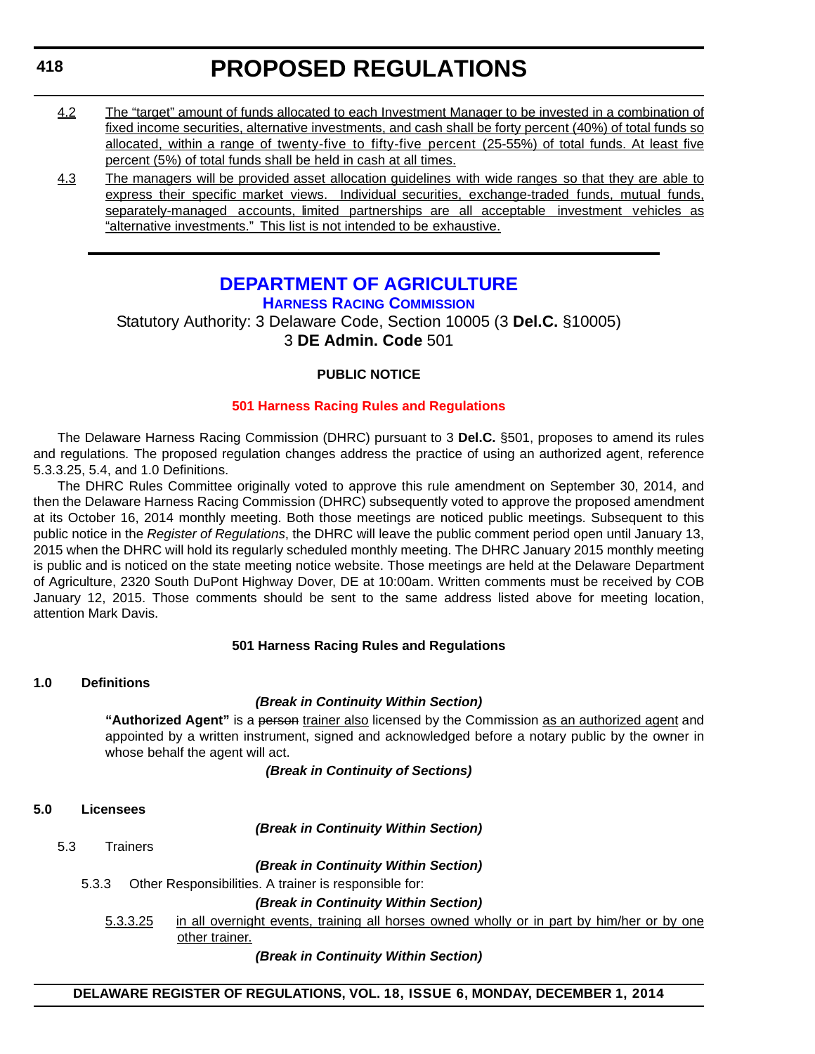4.2 <u>The "target" amount of funds allocated to each Investment Manager to be invested in a combination of fixed income securities, alternative investments, and cash shall be forty percent (40%) of total funds so allocated, within a range of twenty-five to fifty-five percent (25-55%) of total funds. At least five percent (5%) of total funds shall be held in cash at all times.</u>

4.3 <u>The managers will be provided asset allocation guidelines with wide ranges so that they are able to express their specific market views. Individual securities, exchange-traded funds, mutual funds, separately-managed accounts, limited partnerships are all acceptable investment vehicles as "alternative investments." This list is not intended to be exhaustive.</u>

---

# DEPARTMENT OF AGRICULTURE

## Harness Racing Commission

Statutory Authority: 3 Delaware Code, Section 10005 (3 **Del.C.** §10005)
3 **DE Admin. Code** 501

**PUBLIC NOTICE**

**501 Harness Racing Rules and Regulations**

The Delaware Harness Racing Commission (DHRC) pursuant to 3 **Del.C.** §501, proposes to amend its rules and regulations. The proposed regulation changes address the practice of using an authorized agent, reference 5.3.3.25, 5.4, and 1.0 Definitions.

The DHRC Rules Committee originally voted to approve this rule amendment on September 30, 2014, and then the Delaware Harness Racing Commission (DHRC) subsequently voted to approve the proposed amendment at its October 16, 2014 monthly meeting. Both those meetings are noticed public meetings. Subsequent to this public notice in the *Register of Regulations*, the DHRC will leave the public comment period open until January 13, 2015 when the DHRC will hold its regularly scheduled monthly meeting. The DHRC January 2015 monthly meeting is public and is noticed on the state meeting notice website. Those meetings are held at the Delaware Department of Agriculture, 2320 South DuPont Highway Dover, DE at 10:00am. Written comments must be received by COB January 12, 2015. Those comments should be sent to the same address listed above for meeting location, attention Mark Davis.

**501 Harness Racing Rules and Regulations**

**1.0 Definitions**

***(Break in Continuity Within Section)***

**"Authorized Agent"** is a ~~person~~ <u>trainer also</u> licensed by the Commission <u>as an authorized agent</u> and appointed by a written instrument, signed and acknowledged before a notary public by the owner in whose behalf the agent will act.

***(Break in Continuity of Sections)***

**5.0 Licensees**

***(Break in Continuity Within Section)***

5.3 Trainers

***(Break in Continuity Within Section)***

5.3.3 Other Responsibilities. A trainer is responsible for:

***(Break in Continuity Within Section)***

<u>5.3.3.25</u> <u>in all overnight events, training all horses owned wholly or in part by him/her or by one other trainer.</u>

***(Break in Continuity Within Section)***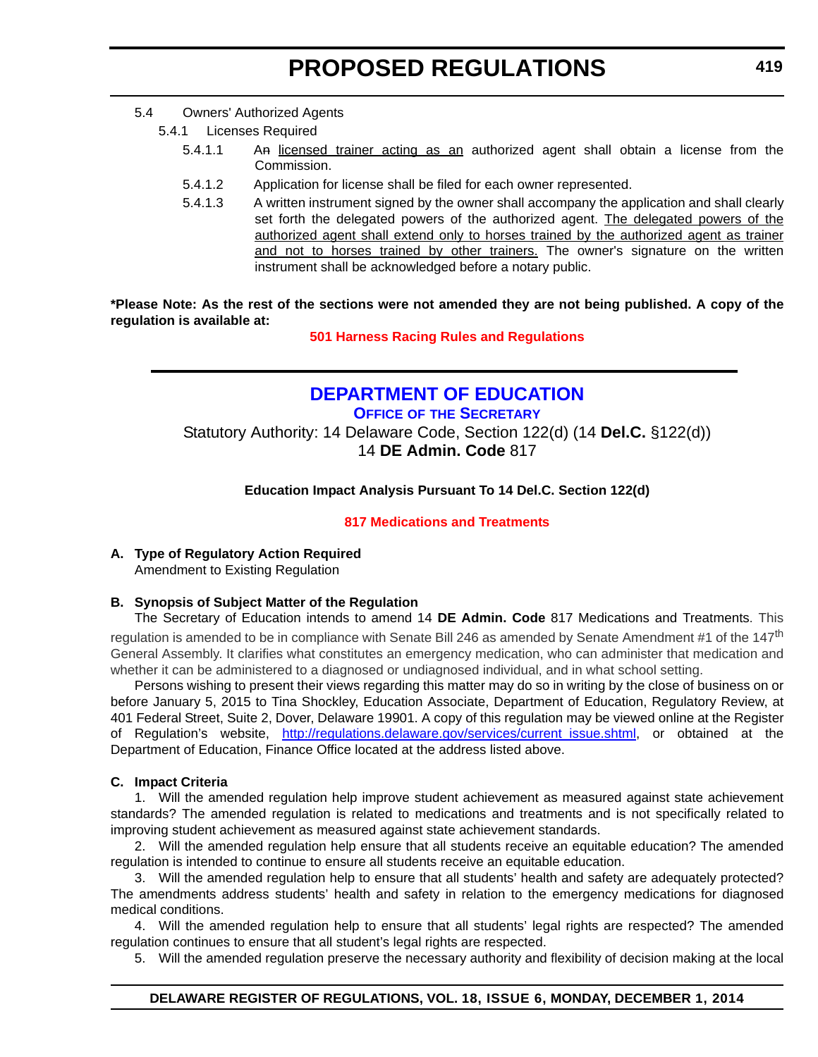5.4 Owners' Authorized Agents

5.4.1 Licenses Required

5.4.1.1 A~~n~~ licensed trainer acting as an authorized agent shall obtain a license from the Commission.

5.4.1.2 Application for license shall be filed for each owner represented.

5.4.1.3 A written instrument signed by the owner shall accompany the application and shall clearly set forth the delegated powers of the authorized agent. The delegated powers of the authorized agent shall extend only to horses trained by the authorized agent as trainer and not to horses trained by other trainers. The owner's signature on the written instrument shall be acknowledged before a notary public.

**\*Please Note: As the rest of the sections were not amended they are not being published. A copy of the regulation is available at:**

**501 Harness Racing Rules and Regulations**

## DEPARTMENT OF EDUCATION

### OFFICE OF THE SECRETARY

Statutory Authority: 14 Delaware Code, Section 122(d) (14 **Del.C.** §122(d))
14 **DE Admin. Code** 817

**Education Impact Analysis Pursuant To 14 Del.C. Section 122(d)**

**817 Medications and Treatments**

**A. Type of Regulatory Action Required**

Amendment to Existing Regulation

**B. Synopsis of Subject Matter of the Regulation**

The Secretary of Education intends to amend 14 **DE Admin. Code** 817 Medications and Treatments. This regulation is amended to be in compliance with Senate Bill 246 as amended by Senate Amendment #1 of the 147th General Assembly. It clarifies what constitutes an emergency medication, who can administer that medication and whether it can be administered to a diagnosed or undiagnosed individual, and in what school setting.

Persons wishing to present their views regarding this matter may do so in writing by the close of business on or before January 5, 2015 to Tina Shockley, Education Associate, Department of Education, Regulatory Review, at 401 Federal Street, Suite 2, Dover, Delaware 19901. A copy of this regulation may be viewed online at the Register of Regulation's website, http://regulations.delaware.gov/services/current_issue.shtml, or obtained at the Department of Education, Finance Office located at the address listed above.

**C. Impact Criteria**

1. Will the amended regulation help improve student achievement as measured against state achievement standards? The amended regulation is related to medications and treatments and is not specifically related to improving student achievement as measured against state achievement standards.

2. Will the amended regulation help ensure that all students receive an equitable education? The amended regulation is intended to continue to ensure all students receive an equitable education.

3. Will the amended regulation help to ensure that all students' health and safety are adequately protected? The amendments address students' health and safety in relation to the emergency medications for diagnosed medical conditions.

4. Will the amended regulation help to ensure that all students' legal rights are respected? The amended regulation continues to ensure that all student's legal rights are respected.

5. Will the amended regulation preserve the necessary authority and flexibility of decision making at the local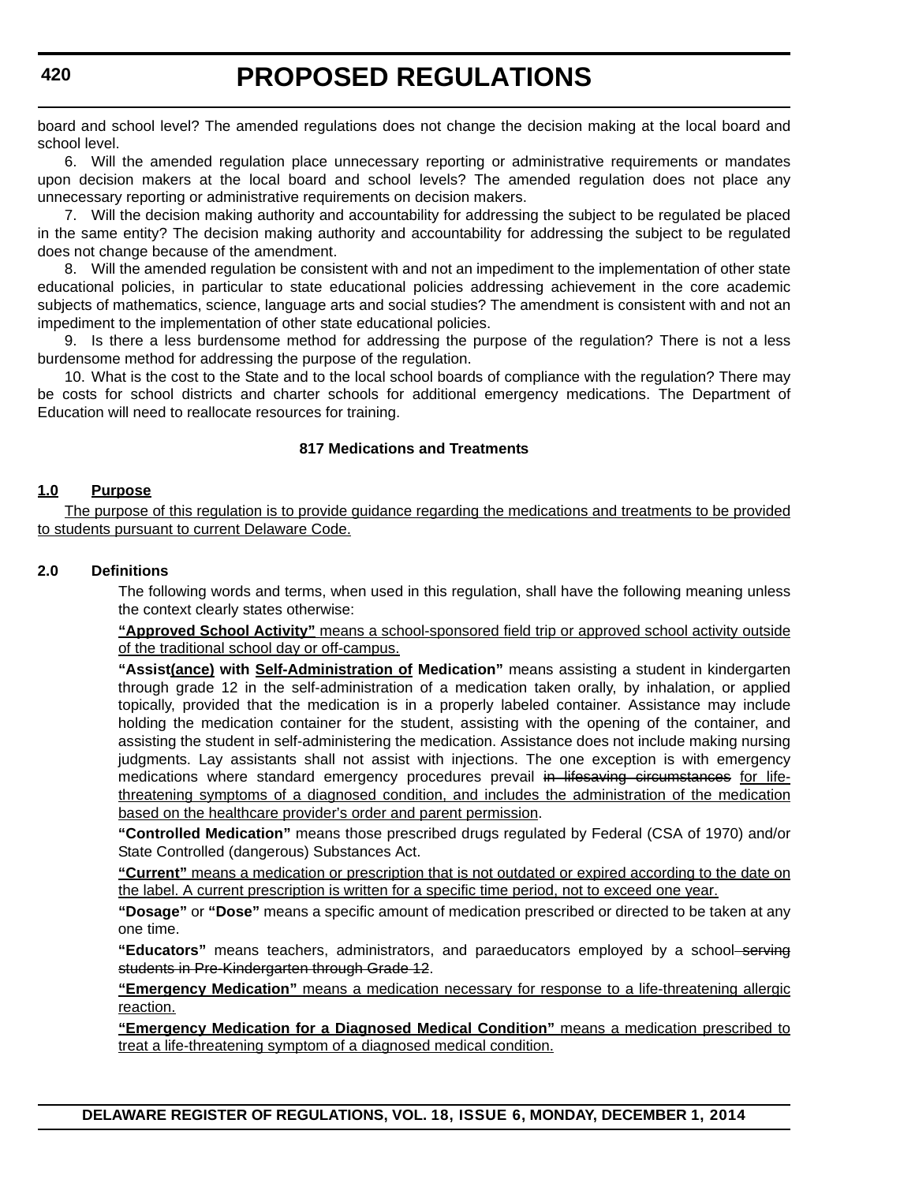board and school level? The amended regulations does not change the decision making at the local board and school level.

6. Will the amended regulation place unnecessary reporting or administrative requirements or mandates upon decision makers at the local board and school levels? The amended regulation does not place any unnecessary reporting or administrative requirements on decision makers.

7. Will the decision making authority and accountability for addressing the subject to be regulated be placed in the same entity? The decision making authority and accountability for addressing the subject to be regulated does not change because of the amendment.

8. Will the amended regulation be consistent with and not an impediment to the implementation of other state educational policies, in particular to state educational policies addressing achievement in the core academic subjects of mathematics, science, language arts and social studies? The amendment is consistent with and not an impediment to the implementation of other state educational policies.

9. Is there a less burdensome method for addressing the purpose of the regulation? There is not a less burdensome method for addressing the purpose of the regulation.

10. What is the cost to the State and to the local school boards of compliance with the regulation? There may be costs for school districts and charter schools for additional emergency medications. The Department of Education will need to reallocate resources for training.

### 817 Medications and Treatments

**<u>1.0 Purpose</u>**

<u>The purpose of this regulation is to provide guidance regarding the medications and treatments to be provided to students pursuant to current Delaware Code.</u>

**2.0 Definitions**

The following words and terms, when used in this regulation, shall have the following meaning unless the context clearly states otherwise:

<u>**"Approved School Activity"** means a school-sponsored field trip or approved school activity outside of the traditional school day or off-campus.</u>

**"Assist<u>(ance)</u> with <u>Self-Administration of</u> Medication"** means assisting a student in kindergarten through grade 12 in the self-administration of a medication taken orally, by inhalation, or applied topically, provided that the medication is in a properly labeled container. Assistance may include holding the medication container for the student, assisting with the opening of the container, and assisting the student in self-administering the medication. Assistance does not include making nursing judgments. Lay assistants shall not assist with injections. The one exception is with emergency medications where standard emergency procedures prevail ~~in lifesaving circumstances~~ <u>for life-threatening symptoms of a diagnosed condition, and includes the administration of the medication based on the healthcare provider's order and parent permission</u>.

**"Controlled Medication"** means those prescribed drugs regulated by Federal (CSA of 1970) and/or State Controlled (dangerous) Substances Act.

<u>**"Current"** means a medication or prescription that is not outdated or expired according to the date on the label. A current prescription is written for a specific time period, not to exceed one year.</u>

**"Dosage"** or **"Dose"** means a specific amount of medication prescribed or directed to be taken at any one time.

**"Educators"** means teachers, administrators, and paraeducators employed by a school~~ serving students in Pre-Kindergarten through Grade 12~~.

<u>**"Emergency Medication"** means a medication necessary for response to a life-threatening allergic reaction.</u>

<u>**"Emergency Medication for a Diagnosed Medical Condition"** means a medication prescribed to treat a life-threatening symptom of a diagnosed medical condition.</u>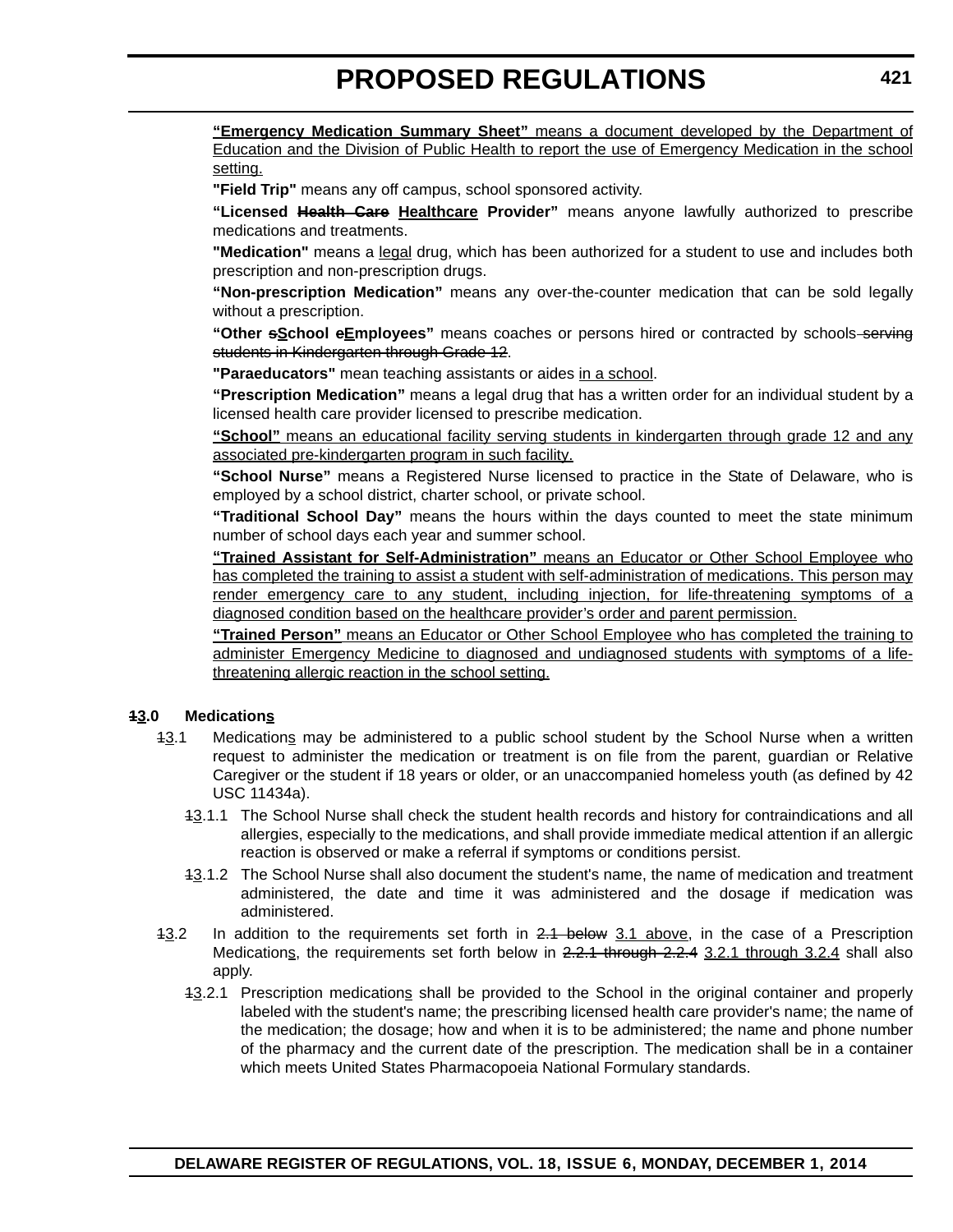**"Emergency Medication Summary Sheet"** means a document developed by the Department of Education and the Division of Public Health to report the use of Emergency Medication in the school setting.

**"Field Trip"** means any off campus, school sponsored activity.

**"Licensed ~~Health Care~~ Healthcare Provider"** means anyone lawfully authorized to prescribe medications and treatments.

**"Medication"** means a legal drug, which has been authorized for a student to use and includes both prescription and non-prescription drugs.

**"Non-prescription Medication"** means any over-the-counter medication that can be sold legally without a prescription.

**"Other ~~s~~School ~~e~~Employees"** means coaches or persons hired or contracted by schools ~~serving students in Kindergarten through Grade 12~~.

**"Paraeducators"** mean teaching assistants or aides in a school.

**"Prescription Medication"** means a legal drug that has a written order for an individual student by a licensed health care provider licensed to prescribe medication.

**"School"** means an educational facility serving students in kindergarten through grade 12 and any associated pre-kindergarten program in such facility.

**"School Nurse"** means a Registered Nurse licensed to practice in the State of Delaware, who is employed by a school district, charter school, or private school.

**"Traditional School Day"** means the hours within the days counted to meet the state minimum number of school days each year and summer school.

**"Trained Assistant for Self-Administration"** means an Educator or Other School Employee who has completed the training to assist a student with self-administration of medications. This person may render emergency care to any student, including injection, for life-threatening symptoms of a diagnosed condition based on the healthcare provider's order and parent permission.

**"Trained Person"** means an Educator or Other School Employee who has completed the training to administer Emergency Medicine to diagnosed and undiagnosed students with symptoms of a life-threatening allergic reaction in the school setting.

**~~1~~3.0 Medications**

~~1~~3.1 Medications may be administered to a public school student by the School Nurse when a written request to administer the medication or treatment is on file from the parent, guardian or Relative Caregiver or the student if 18 years or older, or an unaccompanied homeless youth (as defined by 42 USC 11434a).

~~1~~3.1.1 The School Nurse shall check the student health records and history for contraindications and all allergies, especially to the medications, and shall provide immediate medical attention if an allergic reaction is observed or make a referral if symptoms or conditions persist.

~~1~~3.1.2 The School Nurse shall also document the student's name, the name of medication and treatment administered, the date and time it was administered and the dosage if medication was administered.

~~1~~3.2 In addition to the requirements set forth in ~~2.1 below~~ 3.1 above, in the case of a Prescription Medications, the requirements set forth below in ~~2.2.1 through 2.2.4~~ 3.2.1 through 3.2.4 shall also apply.

~~1~~3.2.1 Prescription medications shall be provided to the School in the original container and properly labeled with the student's name; the prescribing licensed health care provider's name; the name of the medication; the dosage; how and when it is to be administered; the name and phone number of the pharmacy and the current date of the prescription. The medication shall be in a container which meets United States Pharmacopoeia National Formulary standards.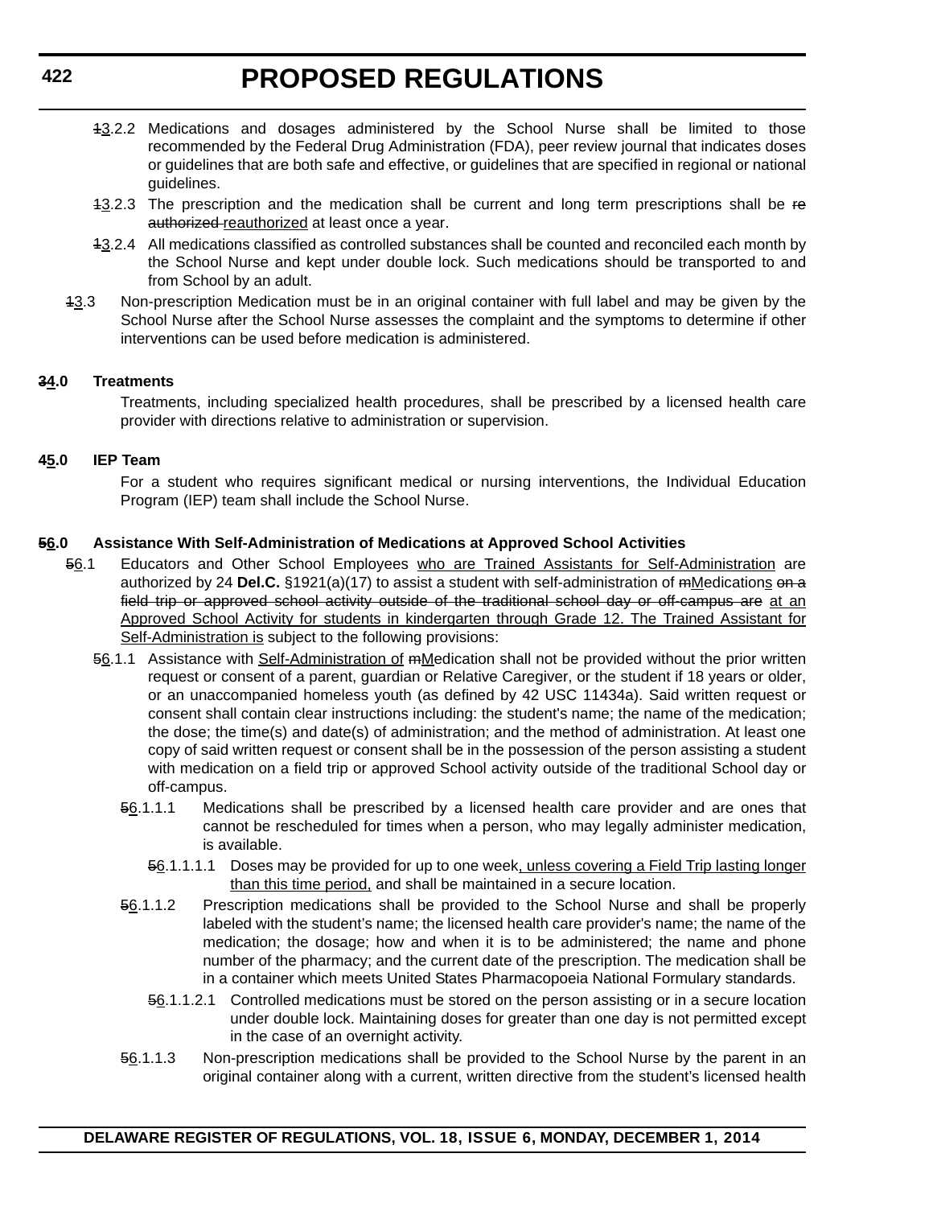~~1~~3.2.2 Medications and dosages administered by the School Nurse shall be limited to those recommended by the Federal Drug Administration (FDA), peer review journal that indicates doses or guidelines that are both safe and effective, or guidelines that are specified in regional or national guidelines.

~~1~~3.2.3 The prescription and the medication shall be current and long term prescriptions shall be ~~re authorized~~ reauthorized at least once a year.

~~1~~3.2.4 All medications classified as controlled substances shall be counted and reconciled each month by the School Nurse and kept under double lock. Such medications should be transported to and from School by an adult.

~~1~~3.3 Non-prescription Medication must be in an original container with full label and may be given by the School Nurse after the School Nurse assesses the complaint and the symptoms to determine if other interventions can be used before medication is administered.

**~~3~~4.0 Treatments**

Treatments, including specialized health procedures, shall be prescribed by a licensed health care provider with directions relative to administration or supervision.

**~~4~~5.0 IEP Team**

For a student who requires significant medical or nursing interventions, the Individual Education Program (IEP) team shall include the School Nurse.

**~~5~~6.0 Assistance With Self-Administration of Medications at Approved School Activities**

~~5~~6.1 Educators and Other School Employees who are Trained Assistants for Self-Administration are authorized by 24 **Del.C.** §1921(a)(17) to assist a student with self-administration of ~~m~~Medications ~~on a field trip or approved school activity outside of the traditional school day or off-campus are~~ at an Approved School Activity for students in kindergarten through Grade 12. The Trained Assistant for Self-Administration is subject to the following provisions:

~~5~~6.1.1 Assistance with Self-Administration of ~~m~~Medication shall not be provided without the prior written request or consent of a parent, guardian or Relative Caregiver, or the student if 18 years or older, or an unaccompanied homeless youth (as defined by 42 USC 11434a). Said written request or consent shall contain clear instructions including: the student's name; the name of the medication; the dose; the time(s) and date(s) of administration; and the method of administration. At least one copy of said written request or consent shall be in the possession of the person assisting a student with medication on a field trip or approved School activity outside of the traditional School day or off-campus.

~~5~~6.1.1.1 Medications shall be prescribed by a licensed health care provider and are ones that cannot be rescheduled for times when a person, who may legally administer medication, is available.

~~5~~6.1.1.1.1 Doses may be provided for up to one week, unless covering a Field Trip lasting longer than this time period, and shall be maintained in a secure location.

~~5~~6.1.1.2 Prescription medications shall be provided to the School Nurse and shall be properly labeled with the student's name; the licensed health care provider's name; the name of the medication; the dosage; how and when it is to be administered; the name and phone number of the pharmacy; and the current date of the prescription. The medication shall be in a container which meets United States Pharmacopoeia National Formulary standards.

~~5~~6.1.1.2.1 Controlled medications must be stored on the person assisting or in a secure location under double lock. Maintaining doses for greater than one day is not permitted except in the case of an overnight activity.

~~5~~6.1.1.3 Non-prescription medications shall be provided to the School Nurse by the parent in an original container along with a current, written directive from the student's licensed health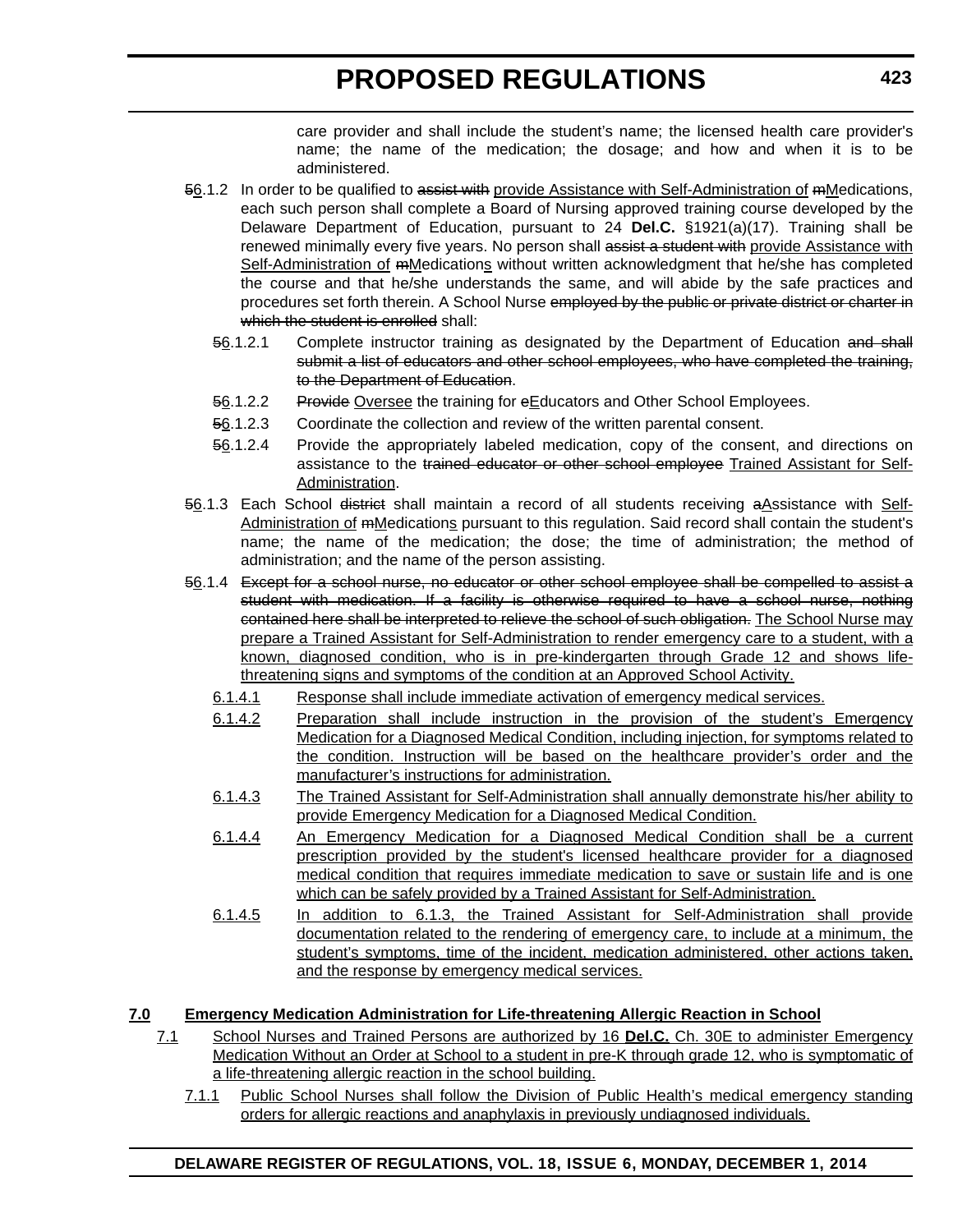care provider and shall include the student's name; the licensed health care provider's name; the name of the medication; the dosage; and how and when it is to be administered.

~~5~~<u>6</u>.1.2 In order to be qualified to ~~assist with~~ <u>provide Assistance with Self-Administration of</u> ~~m~~<u>M</u>edications, each such person shall complete a Board of Nursing approved training course developed by the Delaware Department of Education, pursuant to 24 **Del.C.** §1921(a)(17). Training shall be renewed minimally every five years. No person shall ~~assist a student with~~ <u>provide Assistance with Self-Administration of</u> ~~m~~<u>M</u>edication<u>s</u> without written acknowledgment that he/she has completed the course and that he/she understands the same, and will abide by the safe practices and procedures set forth therein. A School Nurse ~~employed by the public or private district or charter in which the student is enrolled~~ shall:

~~5~~<u>6</u>.1.2.1 Complete instructor training as designated by the Department of Education ~~and shall submit a list of educators and other school employees, who have completed the training, to the Department of Education~~.

~~5~~<u>6</u>.1.2.2 ~~Provide~~ <u>Oversee</u> the training for ~~e~~<u>E</u>ducators and Other School Employees.

~~5~~<u>6</u>.1.2.3 Coordinate the collection and review of the written parental consent.

~~5~~<u>6</u>.1.2.4 Provide the appropriately labeled medication, copy of the consent, and directions on assistance to the ~~trained educator or other school employee~~ <u>Trained Assistant for Self-Administration</u>.

~~5~~<u>6</u>.1.3 Each School ~~district~~ shall maintain a record of all students receiving ~~a~~<u>A</u>ssistance with <u>Self-Administration of</u> ~~m~~<u>M</u>edication<u>s</u> pursuant to this regulation. Said record shall contain the student's name; the name of the medication; the dose; the time of administration; the method of administration; and the name of the person assisting.

~~5~~<u>6</u>.1.4 ~~Except for a school nurse, no educator or other school employee shall be compelled to assist a student with medication. If a facility is otherwise required to have a school nurse, nothing contained here shall be interpreted to relieve the school of such obligation.~~ <u>The School Nurse may prepare a Trained Assistant for Self-Administration to render emergency care to a student, with a known, diagnosed condition, who is in pre-kindergarten through Grade 12 and shows life-threatening signs and symptoms of the condition at an Approved School Activity.</u>

<u>6.1.4.1</u> <u>Response shall include immediate activation of emergency medical services.</u>

<u>6.1.4.2</u> <u>Preparation shall include instruction in the provision of the student's Emergency Medication for a Diagnosed Medical Condition, including injection, for symptoms related to the condition. Instruction will be based on the healthcare provider's order and the manufacturer's instructions for administration.</u>

<u>6.1.4.3</u> <u>The Trained Assistant for Self-Administration shall annually demonstrate his/her ability to provide Emergency Medication for a Diagnosed Medical Condition.</u>

<u>6.1.4.4</u> <u>An Emergency Medication for a Diagnosed Medical Condition shall be a current prescription provided by the student's licensed healthcare provider for a diagnosed medical condition that requires immediate medication to save or sustain life and is one which can be safely provided by a Trained Assistant for Self-Administration.</u>

<u>6.1.4.5</u> <u>In addition to 6.1.3, the Trained Assistant for Self-Administration shall provide documentation related to the rendering of emergency care, to include at a minimum, the student's symptoms, time of the incident, medication administered, other actions taken, and the response by emergency medical services.</u>

**<u>7.0 Emergency Medication Administration for Life-threatening Allergic Reaction in School</u>**

<u>7.1</u> <u>School Nurses and Trained Persons are authorized by 16 **Del.C.** Ch. 30E to administer Emergency Medication Without an Order at School to a student in pre-K through grade 12, who is symptomatic of a life-threatening allergic reaction in the school building.</u>

<u>7.1.1</u> <u>Public School Nurses shall follow the Division of Public Health's medical emergency standing orders for allergic reactions and anaphylaxis in previously undiagnosed individuals.</u>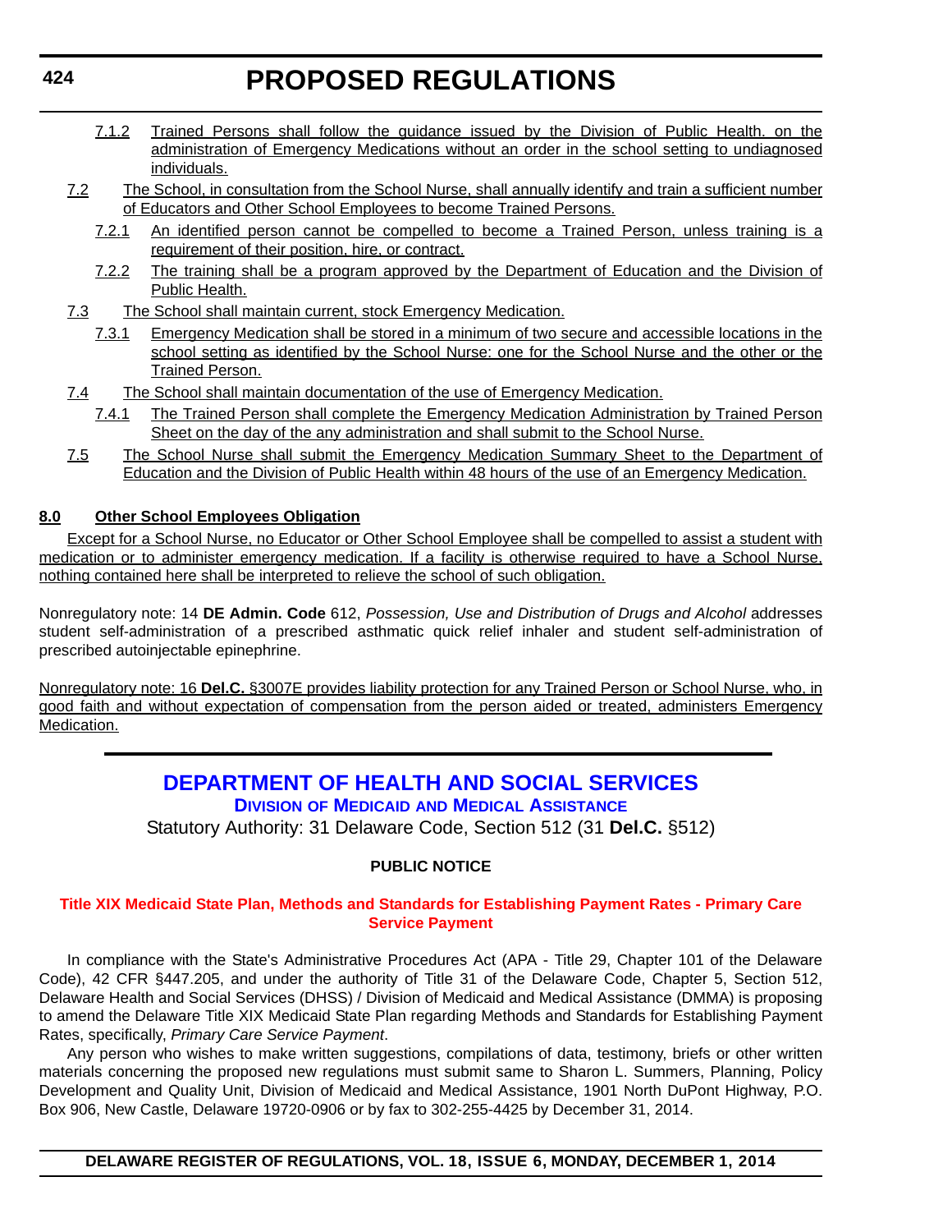7.1.2 Trained Persons shall follow the guidance issued by the Division of Public Health. on the administration of Emergency Medications without an order in the school setting to undiagnosed individuals.

7.2 The School, in consultation from the School Nurse, shall annually identify and train a sufficient number of Educators and Other School Employees to become Trained Persons.

7.2.1 An identified person cannot be compelled to become a Trained Person, unless training is a requirement of their position, hire, or contract.

7.2.2 The training shall be a program approved by the Department of Education and the Division of Public Health.

7.3 The School shall maintain current, stock Emergency Medication.

7.3.1 Emergency Medication shall be stored in a minimum of two secure and accessible locations in the school setting as identified by the School Nurse: one for the School Nurse and the other or the Trained Person.

7.4 The School shall maintain documentation of the use of Emergency Medication.

7.4.1 The Trained Person shall complete the Emergency Medication Administration by Trained Person Sheet on the day of the any administration and shall submit to the School Nurse.

7.5 The School Nurse shall submit the Emergency Medication Summary Sheet to the Department of Education and the Division of Public Health within 48 hours of the use of an Emergency Medication.

**8.0 Other School Employees Obligation**

Except for a School Nurse, no Educator or Other School Employee shall be compelled to assist a student with medication or to administer emergency medication. If a facility is otherwise required to have a School Nurse, nothing contained here shall be interpreted to relieve the school of such obligation.

Nonregulatory note: 14 **DE Admin. Code** 612, *Possession, Use and Distribution of Drugs and Alcohol* addresses student self-administration of a prescribed asthmatic quick relief inhaler and student self-administration of prescribed autoinjectable epinephrine.

Nonregulatory note: 16 **Del.C.** §3007E provides liability protection for any Trained Person or School Nurse, who, in good faith and without expectation of compensation from the person aided or treated, administers Emergency Medication.

---

# DEPARTMENT OF HEALTH AND SOCIAL SERVICES

## Division of Medicaid and Medical Assistance

Statutory Authority: 31 Delaware Code, Section 512 (31 **Del.C.** §512)

**PUBLIC NOTICE**

### Title XIX Medicaid State Plan, Methods and Standards for Establishing Payment Rates - Primary Care Service Payment

In compliance with the State's Administrative Procedures Act (APA - Title 29, Chapter 101 of the Delaware Code), 42 CFR §447.205, and under the authority of Title 31 of the Delaware Code, Chapter 5, Section 512, Delaware Health and Social Services (DHSS) / Division of Medicaid and Medical Assistance (DMMA) is proposing to amend the Delaware Title XIX Medicaid State Plan regarding Methods and Standards for Establishing Payment Rates, specifically, *Primary Care Service Payment*.

Any person who wishes to make written suggestions, compilations of data, testimony, briefs or other written materials concerning the proposed new regulations must submit same to Sharon L. Summers, Planning, Policy Development and Quality Unit, Division of Medicaid and Medical Assistance, 1901 North DuPont Highway, P.O. Box 906, New Castle, Delaware 19720-0906 or by fax to 302-255-4425 by December 31, 2014.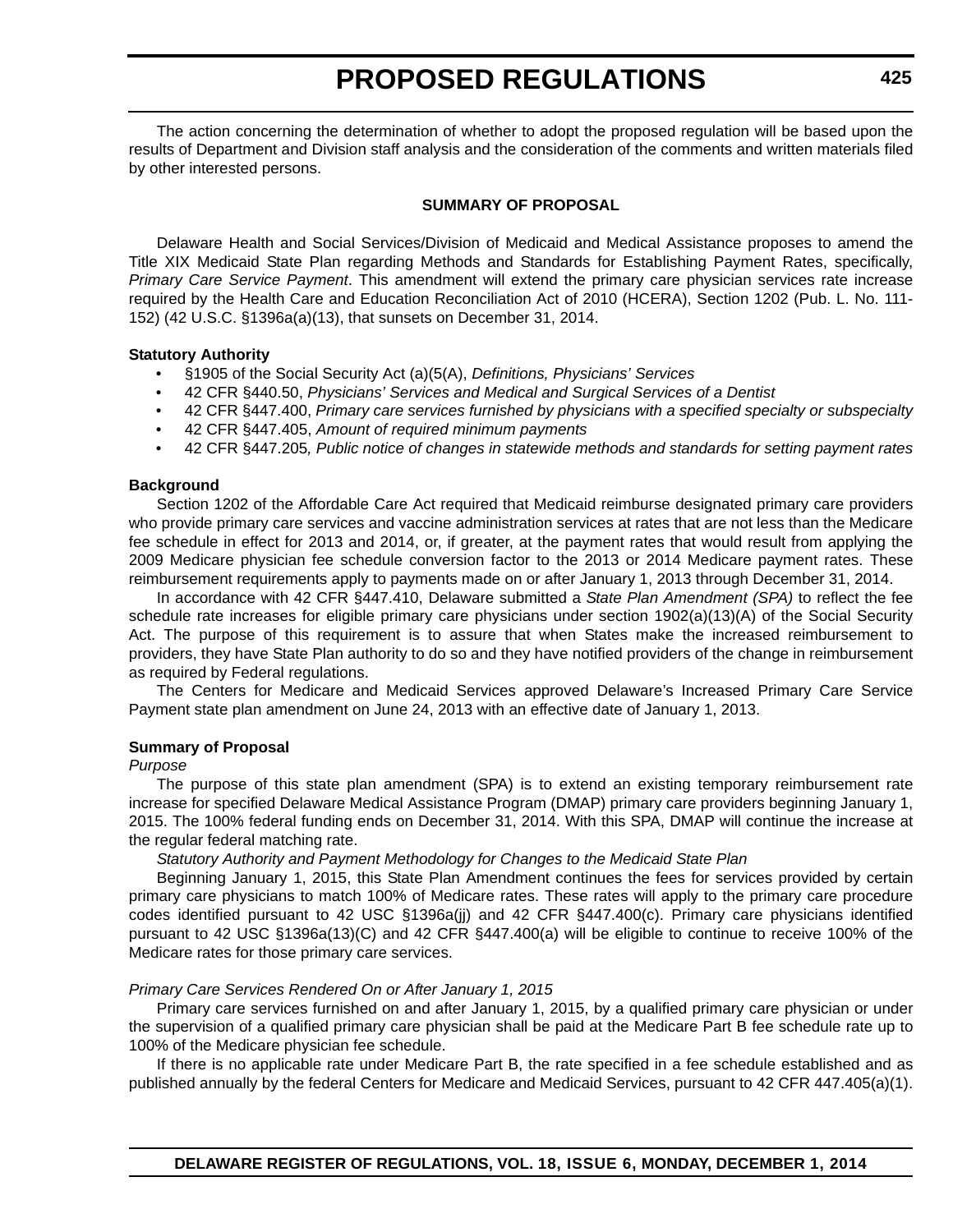The action concerning the determination of whether to adopt the proposed regulation will be based upon the results of Department and Division staff analysis and the consideration of the comments and written materials filed by other interested persons.

**SUMMARY OF PROPOSAL**

Delaware Health and Social Services/Division of Medicaid and Medical Assistance proposes to amend the Title XIX Medicaid State Plan regarding Methods and Standards for Establishing Payment Rates, specifically, *Primary Care Service Payment*. This amendment will extend the primary care physician services rate increase required by the Health Care and Education Reconciliation Act of 2010 (HCERA), Section 1202 (Pub. L. No. 111-152) (42 U.S.C. §1396a(a)(13), that sunsets on December 31, 2014.

**Statutory Authority**

- §1905 of the Social Security Act (a)(5(A), *Definitions, Physicians' Services*
- 42 CFR §440.50, *Physicians' Services and Medical and Surgical Services of a Dentist*
- 42 CFR §447.400, *Primary care services furnished by physicians with a specified specialty or subspecialty*
- 42 CFR §447.405, *Amount of required minimum payments*
- 42 CFR §447.205*, Public notice of changes in statewide methods and standards for setting payment rates*

**Background**

Section 1202 of the Affordable Care Act required that Medicaid reimburse designated primary care providers who provide primary care services and vaccine administration services at rates that are not less than the Medicare fee schedule in effect for 2013 and 2014, or, if greater, at the payment rates that would result from applying the 2009 Medicare physician fee schedule conversion factor to the 2013 or 2014 Medicare payment rates. These reimbursement requirements apply to payments made on or after January 1, 2013 through December 31, 2014.

In accordance with 42 CFR §447.410, Delaware submitted a *State Plan Amendment (SPA)* to reflect the fee schedule rate increases for eligible primary care physicians under section 1902(a)(13)(A) of the Social Security Act. The purpose of this requirement is to assure that when States make the increased reimbursement to providers, they have State Plan authority to do so and they have notified providers of the change in reimbursement as required by Federal regulations.

The Centers for Medicare and Medicaid Services approved Delaware's Increased Primary Care Service Payment state plan amendment on June 24, 2013 with an effective date of January 1, 2013.

**Summary of Proposal**

*Purpose*

The purpose of this state plan amendment (SPA) is to extend an existing temporary reimbursement rate increase for specified Delaware Medical Assistance Program (DMAP) primary care providers beginning January 1, 2015. The 100% federal funding ends on December 31, 2014. With this SPA, DMAP will continue the increase at the regular federal matching rate.

*Statutory Authority and Payment Methodology for Changes to the Medicaid State Plan*

Beginning January 1, 2015, this State Plan Amendment continues the fees for services provided by certain primary care physicians to match 100% of Medicare rates. These rates will apply to the primary care procedure codes identified pursuant to 42 USC §1396a(jj) and 42 CFR §447.400(c). Primary care physicians identified pursuant to 42 USC §1396a(13)(C) and 42 CFR §447.400(a) will be eligible to continue to receive 100% of the Medicare rates for those primary care services.

*Primary Care Services Rendered On or After January 1, 2015*

Primary care services furnished on and after January 1, 2015, by a qualified primary care physician or under the supervision of a qualified primary care physician shall be paid at the Medicare Part B fee schedule rate up to 100% of the Medicare physician fee schedule.

If there is no applicable rate under Medicare Part B, the rate specified in a fee schedule established and as published annually by the federal Centers for Medicare and Medicaid Services, pursuant to 42 CFR 447.405(a)(1).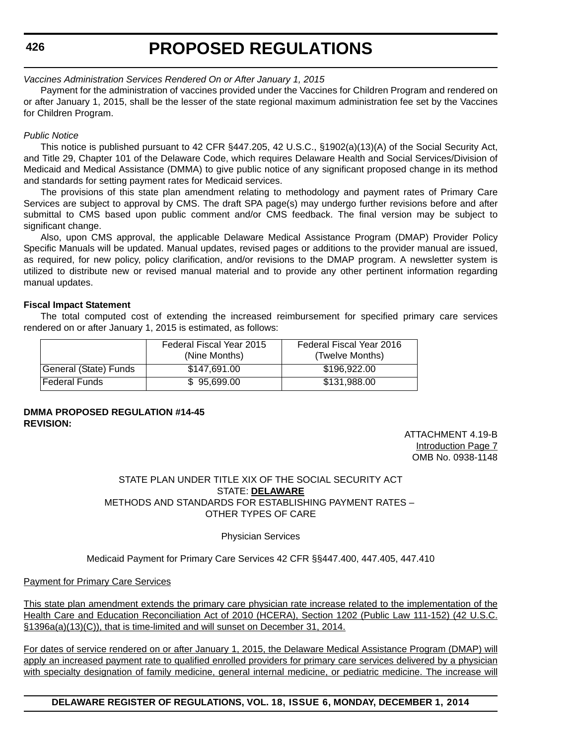*Vaccines Administration Services Rendered On or After January 1, 2015*

Payment for the administration of vaccines provided under the Vaccines for Children Program and rendered on or after January 1, 2015, shall be the lesser of the state regional maximum administration fee set by the Vaccines for Children Program.

*Public Notice*

This notice is published pursuant to 42 CFR §447.205, 42 U.S.C., §1902(a)(13)(A) of the Social Security Act, and Title 29, Chapter 101 of the Delaware Code, which requires Delaware Health and Social Services/Division of Medicaid and Medical Assistance (DMMA) to give public notice of any significant proposed change in its method and standards for setting payment rates for Medicaid services.

The provisions of this state plan amendment relating to methodology and payment rates of Primary Care Services are subject to approval by CMS. The draft SPA page(s) may undergo further revisions before and after submittal to CMS based upon public comment and/or CMS feedback. The final version may be subject to significant change.

Also, upon CMS approval, the applicable Delaware Medical Assistance Program (DMAP) Provider Policy Specific Manuals will be updated. Manual updates, revised pages or additions to the provider manual are issued, as required, for new policy, policy clarification, and/or revisions to the DMAP program. A newsletter system is utilized to distribute new or revised manual material and to provide any other pertinent information regarding manual updates.

**Fiscal Impact Statement**

The total computed cost of extending the increased reimbursement for specified primary care services rendered on or after January 1, 2015 is estimated, as follows:

| | Federal Fiscal Year 2015 (Nine Months) | Federal Fiscal Year 2016 (Twelve Months) |
|---|---|---|
| General (State) Funds | $147,691.00 | $196,922.00 |
| Federal Funds | $ 95,699.00 | $131,988.00 |

**DMMA PROPOSED REGULATION #14-45**
**REVISION:**

ATTACHMENT 4.19-B
<u>Introduction Page 7</u>
OMB No. 0938-1148

STATE PLAN UNDER TITLE XIX OF THE SOCIAL SECURITY ACT
STATE: **<u>DELAWARE</u>**
METHODS AND STANDARDS FOR ESTABLISHING PAYMENT RATES – OTHER TYPES OF CARE

Physician Services

Medicaid Payment for Primary Care Services 42 CFR §§447.400, 447.405, 447.410

<u>Payment for Primary Care Services</u>

<u>This state plan amendment extends the primary care physician rate increase related to the implementation of the Health Care and Education Reconciliation Act of 2010 (HCERA), Section 1202 (Public Law 111-152) (42 U.S.C. §1396a(a)(13)(C)), that is time-limited and will sunset on December 31, 2014.</u>

<u>For dates of service rendered on or after January 1, 2015, the Delaware Medical Assistance Program (DMAP) will apply an increased payment rate to qualified enrolled providers for primary care services delivered by a physician with specialty designation of family medicine, general internal medicine, or pediatric medicine. The increase will</u>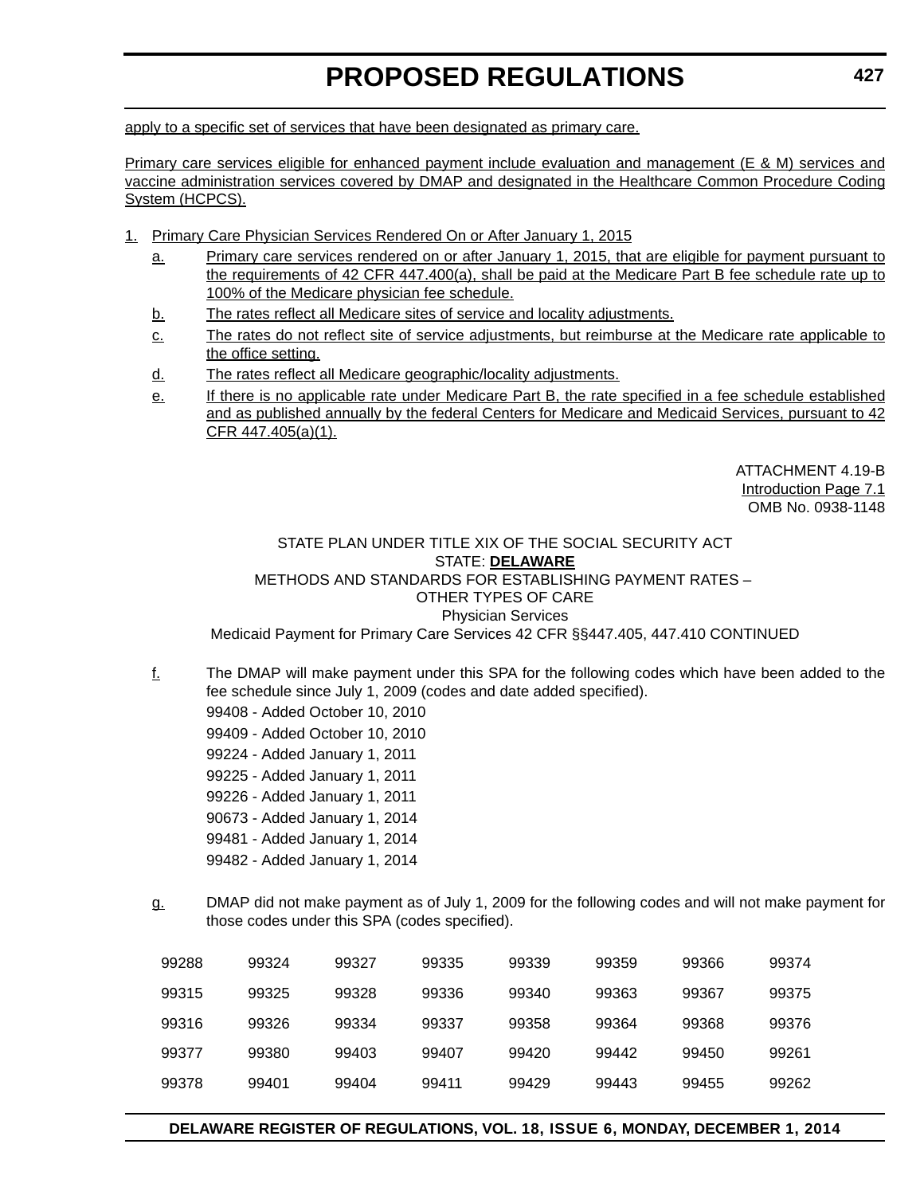apply to a specific set of services that have been designated as primary care.

Primary care services eligible for enhanced payment include evaluation and management (E & M) services and vaccine administration services covered by DMAP and designated in the Healthcare Common Procedure Coding System (HCPCS).

1. Primary Care Physician Services Rendered On or After January 1, 2015
   - a. Primary care services rendered on or after January 1, 2015, that are eligible for payment pursuant to the requirements of 42 CFR 447.400(a), shall be paid at the Medicare Part B fee schedule rate up to 100% of the Medicare physician fee schedule.
   - b. The rates reflect all Medicare sites of service and locality adjustments.
   - c. The rates do not reflect site of service adjustments, but reimburse at the Medicare rate applicable to the office setting.
   - d. The rates reflect all Medicare geographic/locality adjustments.
   - e. If there is no applicable rate under Medicare Part B, the rate specified in a fee schedule established and as published annually by the federal Centers for Medicare and Medicaid Services, pursuant to 42 CFR 447.405(a)(1).

ATTACHMENT 4.19-B
Introduction Page 7.1
OMB No. 0938-1148

STATE PLAN UNDER TITLE XIX OF THE SOCIAL SECURITY ACT
STATE: **DELAWARE**
METHODS AND STANDARDS FOR ESTABLISHING PAYMENT RATES –
OTHER TYPES OF CARE
Physician Services
Medicaid Payment for Primary Care Services 42 CFR §§447.405, 447.410 CONTINUED

- f. The DMAP will make payment under this SPA for the following codes which have been added to the fee schedule since July 1, 2009 (codes and date added specified).
  - 99408 - Added October 10, 2010
  - 99409 - Added October 10, 2010
  - 99224 - Added January 1, 2011
  - 99225 - Added January 1, 2011
  - 99226 - Added January 1, 2011
  - 90673 - Added January 1, 2014
  - 99481 - Added January 1, 2014
  - 99482 - Added January 1, 2014

- g. DMAP did not make payment as of July 1, 2009 for the following codes and will not make payment for those codes under this SPA (codes specified).

| | | | | | | | |
|---|---|---|---|---|---|---|---|
| 99288 | 99324 | 99327 | 99335 | 99339 | 99359 | 99366 | 99374 |
| 99315 | 99325 | 99328 | 99336 | 99340 | 99363 | 99367 | 99375 |
| 99316 | 99326 | 99334 | 99337 | 99358 | 99364 | 99368 | 99376 |
| 99377 | 99380 | 99403 | 99407 | 99420 | 99442 | 99450 | 99261 |
| 99378 | 99401 | 99404 | 99411 | 99429 | 99443 | 99455 | 99262 |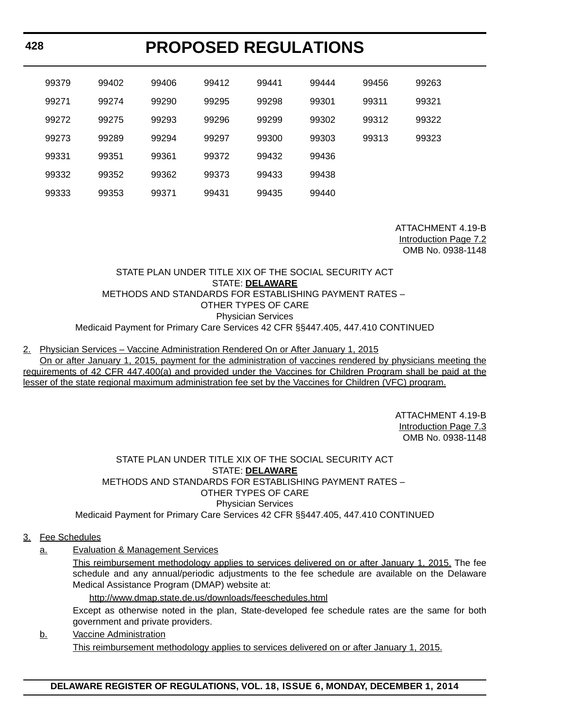| | | | | | | | |
|---|---|---|---|---|---|---|---|
| 99379 | 99402 | 99406 | 99412 | 99441 | 99444 | 99456 | 99263 |
| 99271 | 99274 | 99290 | 99295 | 99298 | 99301 | 99311 | 99321 |
| 99272 | 99275 | 99293 | 99296 | 99299 | 99302 | 99312 | 99322 |
| 99273 | 99289 | 99294 | 99297 | 99300 | 99303 | 99313 | 99323 |
| 99331 | 99351 | 99361 | 99372 | 99432 | 99436 | | |
| 99332 | 99352 | 99362 | 99373 | 99433 | 99438 | | |
| 99333 | 99353 | 99371 | 99431 | 99435 | 99440 | | |

ATTACHMENT 4.19-B
Introduction Page 7.2
OMB No. 0938-1148

STATE PLAN UNDER TITLE XIX OF THE SOCIAL SECURITY ACT
STATE: **DELAWARE**
METHODS AND STANDARDS FOR ESTABLISHING PAYMENT RATES –
OTHER TYPES OF CARE
Physician Services
Medicaid Payment for Primary Care Services 42 CFR §§447.405, 447.410 CONTINUED

2. Physician Services – Vaccine Administration Rendered On or After January 1, 2015

On or after January 1, 2015, payment for the administration of vaccines rendered by physicians meeting the requirements of 42 CFR 447.400(a) and provided under the Vaccines for Children Program shall be paid at the lesser of the state regional maximum administration fee set by the Vaccines for Children (VFC) program.

ATTACHMENT 4.19-B
Introduction Page 7.3
OMB No. 0938-1148

STATE PLAN UNDER TITLE XIX OF THE SOCIAL SECURITY ACT
STATE: **DELAWARE**
METHODS AND STANDARDS FOR ESTABLISHING PAYMENT RATES –
OTHER TYPES OF CARE
Physician Services
Medicaid Payment for Primary Care Services 42 CFR §§447.405, 447.410 CONTINUED

3. Fee Schedules

a. Evaluation & Management Services

This reimbursement methodology applies to services delivered on or after January 1, 2015. The fee schedule and any annual/periodic adjustments to the fee schedule are available on the Delaware Medical Assistance Program (DMAP) website at:

http://www.dmap.state.de.us/downloads/feeschedules.html

Except as otherwise noted in the plan, State-developed fee schedule rates are the same for both government and private providers.

b. Vaccine Administration

This reimbursement methodology applies to services delivered on or after January 1, 2015.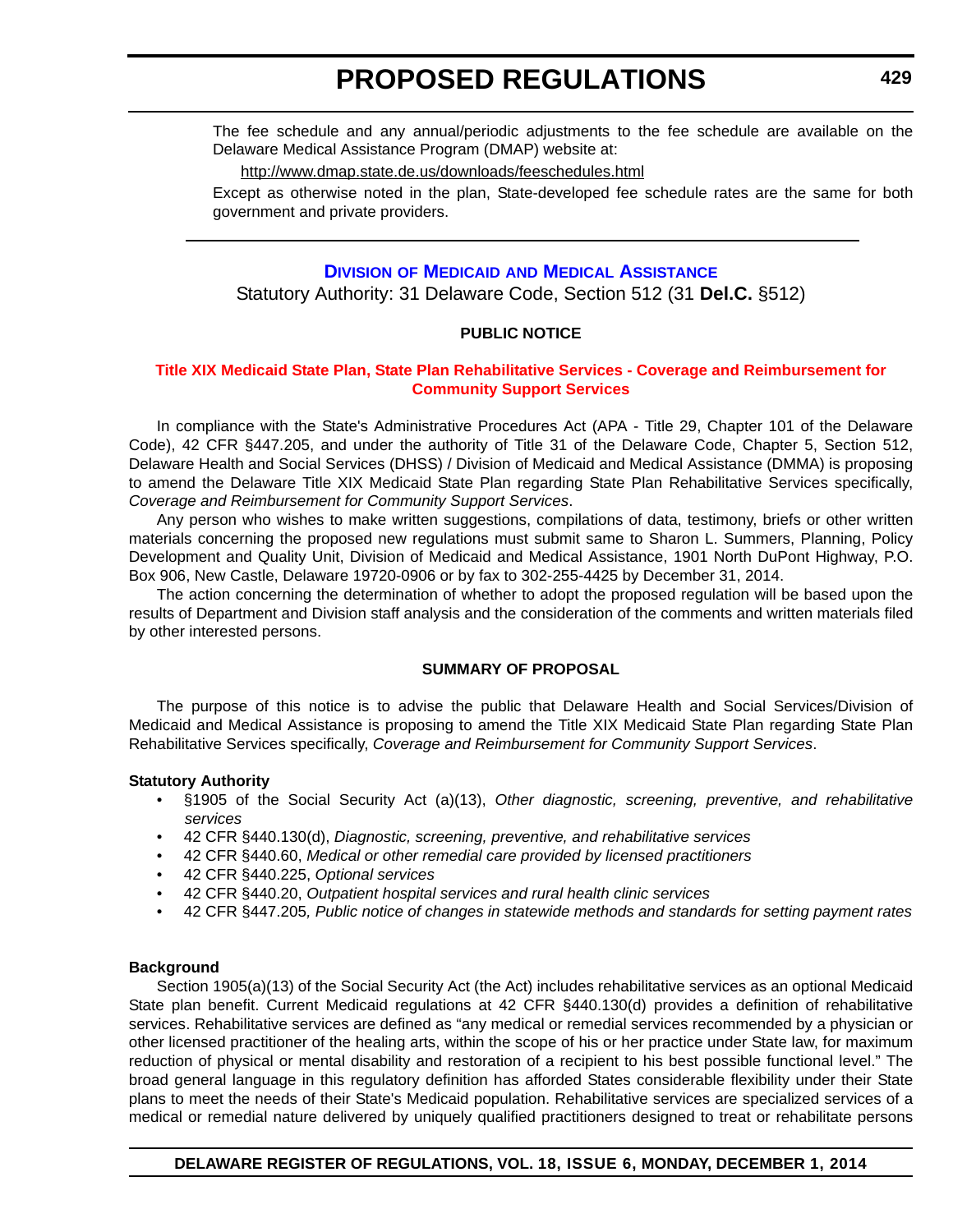The fee schedule and any annual/periodic adjustments to the fee schedule are available on the Delaware Medical Assistance Program (DMAP) website at:

http://www.dmap.state.de.us/downloads/feeschedules.html

Except as otherwise noted in the plan, State-developed fee schedule rates are the same for both government and private providers.

---

## DIVISION OF MEDICAID AND MEDICAL ASSISTANCE

Statutory Authority: 31 Delaware Code, Section 512 (31 **Del.C.** §512)

**PUBLIC NOTICE**

### Title XIX Medicaid State Plan, State Plan Rehabilitative Services - Coverage and Reimbursement for Community Support Services

In compliance with the State's Administrative Procedures Act (APA - Title 29, Chapter 101 of the Delaware Code), 42 CFR §447.205, and under the authority of Title 31 of the Delaware Code, Chapter 5, Section 512, Delaware Health and Social Services (DHSS) / Division of Medicaid and Medical Assistance (DMMA) is proposing to amend the Delaware Title XIX Medicaid State Plan regarding State Plan Rehabilitative Services specifically, *Coverage and Reimbursement for Community Support Services*.

Any person who wishes to make written suggestions, compilations of data, testimony, briefs or other written materials concerning the proposed new regulations must submit same to Sharon L. Summers, Planning, Policy Development and Quality Unit, Division of Medicaid and Medical Assistance, 1901 North DuPont Highway, P.O. Box 906, New Castle, Delaware 19720-0906 or by fax to 302-255-4425 by December 31, 2014.

The action concerning the determination of whether to adopt the proposed regulation will be based upon the results of Department and Division staff analysis and the consideration of the comments and written materials filed by other interested persons.

**SUMMARY OF PROPOSAL**

The purpose of this notice is to advise the public that Delaware Health and Social Services/Division of Medicaid and Medical Assistance is proposing to amend the Title XIX Medicaid State Plan regarding State Plan Rehabilitative Services specifically, *Coverage and Reimbursement for Community Support Services*.

**Statutory Authority**

- §1905 of the Social Security Act (a)(13), *Other diagnostic, screening, preventive, and rehabilitative services*
- 42 CFR §440.130(d), *Diagnostic, screening, preventive, and rehabilitative services*
- 42 CFR §440.60, *Medical or other remedial care provided by licensed practitioners*
- 42 CFR §440.225, *Optional services*
- 42 CFR §440.20, *Outpatient hospital services and rural health clinic services*
- 42 CFR §447.205*, Public notice of changes in statewide methods and standards for setting payment rates*

**Background**

Section 1905(a)(13) of the Social Security Act (the Act) includes rehabilitative services as an optional Medicaid State plan benefit. Current Medicaid regulations at 42 CFR §440.130(d) provides a definition of rehabilitative services. Rehabilitative services are defined as "any medical or remedial services recommended by a physician or other licensed practitioner of the healing arts, within the scope of his or her practice under State law, for maximum reduction of physical or mental disability and restoration of a recipient to his best possible functional level." The broad general language in this regulatory definition has afforded States considerable flexibility under their State plans to meet the needs of their State's Medicaid population. Rehabilitative services are specialized services of a medical or remedial nature delivered by uniquely qualified practitioners designed to treat or rehabilitate persons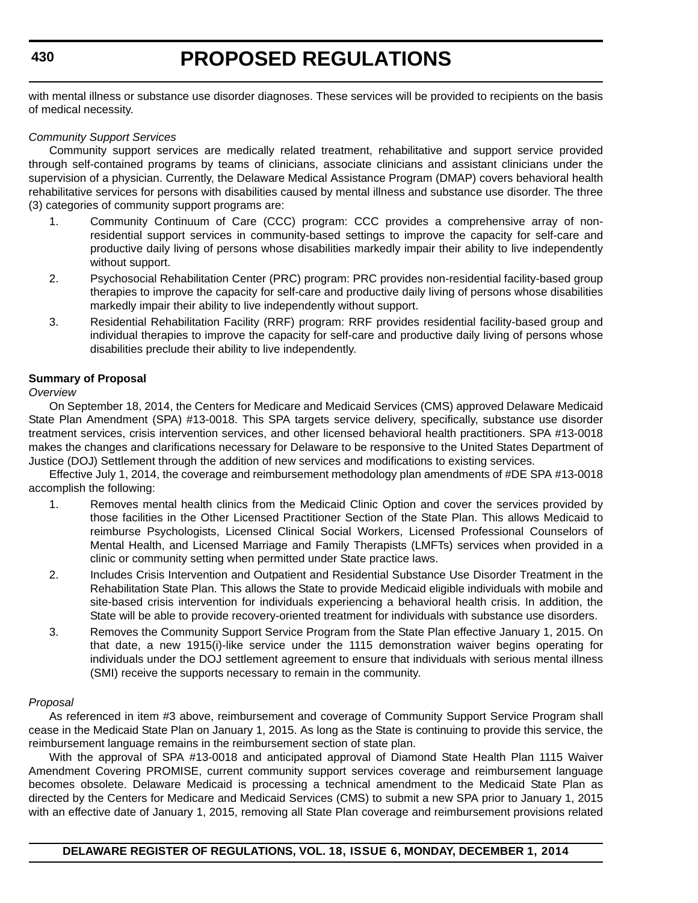with mental illness or substance use disorder diagnoses. These services will be provided to recipients on the basis of medical necessity.

*Community Support Services*

Community support services are medically related treatment, rehabilitative and support service provided through self-contained programs by teams of clinicians, associate clinicians and assistant clinicians under the supervision of a physician. Currently, the Delaware Medical Assistance Program (DMAP) covers behavioral health rehabilitative services for persons with disabilities caused by mental illness and substance use disorder. The three (3) categories of community support programs are:

1. Community Continuum of Care (CCC) program: CCC provides a comprehensive array of non-residential support services in community-based settings to improve the capacity for self-care and productive daily living of persons whose disabilities markedly impair their ability to live independently without support.
2. Psychosocial Rehabilitation Center (PRC) program: PRC provides non-residential facility-based group therapies to improve the capacity for self-care and productive daily living of persons whose disabilities markedly impair their ability to live independently without support.
3. Residential Rehabilitation Facility (RRF) program: RRF provides residential facility-based group and individual therapies to improve the capacity for self-care and productive daily living of persons whose disabilities preclude their ability to live independently.

**Summary of Proposal**

*Overview*

On September 18, 2014, the Centers for Medicare and Medicaid Services (CMS) approved Delaware Medicaid State Plan Amendment (SPA) #13-0018. This SPA targets service delivery, specifically, substance use disorder treatment services, crisis intervention services, and other licensed behavioral health practitioners. SPA #13-0018 makes the changes and clarifications necessary for Delaware to be responsive to the United States Department of Justice (DOJ) Settlement through the addition of new services and modifications to existing services.

Effective July 1, 2014, the coverage and reimbursement methodology plan amendments of #DE SPA #13-0018 accomplish the following:

1. Removes mental health clinics from the Medicaid Clinic Option and cover the services provided by those facilities in the Other Licensed Practitioner Section of the State Plan. This allows Medicaid to reimburse Psychologists, Licensed Clinical Social Workers, Licensed Professional Counselors of Mental Health, and Licensed Marriage and Family Therapists (LMFTs) services when provided in a clinic or community setting when permitted under State practice laws.
2. Includes Crisis Intervention and Outpatient and Residential Substance Use Disorder Treatment in the Rehabilitation State Plan. This allows the State to provide Medicaid eligible individuals with mobile and site-based crisis intervention for individuals experiencing a behavioral health crisis. In addition, the State will be able to provide recovery-oriented treatment for individuals with substance use disorders.
3. Removes the Community Support Service Program from the State Plan effective January 1, 2015. On that date, a new 1915(i)-like service under the 1115 demonstration waiver begins operating for individuals under the DOJ settlement agreement to ensure that individuals with serious mental illness (SMI) receive the supports necessary to remain in the community.

*Proposal*

As referenced in item #3 above, reimbursement and coverage of Community Support Service Program shall cease in the Medicaid State Plan on January 1, 2015. As long as the State is continuing to provide this service, the reimbursement language remains in the reimbursement section of state plan.

With the approval of SPA #13-0018 and anticipated approval of Diamond State Health Plan 1115 Waiver Amendment Covering PROMISE, current community support services coverage and reimbursement language becomes obsolete. Delaware Medicaid is processing a technical amendment to the Medicaid State Plan as directed by the Centers for Medicare and Medicaid Services (CMS) to submit a new SPA prior to January 1, 2015 with an effective date of January 1, 2015, removing all State Plan coverage and reimbursement provisions related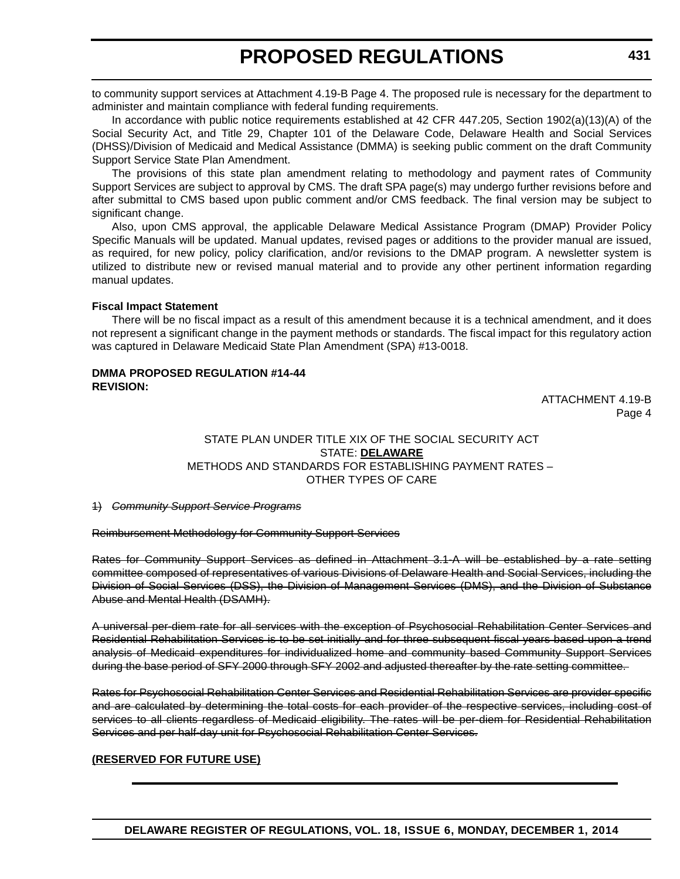to community support services at Attachment 4.19-B Page 4. The proposed rule is necessary for the department to administer and maintain compliance with federal funding requirements.

In accordance with public notice requirements established at 42 CFR 447.205, Section 1902(a)(13)(A) of the Social Security Act, and Title 29, Chapter 101 of the Delaware Code, Delaware Health and Social Services (DHSS)/Division of Medicaid and Medical Assistance (DMMA) is seeking public comment on the draft Community Support Service State Plan Amendment.

The provisions of this state plan amendment relating to methodology and payment rates of Community Support Services are subject to approval by CMS. The draft SPA page(s) may undergo further revisions before and after submittal to CMS based upon public comment and/or CMS feedback. The final version may be subject to significant change.

Also, upon CMS approval, the applicable Delaware Medical Assistance Program (DMAP) Provider Policy Specific Manuals will be updated. Manual updates, revised pages or additions to the provider manual are issued, as required, for new policy, policy clarification, and/or revisions to the DMAP program. A newsletter system is utilized to distribute new or revised manual material and to provide any other pertinent information regarding manual updates.

**Fiscal Impact Statement**

There will be no fiscal impact as a result of this amendment because it is a technical amendment, and it does not represent a significant change in the payment methods or standards. The fiscal impact for this regulatory action was captured in Delaware Medicaid State Plan Amendment (SPA) #13-0018.

**DMMA PROPOSED REGULATION #14-44**
**REVISION:**

ATTACHMENT 4.19-B
Page 4

STATE PLAN UNDER TITLE XIX OF THE SOCIAL SECURITY ACT
STATE: **DELAWARE**
METHODS AND STANDARDS FOR ESTABLISHING PAYMENT RATES –
OTHER TYPES OF CARE

~~1) *Community Support Service Programs*~~

~~Reimbursement Methodology for Community Support Services~~

~~Rates for Community Support Services as defined in Attachment 3.1-A will be established by a rate setting committee composed of representatives of various Divisions of Delaware Health and Social Services, including the Division of Social Services (DSS), the Division of Management Services (DMS), and the Division of Substance Abuse and Mental Health (DSAMH).~~

~~A universal per-diem rate for all services with the exception of Psychosocial Rehabilitation Center Services and Residential Rehabilitation Services is to be set initially and for three subsequent fiscal years based upon a trend analysis of Medicaid expenditures for individualized home and community based Community Support Services during the base period of SFY 2000 through SFY 2002 and adjusted thereafter by the rate setting committee.~~

~~Rates for Psychosocial Rehabilitation Center Services and Residential Rehabilitation Services are provider specific and are calculated by determining the total costs for each provider of the respective services, including cost of services to all clients regardless of Medicaid eligibility. The rates will be per-diem for Residential Rehabilitation Services and per half-day unit for Psychosocial Rehabilitation Center Services.~~

**(RESERVED FOR FUTURE USE)**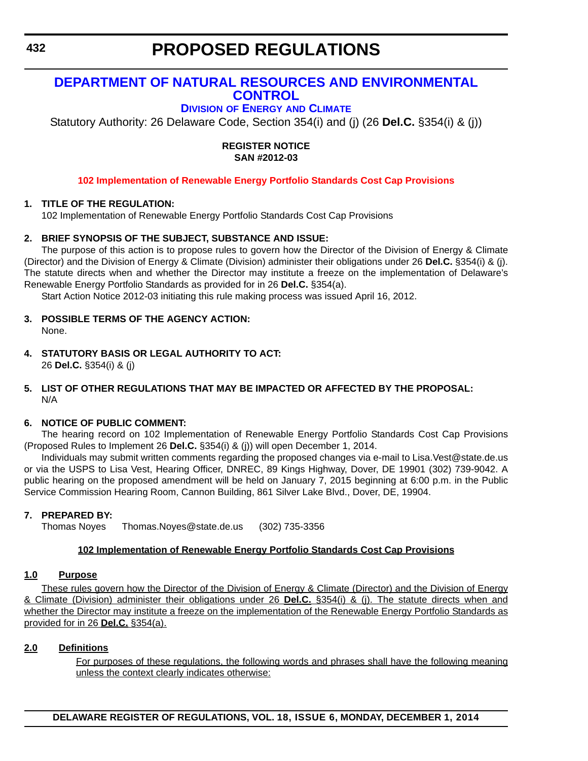# PROPOSED REGULATIONS

## DEPARTMENT OF NATURAL RESOURCES AND ENVIRONMENTAL CONTROL

### Division of Energy and Climate

Statutory Authority: 26 Delaware Code, Section 354(i) and (j) (26 **Del.C.** §354(i) & (j))

**REGISTER NOTICE**
**SAN #2012-03**

**102 Implementation of Renewable Energy Portfolio Standards Cost Cap Provisions**

**1. TITLE OF THE REGULATION:**

102 Implementation of Renewable Energy Portfolio Standards Cost Cap Provisions

**2. BRIEF SYNOPSIS OF THE SUBJECT, SUBSTANCE AND ISSUE:**

The purpose of this action is to propose rules to govern how the Director of the Division of Energy & Climate (Director) and the Division of Energy & Climate (Division) administer their obligations under 26 **Del.C.** §354(i) & (j). The statute directs when and whether the Director may institute a freeze on the implementation of Delaware's Renewable Energy Portfolio Standards as provided for in 26 **Del.C.** §354(a).

Start Action Notice 2012-03 initiating this rule making process was issued April 16, 2012.

**3. POSSIBLE TERMS OF THE AGENCY ACTION:**

None.

**4. STATUTORY BASIS OR LEGAL AUTHORITY TO ACT:**

26 **Del.C.** §354(i) & (j)

**5. LIST OF OTHER REGULATIONS THAT MAY BE IMPACTED OR AFFECTED BY THE PROPOSAL:**

N/A

**6. NOTICE OF PUBLIC COMMENT:**

The hearing record on 102 Implementation of Renewable Energy Portfolio Standards Cost Cap Provisions (Proposed Rules to Implement 26 **Del.C.** §354(i) & (j)) will open December 1, 2014.

Individuals may submit written comments regarding the proposed changes via e-mail to Lisa.Vest@state.de.us or via the USPS to Lisa Vest, Hearing Officer, DNREC, 89 Kings Highway, Dover, DE 19901 (302) 739-9042. A public hearing on the proposed amendment will be held on January 7, 2015 beginning at 6:00 p.m. in the Public Service Commission Hearing Room, Cannon Building, 861 Silver Lake Blvd., Dover, DE, 19904.

**7. PREPARED BY:**

Thomas Noyes Thomas.Noyes@state.de.us (302) 735-3356

**102 Implementation of Renewable Energy Portfolio Standards Cost Cap Provisions**

**1.0 Purpose**

These rules govern how the Director of the Division of Energy & Climate (Director) and the Division of Energy & Climate (Division) administer their obligations under 26 **Del.C.** §354(i) & (j). The statute directs when and whether the Director may institute a freeze on the implementation of the Renewable Energy Portfolio Standards as provided for in 26 **Del.C.** §354(a).

**2.0 Definitions**

For purposes of these regulations, the following words and phrases shall have the following meaning unless the context clearly indicates otherwise: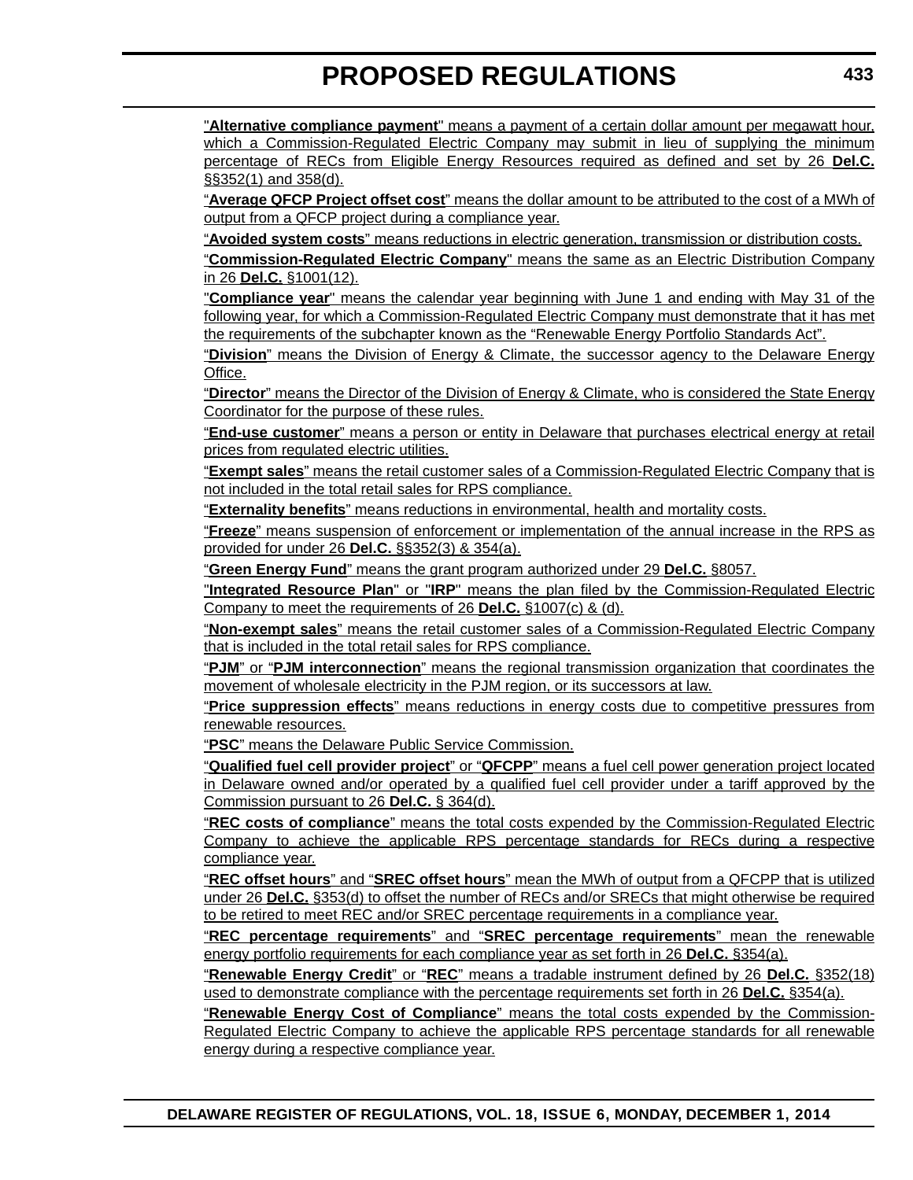"**Alternative compliance payment**" means a payment of a certain dollar amount per megawatt hour, which a Commission-Regulated Electric Company may submit in lieu of supplying the minimum percentage of RECs from Eligible Energy Resources required as defined and set by 26 **Del.C.** §§352(1) and 358(d).

"**Average QFCP Project offset cost**" means the dollar amount to be attributed to the cost of a MWh of output from a QFCP project during a compliance year.

"**Avoided system costs**" means reductions in electric generation, transmission or distribution costs.

"**Commission-Regulated Electric Company**" means the same as an Electric Distribution Company in 26 **Del.C.** §1001(12).

"**Compliance year**" means the calendar year beginning with June 1 and ending with May 31 of the following year, for which a Commission-Regulated Electric Company must demonstrate that it has met the requirements of the subchapter known as the "Renewable Energy Portfolio Standards Act".

"**Division**" means the Division of Energy & Climate, the successor agency to the Delaware Energy Office.

"**Director**" means the Director of the Division of Energy & Climate, who is considered the State Energy Coordinator for the purpose of these rules.

"**End-use customer**" means a person or entity in Delaware that purchases electrical energy at retail prices from regulated electric utilities.

"**Exempt sales**" means the retail customer sales of a Commission-Regulated Electric Company that is not included in the total retail sales for RPS compliance.

"**Externality benefits**" means reductions in environmental, health and mortality costs.

"**Freeze**" means suspension of enforcement or implementation of the annual increase in the RPS as provided for under 26 **Del.C.** §§352(3) & 354(a).

"**Green Energy Fund**" means the grant program authorized under 29 **Del.C.** §8057.

"**Integrated Resource Plan**" or "**IRP**" means the plan filed by the Commission-Regulated Electric Company to meet the requirements of 26 **Del.C.** §1007(c) & (d).

"**Non-exempt sales**" means the retail customer sales of a Commission-Regulated Electric Company that is included in the total retail sales for RPS compliance.

"**PJM**" or "**PJM interconnection**" means the regional transmission organization that coordinates the movement of wholesale electricity in the PJM region, or its successors at law.

"**Price suppression effects**" means reductions in energy costs due to competitive pressures from renewable resources.

"**PSC**" means the Delaware Public Service Commission.

"**Qualified fuel cell provider project**" or "**QFCPP**" means a fuel cell power generation project located in Delaware owned and/or operated by a qualified fuel cell provider under a tariff approved by the Commission pursuant to 26 **Del.C.** § 364(d).

"**REC costs of compliance**" means the total costs expended by the Commission-Regulated Electric Company to achieve the applicable RPS percentage standards for RECs during a respective compliance year.

"**REC offset hours**" and "**SREC offset hours**" mean the MWh of output from a QFCPP that is utilized under 26 **Del.C.** §353(d) to offset the number of RECs and/or SRECs that might otherwise be required to be retired to meet REC and/or SREC percentage requirements in a compliance year.

"**REC percentage requirements**" and "**SREC percentage requirements**" mean the renewable energy portfolio requirements for each compliance year as set forth in 26 **Del.C.** §354(a).

"**Renewable Energy Credit**" or "**REC**" means a tradable instrument defined by 26 **Del.C.** §352(18) used to demonstrate compliance with the percentage requirements set forth in 26 **Del.C.** §354(a).

"**Renewable Energy Cost of Compliance**" means the total costs expended by the Commission-Regulated Electric Company to achieve the applicable RPS percentage standards for all renewable energy during a respective compliance year.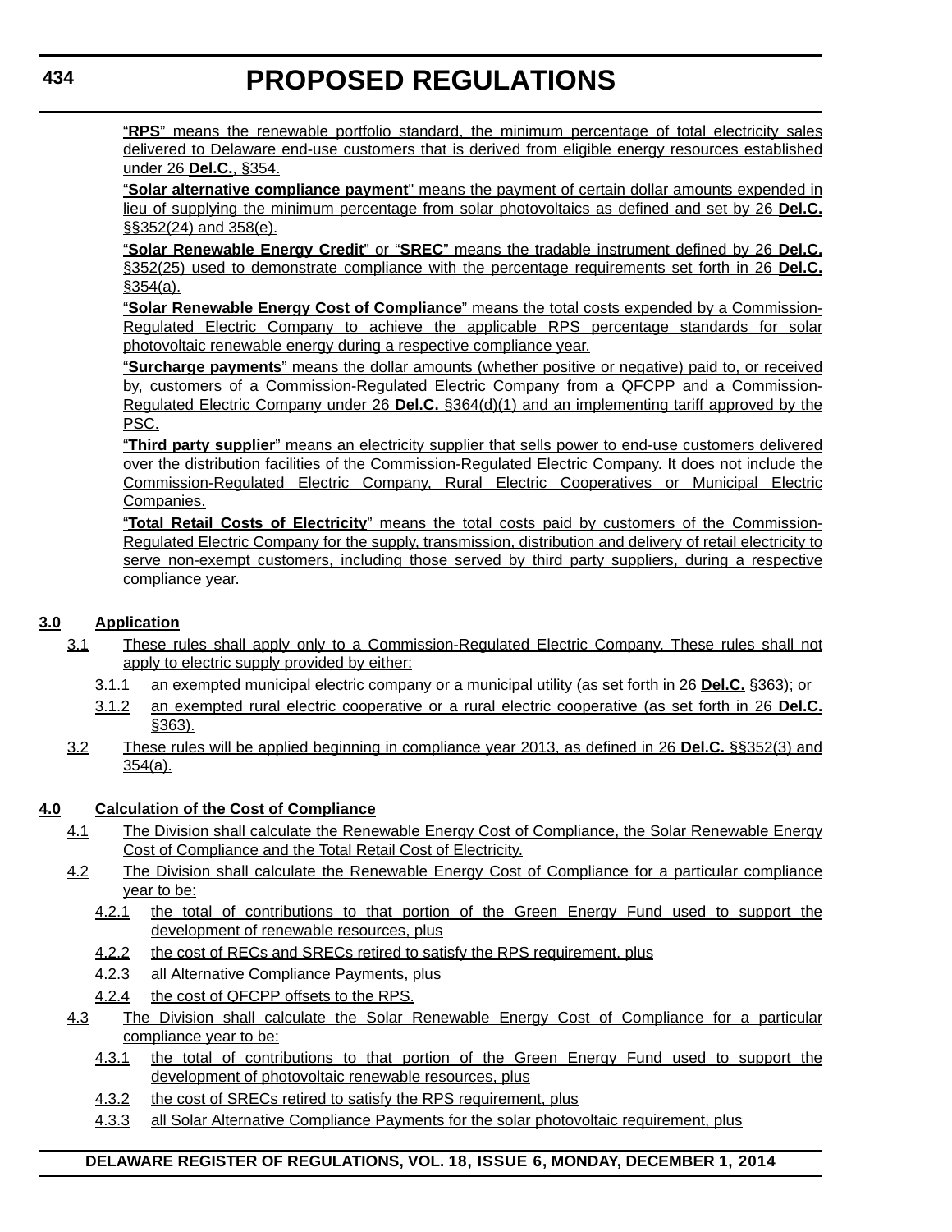"**RPS**" means the renewable portfolio standard, the minimum percentage of total electricity sales delivered to Delaware end-use customers that is derived from eligible energy resources established under 26 **Del.C.**, §354.

"**Solar alternative compliance payment**" means the payment of certain dollar amounts expended in lieu of supplying the minimum percentage from solar photovoltaics as defined and set by 26 **Del.C.** §§352(24) and 358(e).

"**Solar Renewable Energy Credit**" or "**SREC**" means the tradable instrument defined by 26 **Del.C.** §352(25) used to demonstrate compliance with the percentage requirements set forth in 26 **Del.C.** §354(a).

"**Solar Renewable Energy Cost of Compliance**" means the total costs expended by a Commission-Regulated Electric Company to achieve the applicable RPS percentage standards for solar photovoltaic renewable energy during a respective compliance year.

"**Surcharge payments**" means the dollar amounts (whether positive or negative) paid to, or received by, customers of a Commission-Regulated Electric Company from a QFCPP and a Commission-Regulated Electric Company under 26 **Del.C.** §364(d)(1) and an implementing tariff approved by the PSC.

"**Third party supplier**" means an electricity supplier that sells power to end-use customers delivered over the distribution facilities of the Commission-Regulated Electric Company. It does not include the Commission-Regulated Electric Company, Rural Electric Cooperatives or Municipal Electric Companies.

"**Total Retail Costs of Electricity**" means the total costs paid by customers of the Commission-Regulated Electric Company for the supply, transmission, distribution and delivery of retail electricity to serve non-exempt customers, including those served by third party suppliers, during a respective compliance year.

**3.0 Application**

3.1 These rules shall apply only to a Commission-Regulated Electric Company. These rules shall not apply to electric supply provided by either:

3.1.1 an exempted municipal electric company or a municipal utility (as set forth in 26 **Del.C.** §363); or

3.1.2 an exempted rural electric cooperative or a rural electric cooperative (as set forth in 26 **Del.C.** §363).

3.2 These rules will be applied beginning in compliance year 2013, as defined in 26 **Del.C.** §§352(3) and 354(a).

**4.0 Calculation of the Cost of Compliance**

4.1 The Division shall calculate the Renewable Energy Cost of Compliance, the Solar Renewable Energy Cost of Compliance and the Total Retail Cost of Electricity.

4.2 The Division shall calculate the Renewable Energy Cost of Compliance for a particular compliance year to be:

4.2.1 the total of contributions to that portion of the Green Energy Fund used to support the development of renewable resources, plus

4.2.2 the cost of RECs and SRECs retired to satisfy the RPS requirement, plus

4.2.3 all Alternative Compliance Payments, plus

4.2.4 the cost of QFCPP offsets to the RPS.

4.3 The Division shall calculate the Solar Renewable Energy Cost of Compliance for a particular compliance year to be:

4.3.1 the total of contributions to that portion of the Green Energy Fund used to support the development of photovoltaic renewable resources, plus

4.3.2 the cost of SRECs retired to satisfy the RPS requirement, plus

4.3.3 all Solar Alternative Compliance Payments for the solar photovoltaic requirement, plus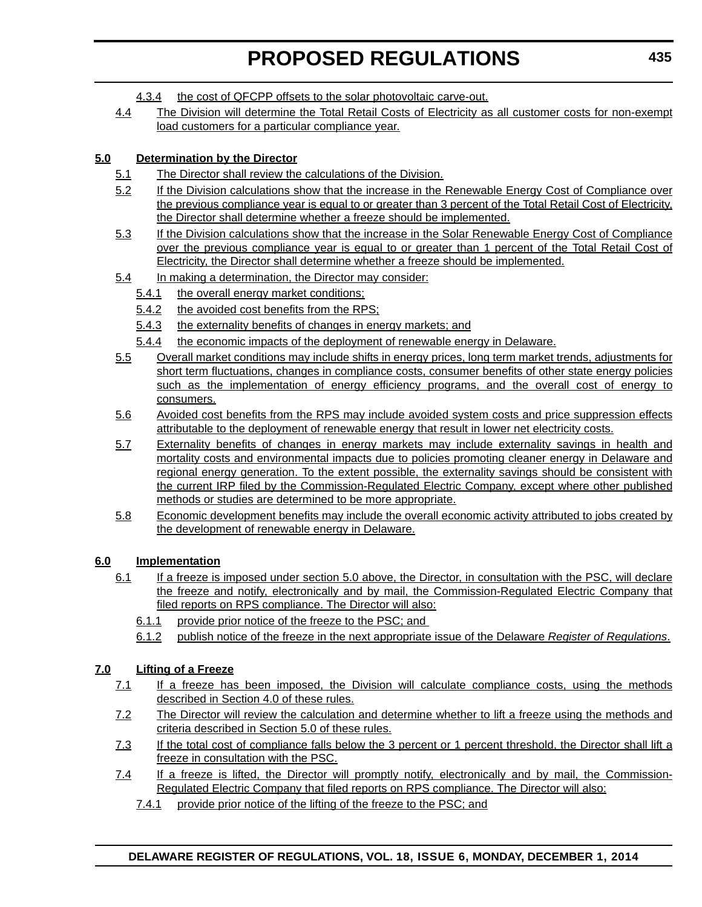4.3.4 the cost of QFCPP offsets to the solar photovoltaic carve-out.

4.4 The Division will determine the Total Retail Costs of Electricity as all customer costs for non-exempt load customers for a particular compliance year.

**5.0 Determination by the Director**

5.1 The Director shall review the calculations of the Division.

5.2 If the Division calculations show that the increase in the Renewable Energy Cost of Compliance over the previous compliance year is equal to or greater than 3 percent of the Total Retail Cost of Electricity, the Director shall determine whether a freeze should be implemented.

5.3 If the Division calculations show that the increase in the Solar Renewable Energy Cost of Compliance over the previous compliance year is equal to or greater than 1 percent of the Total Retail Cost of Electricity, the Director shall determine whether a freeze should be implemented.

5.4 In making a determination, the Director may consider:

5.4.1 the overall energy market conditions;

5.4.2 the avoided cost benefits from the RPS;

5.4.3 the externality benefits of changes in energy markets; and

5.4.4 the economic impacts of the deployment of renewable energy in Delaware.

5.5 Overall market conditions may include shifts in energy prices, long term market trends, adjustments for short term fluctuations, changes in compliance costs, consumer benefits of other state energy policies such as the implementation of energy efficiency programs, and the overall cost of energy to consumers.

5.6 Avoided cost benefits from the RPS may include avoided system costs and price suppression effects attributable to the deployment of renewable energy that result in lower net electricity costs.

5.7 Externality benefits of changes in energy markets may include externality savings in health and mortality costs and environmental impacts due to policies promoting cleaner energy in Delaware and regional energy generation. To the extent possible, the externality savings should be consistent with the current IRP filed by the Commission-Regulated Electric Company, except where other published methods or studies are determined to be more appropriate.

5.8 Economic development benefits may include the overall economic activity attributed to jobs created by the development of renewable energy in Delaware.

**6.0 Implementation**

6.1 If a freeze is imposed under section 5.0 above, the Director, in consultation with the PSC, will declare the freeze and notify, electronically and by mail, the Commission-Regulated Electric Company that filed reports on RPS compliance. The Director will also:

6.1.1 provide prior notice of the freeze to the PSC; and

6.1.2 publish notice of the freeze in the next appropriate issue of the Delaware *Register of Regulations*.

**7.0 Lifting of a Freeze**

7.1 If a freeze has been imposed, the Division will calculate compliance costs, using the methods described in Section 4.0 of these rules.

7.2 The Director will review the calculation and determine whether to lift a freeze using the methods and criteria described in Section 5.0 of these rules.

7.3 If the total cost of compliance falls below the 3 percent or 1 percent threshold, the Director shall lift a freeze in consultation with the PSC.

7.4 If a freeze is lifted, the Director will promptly notify, electronically and by mail, the Commission-Regulated Electric Company that filed reports on RPS compliance. The Director will also:

7.4.1 provide prior notice of the lifting of the freeze to the PSC; and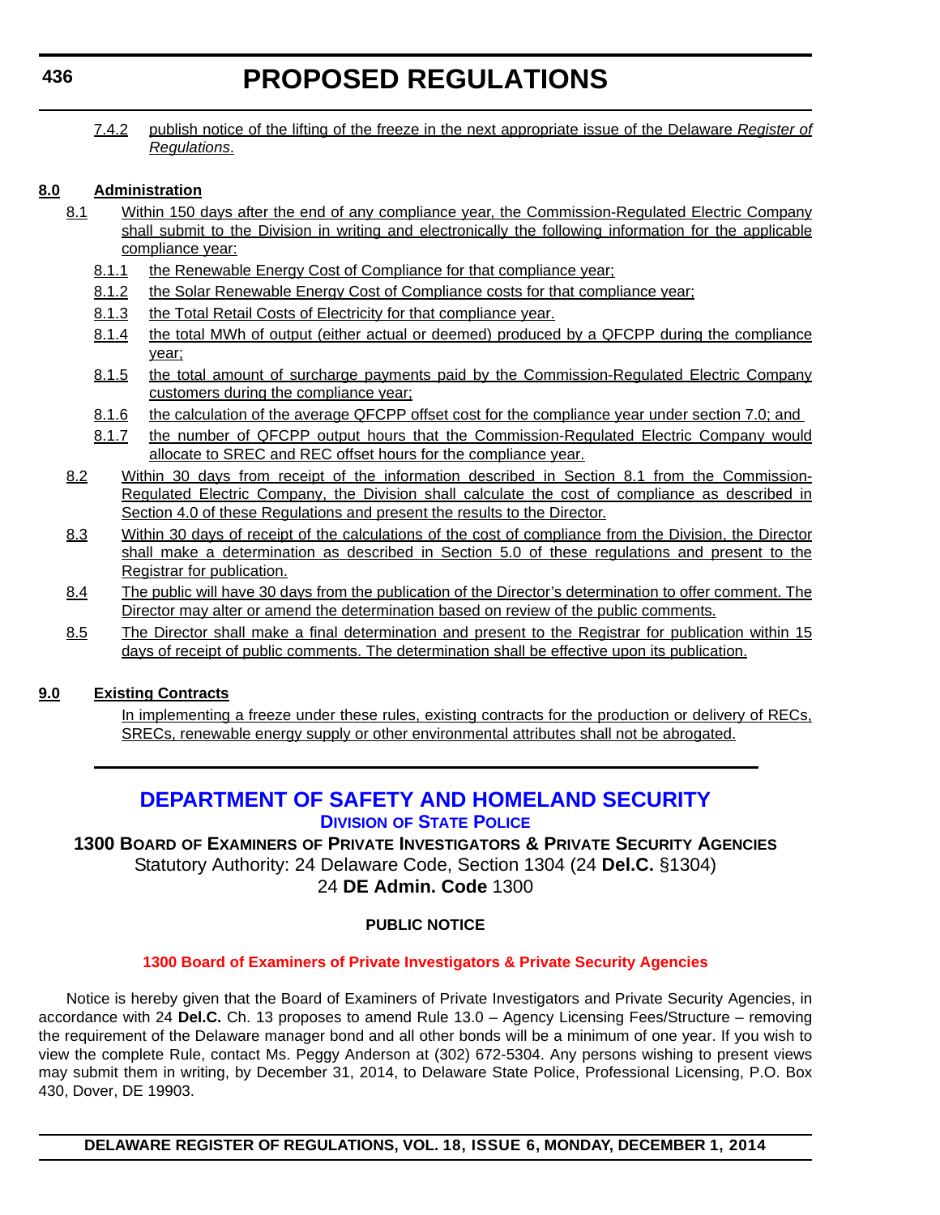7.4.2 publish notice of the lifting of the freeze in the next appropriate issue of the Delaware *Register of Regulations*.

**8.0 Administration**

8.1 Within 150 days after the end of any compliance year, the Commission-Regulated Electric Company shall submit to the Division in writing and electronically the following information for the applicable compliance year:

8.1.1 the Renewable Energy Cost of Compliance for that compliance year;

8.1.2 the Solar Renewable Energy Cost of Compliance costs for that compliance year;

8.1.3 the Total Retail Costs of Electricity for that compliance year.

8.1.4 the total MWh of output (either actual or deemed) produced by a QFCPP during the compliance year;

8.1.5 the total amount of surcharge payments paid by the Commission-Regulated Electric Company customers during the compliance year;

8.1.6 the calculation of the average QFCPP offset cost for the compliance year under section 7.0; and

8.1.7 the number of QFCPP output hours that the Commission-Regulated Electric Company would allocate to SREC and REC offset hours for the compliance year.

8.2 Within 30 days from receipt of the information described in Section 8.1 from the Commission-Regulated Electric Company, the Division shall calculate the cost of compliance as described in Section 4.0 of these Regulations and present the results to the Director.

8.3 Within 30 days of receipt of the calculations of the cost of compliance from the Division, the Director shall make a determination as described in Section 5.0 of these regulations and present to the Registrar for publication.

8.4 The public will have 30 days from the publication of the Director's determination to offer comment. The Director may alter or amend the determination based on review of the public comments.

8.5 The Director shall make a final determination and present to the Registrar for publication within 15 days of receipt of public comments. The determination shall be effective upon its publication.

**9.0 Existing Contracts**

In implementing a freeze under these rules, existing contracts for the production or delivery of RECs, SRECs, renewable energy supply or other environmental attributes shall not be abrogated.

---

# DEPARTMENT OF SAFETY AND HOMELAND SECURITY

## DIVISION OF STATE POLICE

**1300 BOARD OF EXAMINERS OF PRIVATE INVESTIGATORS & PRIVATE SECURITY AGENCIES**

Statutory Authority: 24 Delaware Code, Section 1304 (24 **Del.C.** §1304)

24 **DE Admin. Code** 1300

**PUBLIC NOTICE**

**1300 Board of Examiners of Private Investigators & Private Security Agencies**

Notice is hereby given that the Board of Examiners of Private Investigators and Private Security Agencies, in accordance with 24 **Del.C.** Ch. 13 proposes to amend Rule 13.0 – Agency Licensing Fees/Structure – removing the requirement of the Delaware manager bond and all other bonds will be a minimum of one year. If you wish to view the complete Rule, contact Ms. Peggy Anderson at (302) 672-5304. Any persons wishing to present views may submit them in writing, by December 31, 2014, to Delaware State Police, Professional Licensing, P.O. Box 430, Dover, DE 19903.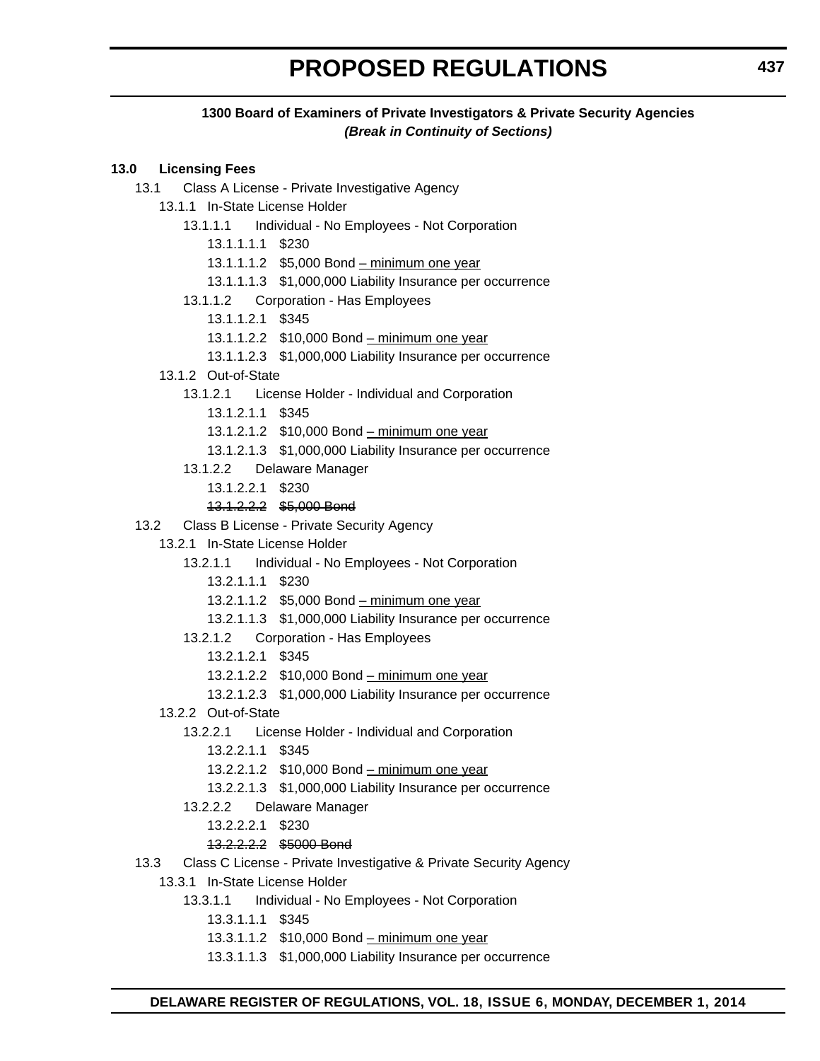**1300 Board of Examiners of Private Investigators & Private Security Agencies**

***(Break in Continuity of Sections)***

**13.0 Licensing Fees**

13.1 Class A License - Private Investigative Agency

13.1.1 In-State License Holder

13.1.1.1 Individual - No Employees - Not Corporation

13.1.1.1.1 $230

13.1.1.1.2 $5,000 Bond <u>– minimum one year</u>

13.1.1.1.3 $1,000,000 Liability Insurance per occurrence

13.1.1.2 Corporation - Has Employees

13.1.1.2.1 $345

13.1.1.2.2 $10,000 Bond <u>– minimum one year</u>

13.1.1.2.3 $1,000,000 Liability Insurance per occurrence

13.1.2 Out-of-State

13.1.2.1 License Holder - Individual and Corporation

13.1.2.1.1 $345

13.1.2.1.2 $10,000 Bond <u>– minimum one year</u>

13.1.2.1.3 $1,000,000 Liability Insurance per occurrence

13.1.2.2 Delaware Manager

13.1.2.2.1 $230

~~13.1.2.2.2 $5,000 Bond~~

13.2 Class B License - Private Security Agency

13.2.1 In-State License Holder

13.2.1.1 Individual - No Employees - Not Corporation

13.2.1.1.1 $230

13.2.1.1.2 $5,000 Bond <u>– minimum one year</u>

13.2.1.1.3 $1,000,000 Liability Insurance per occurrence

13.2.1.2 Corporation - Has Employees

13.2.1.2.1 $345

13.2.1.2.2 $10,000 Bond <u>– minimum one year</u>

13.2.1.2.3 $1,000,000 Liability Insurance per occurrence

13.2.2 Out-of-State

13.2.2.1 License Holder - Individual and Corporation

13.2.2.1.1 $345

13.2.2.1.2 $10,000 Bond <u>– minimum one year</u>

13.2.2.1.3 $1,000,000 Liability Insurance per occurrence

13.2.2.2 Delaware Manager

13.2.2.2.1 $230

~~13.2.2.2.2 $5000 Bond~~

13.3 Class C License - Private Investigative & Private Security Agency

13.3.1 In-State License Holder

13.3.1.1 Individual - No Employees - Not Corporation

13.3.1.1.1 $345

13.3.1.1.2 $10,000 Bond <u>– minimum one year</u>

13.3.1.1.3 $1,000,000 Liability Insurance per occurrence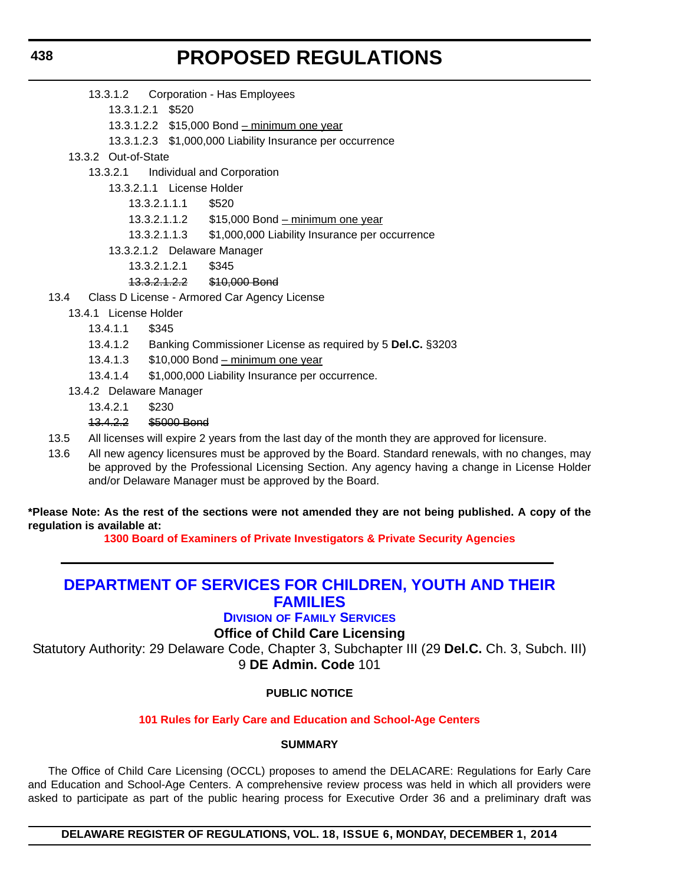13.3.1.2 Corporation - Has Employees

13.3.1.2.1 $520

13.3.1.2.2 $15,000 Bond <u>– minimum one year</u>

13.3.1.2.3 $1,000,000 Liability Insurance per occurrence

13.3.2 Out-of-State

13.3.2.1 Individual and Corporation

13.3.2.1.1 License Holder

13.3.2.1.1.1 $520

13.3.2.1.1.2 $15,000 Bond <u>– minimum one year</u>

13.3.2.1.1.3 $1,000,000 Liability Insurance per occurrence

13.3.2.1.2 Delaware Manager

13.3.2.1.2.1 $345

~~13.3.2.1.2.2 $10,000 Bond~~

13.4 Class D License - Armored Car Agency License

13.4.1 License Holder

13.4.1.1 $345

13.4.1.2 Banking Commissioner License as required by 5 **Del.C.** §3203

13.4.1.3 $10,000 Bond <u>– minimum one year</u>

13.4.1.4 $1,000,000 Liability Insurance per occurrence.

13.4.2 Delaware Manager

13.4.2.1 $230

~~13.4.2.2 $5000 Bond~~

13.5 All licenses will expire 2 years from the last day of the month they are approved for licensure.

13.6 All new agency licensures must be approved by the Board. Standard renewals, with no changes, may be approved by the Professional Licensing Section. Any agency having a change in License Holder and/or Delaware Manager must be approved by the Board.

**\*Please Note: As the rest of the sections were not amended they are not being published. A copy of the regulation is available at:**

**1300 Board of Examiners of Private Investigators & Private Security Agencies**

---

# DEPARTMENT OF SERVICES FOR CHILDREN, YOUTH AND THEIR FAMILIES

## DIVISION OF FAMILY SERVICES

### Office of Child Care Licensing

Statutory Authority: 29 Delaware Code, Chapter 3, Subchapter III (29 **Del.C.** Ch. 3, Subch. III)
9 **DE Admin. Code** 101

**PUBLIC NOTICE**

**101 Rules for Early Care and Education and School-Age Centers**

**SUMMARY**

The Office of Child Care Licensing (OCCL) proposes to amend the DELACARE: Regulations for Early Care and Education and School-Age Centers. A comprehensive review process was held in which all providers were asked to participate as part of the public hearing process for Executive Order 36 and a preliminary draft was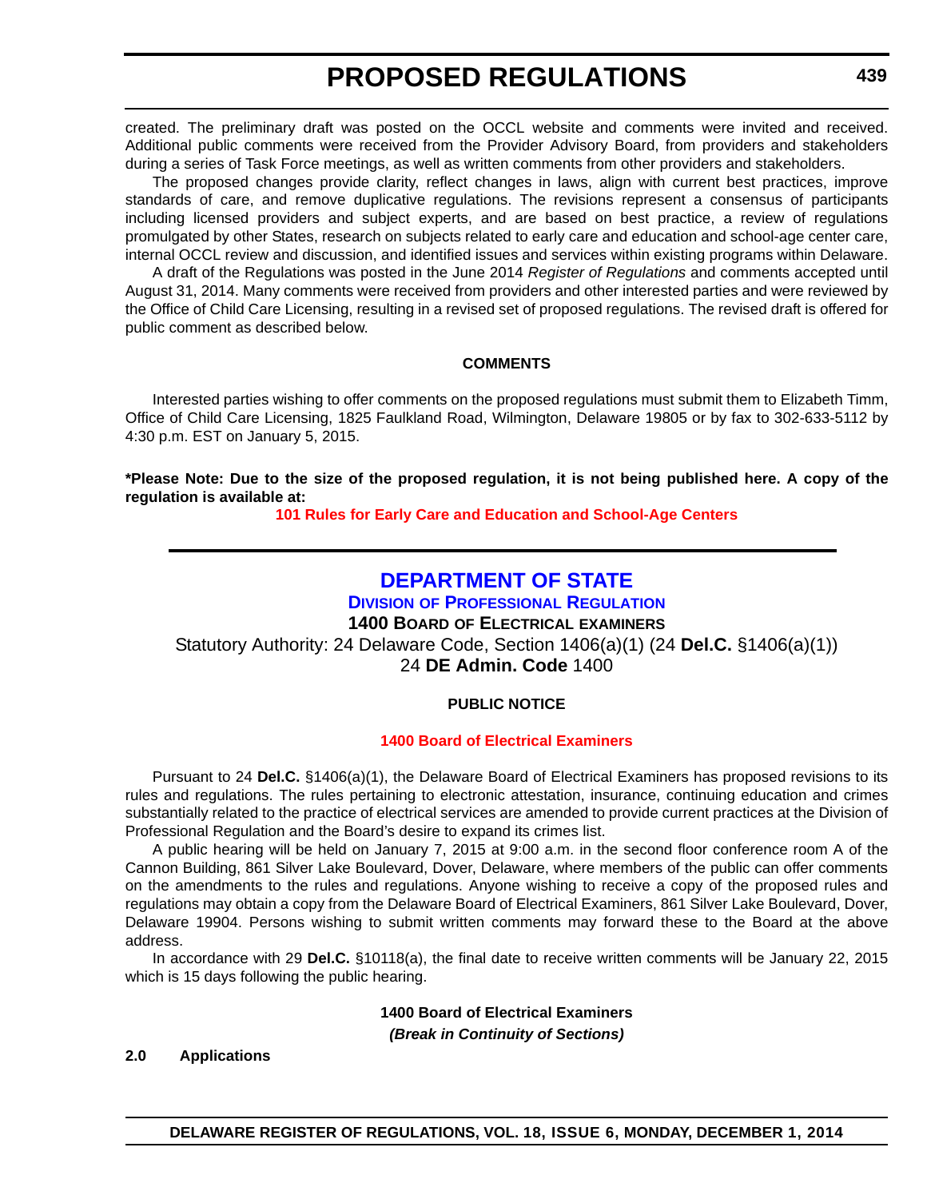created. The preliminary draft was posted on the OCCL website and comments were invited and received. Additional public comments were received from the Provider Advisory Board, from providers and stakeholders during a series of Task Force meetings, as well as written comments from other providers and stakeholders.

The proposed changes provide clarity, reflect changes in laws, align with current best practices, improve standards of care, and remove duplicative regulations. The revisions represent a consensus of participants including licensed providers and subject experts, and are based on best practice, a review of regulations promulgated by other States, research on subjects related to early care and education and school-age center care, internal OCCL review and discussion, and identified issues and services within existing programs within Delaware.

A draft of the Regulations was posted in the June 2014 *Register of Regulations* and comments accepted until August 31, 2014. Many comments were received from providers and other interested parties and were reviewed by the Office of Child Care Licensing, resulting in a revised set of proposed regulations. The revised draft is offered for public comment as described below.

**COMMENTS**

Interested parties wishing to offer comments on the proposed regulations must submit them to Elizabeth Timm, Office of Child Care Licensing, 1825 Faulkland Road, Wilmington, Delaware 19805 or by fax to 302-633-5112 by 4:30 p.m. EST on January 5, 2015.

**\*Please Note: Due to the size of the proposed regulation, it is not being published here. A copy of the regulation is available at:**

**101 Rules for Early Care and Education and School-Age Centers**

---

## DEPARTMENT OF STATE

### DIVISION OF PROFESSIONAL REGULATION

**1400 BOARD OF ELECTRICAL EXAMINERS**

Statutory Authority: 24 Delaware Code, Section 1406(a)(1) (24 **Del.C.** §1406(a)(1))

24 **DE Admin. Code** 1400

**PUBLIC NOTICE**

**1400 Board of Electrical Examiners**

Pursuant to 24 **Del.C.** §1406(a)(1), the Delaware Board of Electrical Examiners has proposed revisions to its rules and regulations. The rules pertaining to electronic attestation, insurance, continuing education and crimes substantially related to the practice of electrical services are amended to provide current practices at the Division of Professional Regulation and the Board's desire to expand its crimes list.

A public hearing will be held on January 7, 2015 at 9:00 a.m. in the second floor conference room A of the Cannon Building, 861 Silver Lake Boulevard, Dover, Delaware, where members of the public can offer comments on the amendments to the rules and regulations. Anyone wishing to receive a copy of the proposed rules and regulations may obtain a copy from the Delaware Board of Electrical Examiners, 861 Silver Lake Boulevard, Dover, Delaware 19904. Persons wishing to submit written comments may forward these to the Board at the above address.

In accordance with 29 **Del.C.** §10118(a), the final date to receive written comments will be January 22, 2015 which is 15 days following the public hearing.

**1400 Board of Electrical Examiners**

***(Break in Continuity of Sections)***

**2.0 Applications**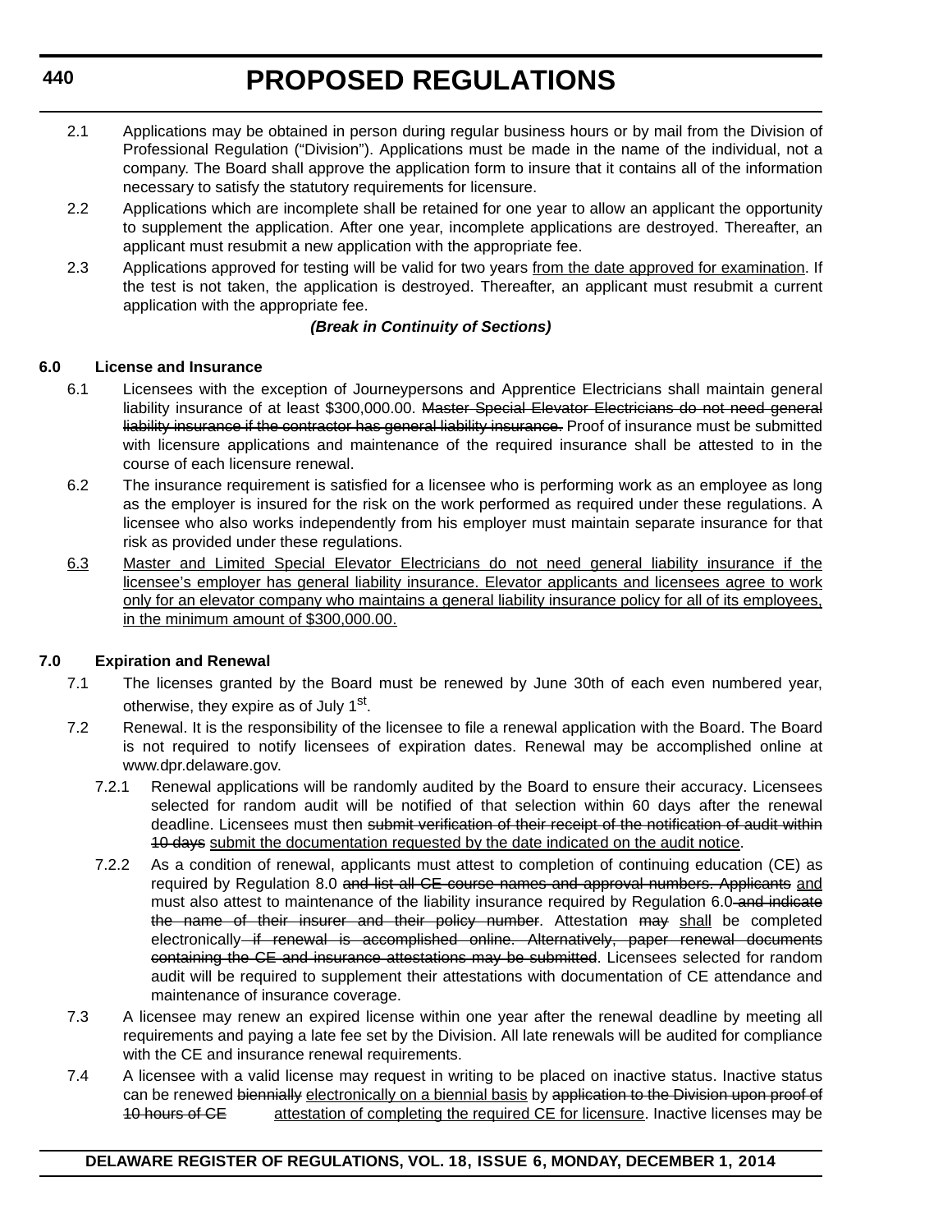2.1 Applications may be obtained in person during regular business hours or by mail from the Division of Professional Regulation ("Division"). Applications must be made in the name of the individual, not a company. The Board shall approve the application form to insure that it contains all of the information necessary to satisfy the statutory requirements for licensure.

2.2 Applications which are incomplete shall be retained for one year to allow an applicant the opportunity to supplement the application. After one year, incomplete applications are destroyed. Thereafter, an applicant must resubmit a new application with the appropriate fee.

2.3 Applications approved for testing will be valid for two years <u>from the date approved for examination</u>. If the test is not taken, the application is destroyed. Thereafter, an applicant must resubmit a current application with the appropriate fee.

***(Break in Continuity of Sections)***

**6.0 License and Insurance**

6.1 Licensees with the exception of Journeypersons and Apprentice Electricians shall maintain general liability insurance of at least $300,000.00. ~~Master Special Elevator Electricians do not need general liability insurance if the contractor has general liability insurance.~~ Proof of insurance must be submitted with licensure applications and maintenance of the required insurance shall be attested to in the course of each licensure renewal.

6.2 The insurance requirement is satisfied for a licensee who is performing work as an employee as long as the employer is insured for the risk on the work performed as required under these regulations. A licensee who also works independently from his employer must maintain separate insurance for that risk as provided under these regulations.

<u>6.3</u> <u>Master and Limited Special Elevator Electricians do not need general liability insurance if the licensee's employer has general liability insurance. Elevator applicants and licensees agree to work only for an elevator company who maintains a general liability insurance policy for all of its employees, in the minimum amount of $300,000.00.</u>

**7.0 Expiration and Renewal**

7.1 The licenses granted by the Board must be renewed by June 30th of each even numbered year, otherwise, they expire as of July 1st.

7.2 Renewal. It is the responsibility of the licensee to file a renewal application with the Board. The Board is not required to notify licensees of expiration dates. Renewal may be accomplished online at www.dpr.delaware.gov.

7.2.1 Renewal applications will be randomly audited by the Board to ensure their accuracy. Licensees selected for random audit will be notified of that selection within 60 days after the renewal deadline. Licensees must then ~~submit verification of their receipt of the notification of audit within 10 days~~ <u>submit the documentation requested by the date indicated on the audit notice</u>.

7.2.2 As a condition of renewal, applicants must attest to completion of continuing education (CE) as required by Regulation 8.0 ~~and list all CE course names and approval numbers. Applicants~~ <u>and</u> must also attest to maintenance of the liability insurance required by Regulation 6.0~~ and indicate the name of their insurer and their policy number~~. Attestation ~~may~~ <u>shall</u> be completed electronically~~ if renewal is accomplished online. Alternatively, paper renewal documents containing the CE and insurance attestations may be submitted~~. Licensees selected for random audit will be required to supplement their attestations with documentation of CE attendance and maintenance of insurance coverage.

7.3 A licensee may renew an expired license within one year after the renewal deadline by meeting all requirements and paying a late fee set by the Division. All late renewals will be audited for compliance with the CE and insurance renewal requirements.

7.4 A licensee with a valid license may request in writing to be placed on inactive status. Inactive status can be renewed ~~biennially~~ <u>electronically on a biennial basis</u> by ~~application to the Division upon proof of 10 hours of CE~~ <u>attestation of completing the required CE for licensure</u>. Inactive licenses may be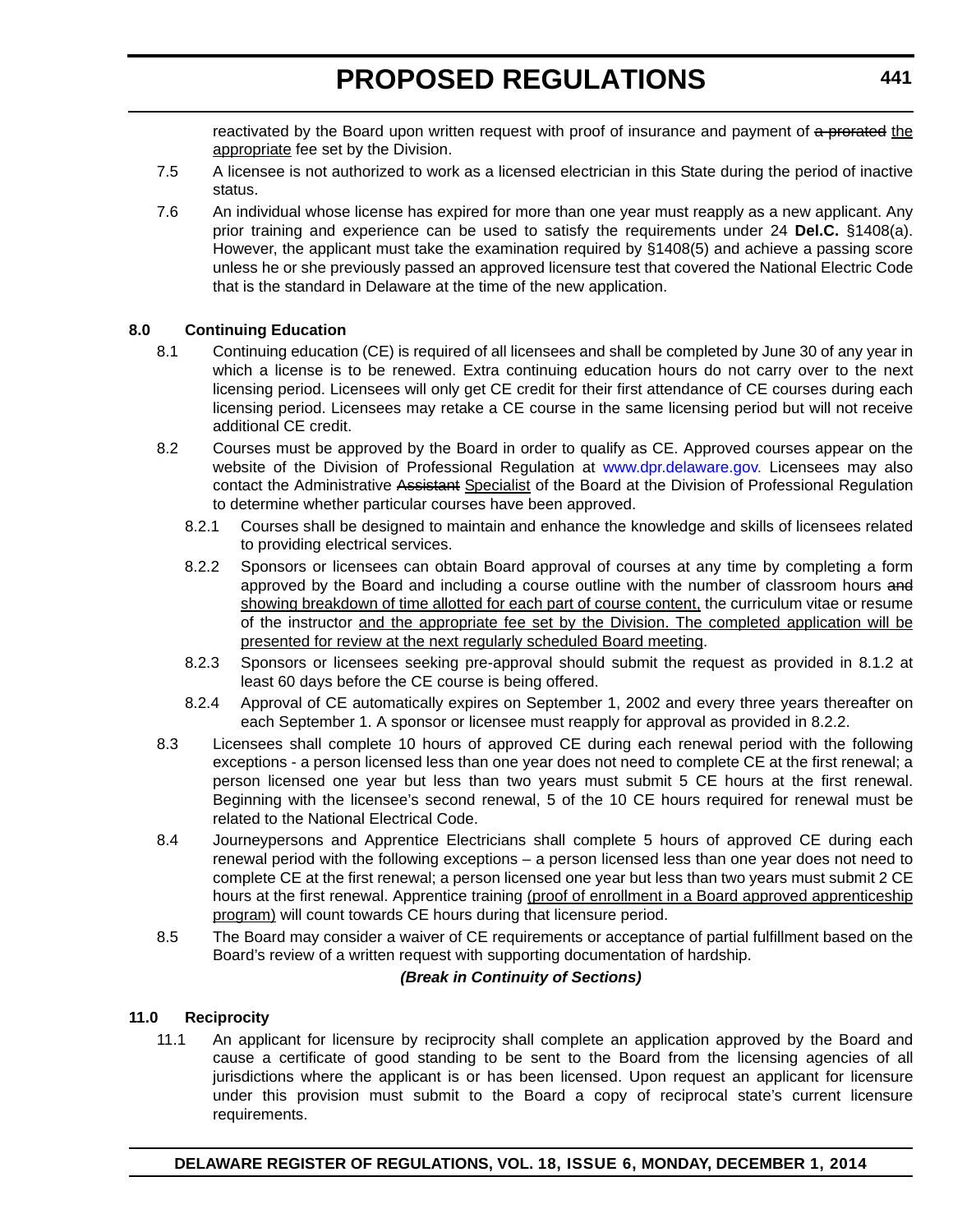reactivated by the Board upon written request with proof of insurance and payment of ~~a prorated~~ <u>the appropriate</u> fee set by the Division.

7.5 A licensee is not authorized to work as a licensed electrician in this State during the period of inactive status.

7.6 An individual whose license has expired for more than one year must reapply as a new applicant. Any prior training and experience can be used to satisfy the requirements under 24 **Del.C.** §1408(a). However, the applicant must take the examination required by §1408(5) and achieve a passing score unless he or she previously passed an approved licensure test that covered the National Electric Code that is the standard in Delaware at the time of the new application.

**8.0 Continuing Education**

8.1 Continuing education (CE) is required of all licensees and shall be completed by June 30 of any year in which a license is to be renewed. Extra continuing education hours do not carry over to the next licensing period. Licensees will only get CE credit for their first attendance of CE courses during each licensing period. Licensees may retake a CE course in the same licensing period but will not receive additional CE credit.

8.2 Courses must be approved by the Board in order to qualify as CE. Approved courses appear on the website of the Division of Professional Regulation at www.dpr.delaware.gov. Licensees may also contact the Administrative ~~Assistant~~ <u>Specialist</u> of the Board at the Division of Professional Regulation to determine whether particular courses have been approved.

8.2.1 Courses shall be designed to maintain and enhance the knowledge and skills of licensees related to providing electrical services.

8.2.2 Sponsors or licensees can obtain Board approval of courses at any time by completing a form approved by the Board and including a course outline with the number of classroom hours ~~and~~ <u>showing breakdown of time allotted for each part of course content,</u> the curriculum vitae or resume of the instructor <u>and the appropriate fee set by the Division. The completed application will be presented for review at the next regularly scheduled Board meeting</u>.

8.2.3 Sponsors or licensees seeking pre-approval should submit the request as provided in 8.1.2 at least 60 days before the CE course is being offered.

8.2.4 Approval of CE automatically expires on September 1, 2002 and every three years thereafter on each September 1. A sponsor or licensee must reapply for approval as provided in 8.2.2.

8.3 Licensees shall complete 10 hours of approved CE during each renewal period with the following exceptions - a person licensed less than one year does not need to complete CE at the first renewal; a person licensed one year but less than two years must submit 5 CE hours at the first renewal. Beginning with the licensee's second renewal, 5 of the 10 CE hours required for renewal must be related to the National Electrical Code.

8.4 Journeypersons and Apprentice Electricians shall complete 5 hours of approved CE during each renewal period with the following exceptions – a person licensed less than one year does not need to complete CE at the first renewal; a person licensed one year but less than two years must submit 2 CE hours at the first renewal. Apprentice training <u>(proof of enrollment in a Board approved apprenticeship program)</u> will count towards CE hours during that licensure period.

8.5 The Board may consider a waiver of CE requirements or acceptance of partial fulfillment based on the Board's review of a written request with supporting documentation of hardship.

***(Break in Continuity of Sections)***

**11.0 Reciprocity**

11.1 An applicant for licensure by reciprocity shall complete an application approved by the Board and cause a certificate of good standing to be sent to the Board from the licensing agencies of all jurisdictions where the applicant is or has been licensed. Upon request an applicant for licensure under this provision must submit to the Board a copy of reciprocal state's current licensure requirements.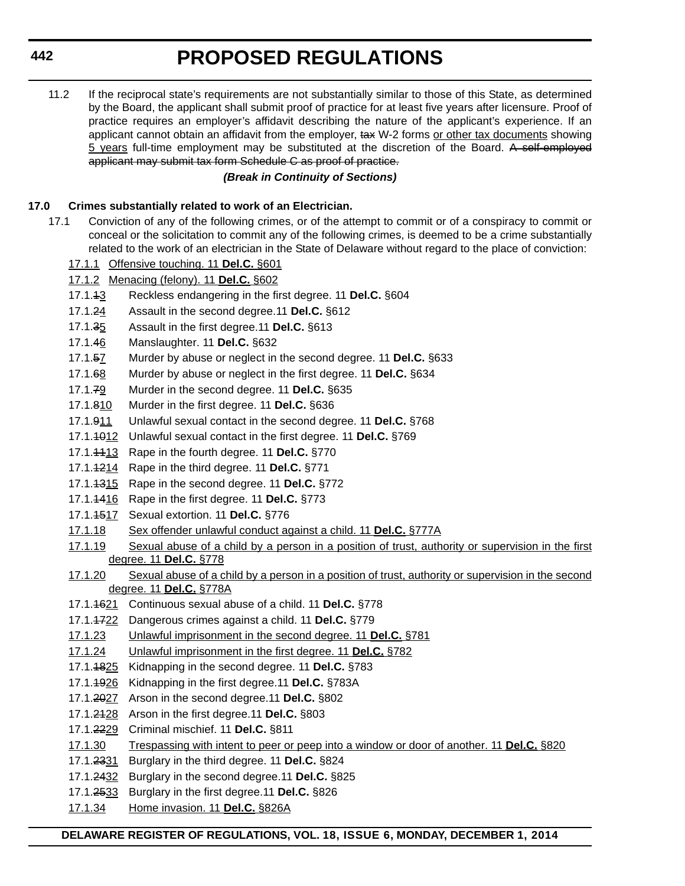11.2 If the reciprocal state's requirements are not substantially similar to those of this State, as determined by the Board, the applicant shall submit proof of practice for at least five years after licensure. Proof of practice requires an employer's affidavit describing the nature of the applicant's experience. If an applicant cannot obtain an affidavit from the employer, ~~tax~~ W-2 forms <u>or other tax documents</u> showing <u>5 years</u> full-time employment may be substituted at the discretion of the Board. ~~A self-employed applicant may submit tax form Schedule C as proof of practice.~~

***(Break in Continuity of Sections)***

**17.0 Crimes substantially related to work of an Electrician.**

17.1 Conviction of any of the following crimes, or of the attempt to commit or of a conspiracy to commit or conceal or the solicitation to commit any of the following crimes, is deemed to be a crime substantially related to the work of an electrician in the State of Delaware without regard to the place of conviction:

<u>17.1.1 Offensive touching. 11 **Del.C.** §601</u>

<u>17.1.2 Menacing (felony). 11 **Del.C.** §602</u>

17.1.~~1~~<u>3</u> Reckless endangering in the first degree. 11 **Del.C.** §604

17.1.~~2~~<u>4</u> Assault in the second degree.11 **Del.C.** §612

17.1.~~3~~<u>5</u> Assault in the first degree.11 **Del.C.** §613

17.1.~~4~~<u>6</u> Manslaughter. 11 **Del.C.** §632

17.1.~~5~~<u>7</u> Murder by abuse or neglect in the second degree. 11 **Del.C.** §633

17.1.~~6~~<u>8</u> Murder by abuse or neglect in the first degree. 11 **Del.C.** §634

17.1.~~7~~<u>9</u> Murder in the second degree. 11 **Del.C.** §635

17.1.~~8~~<u>10</u> Murder in the first degree. 11 **Del.C.** §636

17.1.~~9~~<u>11</u> Unlawful sexual contact in the second degree. 11 **Del.C.** §768

17.1.~~10~~<u>12</u> Unlawful sexual contact in the first degree. 11 **Del.C.** §769

17.1.~~11~~<u>13</u> Rape in the fourth degree. 11 **Del.C.** §770

17.1.~~12~~<u>14</u> Rape in the third degree. 11 **Del.C.** §771

17.1.~~13~~<u>15</u> Rape in the second degree. 11 **Del.C.** §772

17.1.~~14~~<u>16</u> Rape in the first degree. 11 **Del.C.** §773

17.1.~~15~~<u>17</u> Sexual extortion. 11 **Del.C.** §776

<u>17.1.18 Sex offender unlawful conduct against a child. 11 **Del.C.** §777A</u>

<u>17.1.19 Sexual abuse of a child by a person in a position of trust, authority or supervision in the first degree. 11 **Del.C.** §778</u>

<u>17.1.20 Sexual abuse of a child by a person in a position of trust, authority or supervision in the second degree. 11 **Del.C.** §778A</u>

17.1.~~16~~<u>21</u> Continuous sexual abuse of a child. 11 **Del.C.** §778

17.1.~~17~~<u>22</u> Dangerous crimes against a child. 11 **Del.C.** §779

<u>17.1.23 Unlawful imprisonment in the second degree. 11 **Del.C.** §781</u>

<u>17.1.24 Unlawful imprisonment in the first degree. 11 **Del.C.** §782</u>

17.1.~~18~~<u>25</u> Kidnapping in the second degree. 11 **Del.C.** §783

17.1.~~19~~<u>26</u> Kidnapping in the first degree.11 **Del.C.** §783A

17.1.~~20~~<u>27</u> Arson in the second degree.11 **Del.C.** §802

17.1.~~21~~<u>28</u> Arson in the first degree.11 **Del.C.** §803

17.1.~~22~~<u>29</u> Criminal mischief. 11 **Del.C.** §811

<u>17.1.30 Trespassing with intent to peer or peep into a window or door of another. 11 **Del.C.** §820</u>

17.1.~~23~~<u>31</u> Burglary in the third degree. 11 **Del.C.** §824

17.1.~~24~~<u>32</u> Burglary in the second degree.11 **Del.C.** §825

17.1.~~25~~<u>33</u> Burglary in the first degree.11 **Del.C.** §826

<u>17.1.34 Home invasion. 11 **Del.C.** §826A</u>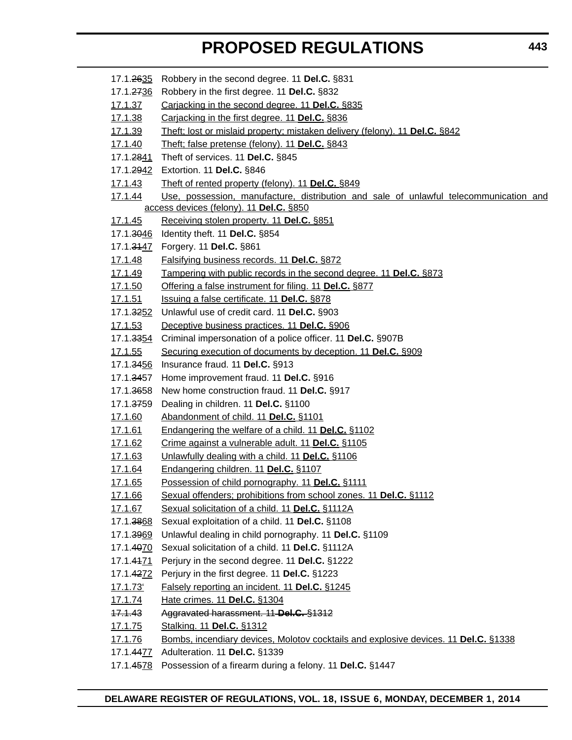17.1.~~26~~35 Robbery in the second degree. 11 **Del.C.** §831

17.1.~~27~~36 Robbery in the first degree. 11 **Del.C.** §832

17.1.37 Carjacking in the second degree. 11 **Del.C.** §835

17.1.38 Carjacking in the first degree. 11 **Del.C.** §836

17.1.39 Theft; lost or mislaid property; mistaken delivery (felony). 11 **Del.C.** §842

17.1.40 Theft; false pretense (felony). 11 **Del.C.** §843

17.1.~~28~~41 Theft of services. 11 **Del.C.** §845

17.1.~~29~~42 Extortion. 11 **Del.C.** §846

17.1.43 Theft of rented property (felony). 11 **Del.C.** §849

17.1.44 Use, possession, manufacture, distribution and sale of unlawful telecommunication and access devices (felony). 11 **Del.C.** §850

17.1.45 Receiving stolen property. 11 **Del.C.** §851

17.1.~~30~~46 Identity theft. 11 **Del.C.** §854

17.1.~~31~~47 Forgery. 11 **Del.C.** §861

17.1.48 Falsifying business records. 11 **Del.C.** §872

17.1.49 Tampering with public records in the second degree. 11 **Del.C.** §873

17.1.50 Offering a false instrument for filing. 11 **Del.C.** §877

17.1.51 Issuing a false certificate. 11 **Del.C.** §878

17.1.~~32~~52 Unlawful use of credit card. 11 **Del.C.** §903

17.1.53 Deceptive business practices. 11 **Del.C.** §906

17.1.~~33~~54 Criminal impersonation of a police officer. 11 **Del.C.** §907B

17.1.55 Securing execution of documents by deception. 11 **Del.C.** §909

17.1.~~34~~56 Insurance fraud. 11 **Del.C.** §913

17.1.~~34~~57 Home improvement fraud. 11 **Del.C.** §916

17.1.~~36~~58 New home construction fraud. 11 **Del.C.** §917

17.1.~~37~~59 Dealing in children. 11 **Del.C.** §1100

17.1.60 Abandonment of child. 11 **Del.C.** §1101

17.1.61 Endangering the welfare of a child. 11 **Del.C.** §1102

17.1.62 Crime against a vulnerable adult. 11 **Del.C.** §1105

17.1.63 Unlawfully dealing with a child. 11 **Del.C.** §1106

17.1.64 Endangering children. 11 **Del.C.** §1107

17.1.65 Possession of child pornography. 11 **Del.C.** §1111

17.1.66 Sexual offenders; prohibitions from school zones. 11 **Del.C.** §1112

17.1.67 Sexual solicitation of a child. 11 **Del.C.** §1112A

17.1.~~38~~68 Sexual exploitation of a child. 11 **Del.C.** §1108

17.1.~~39~~69 Unlawful dealing in child pornography. 11 **Del.C.** §1109

17.1.~~40~~70 Sexual solicitation of a child. 11 **Del.C.** §1112A

17.1.~~41~~71 Perjury in the second degree. 11 **Del.C.** §1222

17.1.~~42~~72 Perjury in the first degree. 11 **Del.C.** §1223

17.1.73' Falsely reporting an incident. 11 **Del.C.** §1245

17.1.74 Hate crimes. 11 **Del.C.** §1304

~~17.1.43 Aggravated harassment. 11 **Del.C.** §1312~~

17.1.75 Stalking. 11 **Del.C.** §1312

17.1.76 Bombs, incendiary devices, Molotov cocktails and explosive devices. 11 **Del.C.** §1338

17.1.~~44~~77 Adulteration. 11 **Del.C.** §1339

17.1.~~45~~78 Possession of a firearm during a felony. 11 **Del.C.** §1447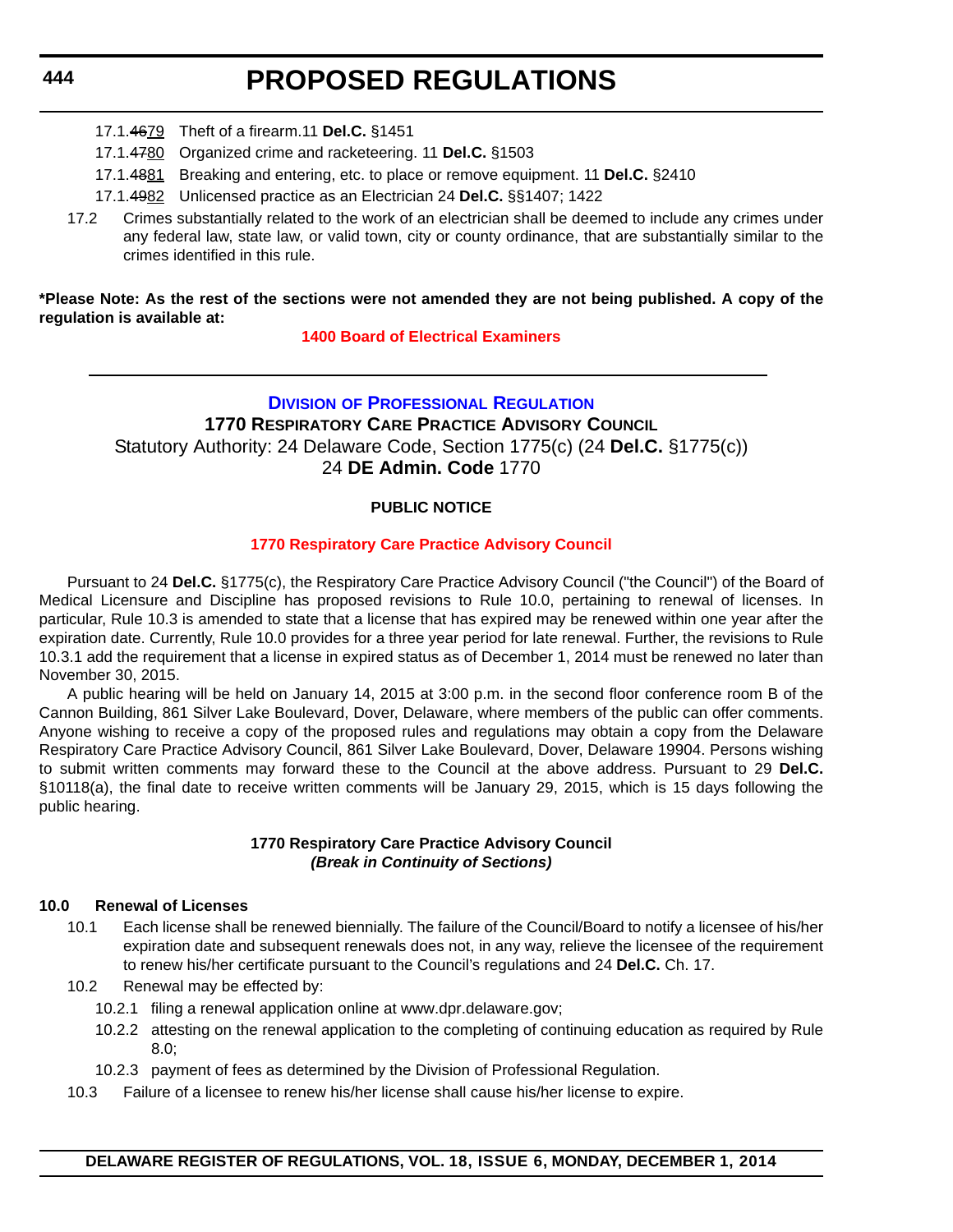17.1.~~46~~79 Theft of a firearm.11 **Del.C.** §1451

17.1.~~47~~80 Organized crime and racketeering. 11 **Del.C.** §1503

17.1.~~48~~81 Breaking and entering, etc. to place or remove equipment. 11 **Del.C.** §2410

17.1.~~49~~82 Unlicensed practice as an Electrician 24 **Del.C.** §§1407; 1422

17.2 Crimes substantially related to the work of an electrician shall be deemed to include any crimes under any federal law, state law, or valid town, city or county ordinance, that are substantially similar to the crimes identified in this rule.

**\*Please Note: As the rest of the sections were not amended they are not being published. A copy of the regulation is available at:**

**1400 Board of Electrical Examiners**

---

## Division of Professional Regulation

### 1770 Respiratory Care Practice Advisory Council

Statutory Authority: 24 Delaware Code, Section 1775(c) (24 **Del.C.** §1775(c))
24 **DE Admin. Code** 1770

**PUBLIC NOTICE**

**1770 Respiratory Care Practice Advisory Council**

Pursuant to 24 **Del.C.** §1775(c), the Respiratory Care Practice Advisory Council ("the Council") of the Board of Medical Licensure and Discipline has proposed revisions to Rule 10.0, pertaining to renewal of licenses. In particular, Rule 10.3 is amended to state that a license that has expired may be renewed within one year after the expiration date. Currently, Rule 10.0 provides for a three year period for late renewal. Further, the revisions to Rule 10.3.1 add the requirement that a license in expired status as of December 1, 2014 must be renewed no later than November 30, 2015.

A public hearing will be held on January 14, 2015 at 3:00 p.m. in the second floor conference room B of the Cannon Building, 861 Silver Lake Boulevard, Dover, Delaware, where members of the public can offer comments. Anyone wishing to receive a copy of the proposed rules and regulations may obtain a copy from the Delaware Respiratory Care Practice Advisory Council, 861 Silver Lake Boulevard, Dover, Delaware 19904. Persons wishing to submit written comments may forward these to the Council at the above address. Pursuant to 29 **Del.C.** §10118(a), the final date to receive written comments will be January 29, 2015, which is 15 days following the public hearing.

**1770 Respiratory Care Practice Advisory Council**
***(Break in Continuity of Sections)***

**10.0 Renewal of Licenses**

10.1 Each license shall be renewed biennially. The failure of the Council/Board to notify a licensee of his/her expiration date and subsequent renewals does not, in any way, relieve the licensee of the requirement to renew his/her certificate pursuant to the Council's regulations and 24 **Del.C.** Ch. 17.

10.2 Renewal may be effected by:

10.2.1 filing a renewal application online at www.dpr.delaware.gov;

10.2.2 attesting on the renewal application to the completing of continuing education as required by Rule 8.0;

10.2.3 payment of fees as determined by the Division of Professional Regulation.

10.3 Failure of a licensee to renew his/her license shall cause his/her license to expire.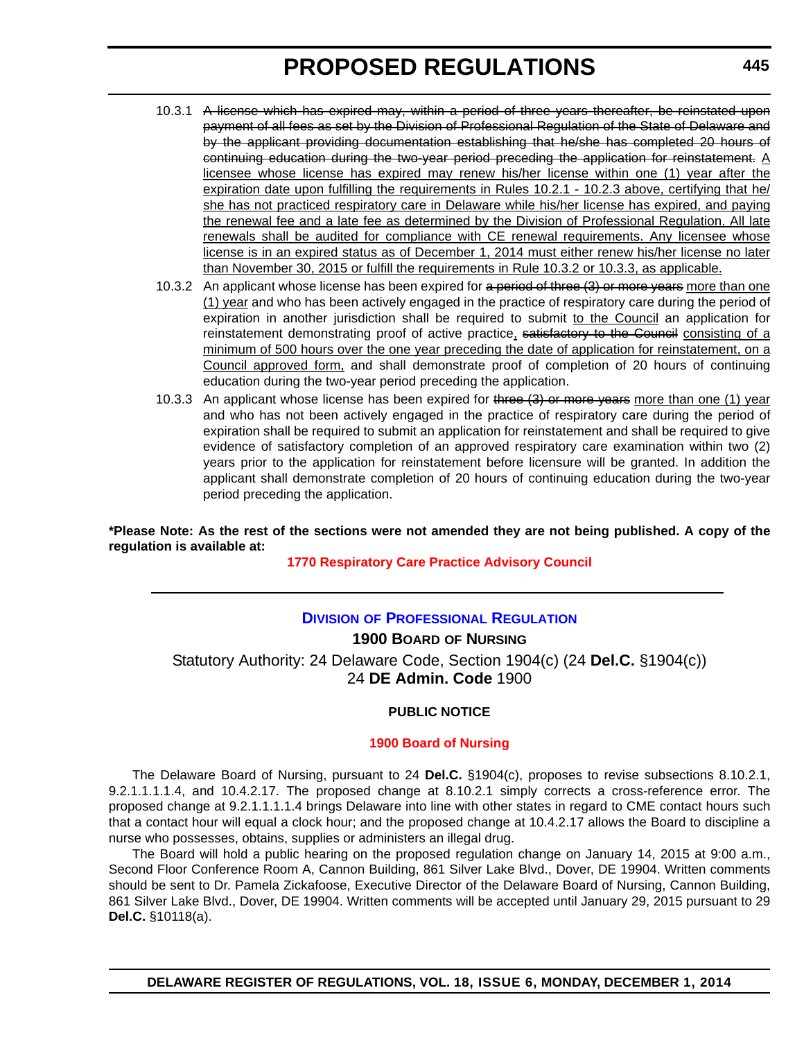10.3.1 ~~A license which has expired may, within a period of three years thereafter, be reinstated upon payment of all fees as set by the Division of Professional Regulation of the State of Delaware and by the applicant providing documentation establishing that he/she has completed 20 hours of continuing education during the two-year period preceding the application for reinstatement.~~ A licensee whose license has expired may renew his/her license within one (1) year after the expiration date upon fulfilling the requirements in Rules 10.2.1 - 10.2.3 above, certifying that he/she has not practiced respiratory care in Delaware while his/her license has expired, and paying the renewal fee and a late fee as determined by the Division of Professional Regulation. All late renewals shall be audited for compliance with CE renewal requirements. Any licensee whose license is in an expired status as of December 1, 2014 must either renew his/her license no later than November 30, 2015 or fulfill the requirements in Rule 10.3.2 or 10.3.3, as applicable.

10.3.2 An applicant whose license has been expired for ~~a period of three (3) or more years~~ more than one (1) year and who has been actively engaged in the practice of respiratory care during the period of expiration in another jurisdiction shall be required to submit to the Council an application for reinstatement demonstrating proof of active practice, ~~satisfactory to the Council~~ consisting of a minimum of 500 hours over the one year preceding the date of application for reinstatement, on a Council approved form, and shall demonstrate proof of completion of 20 hours of continuing education during the two-year period preceding the application.

10.3.3 An applicant whose license has been expired for ~~three (3) or more years~~ more than one (1) year and who has not been actively engaged in the practice of respiratory care during the period of expiration shall be required to submit an application for reinstatement and shall be required to give evidence of satisfactory completion of an approved respiratory care examination within two (2) years prior to the application for reinstatement before licensure will be granted. In addition the applicant shall demonstrate completion of 20 hours of continuing education during the two-year period preceding the application.

**\*Please Note: As the rest of the sections were not amended they are not being published. A copy of the regulation is available at:**

**1770 Respiratory Care Practice Advisory Council**

---

## DIVISION OF PROFESSIONAL REGULATION

### 1900 BOARD OF NURSING

Statutory Authority: 24 Delaware Code, Section 1904(c) (24 **Del.C.** §1904(c))
24 **DE Admin. Code** 1900

**PUBLIC NOTICE**

**1900 Board of Nursing**

The Delaware Board of Nursing, pursuant to 24 **Del.C.** §1904(c), proposes to revise subsections 8.10.2.1, 9.2.1.1.1.1.4, and 10.4.2.17. The proposed change at 8.10.2.1 simply corrects a cross-reference error. The proposed change at 9.2.1.1.1.1.4 brings Delaware into line with other states in regard to CME contact hours such that a contact hour will equal a clock hour; and the proposed change at 10.4.2.17 allows the Board to discipline a nurse who possesses, obtains, supplies or administers an illegal drug.

The Board will hold a public hearing on the proposed regulation change on January 14, 2015 at 9:00 a.m., Second Floor Conference Room A, Cannon Building, 861 Silver Lake Blvd., Dover, DE 19904. Written comments should be sent to Dr. Pamela Zickafoose, Executive Director of the Delaware Board of Nursing, Cannon Building, 861 Silver Lake Blvd., Dover, DE 19904. Written comments will be accepted until January 29, 2015 pursuant to 29 **Del.C.** §10118(a).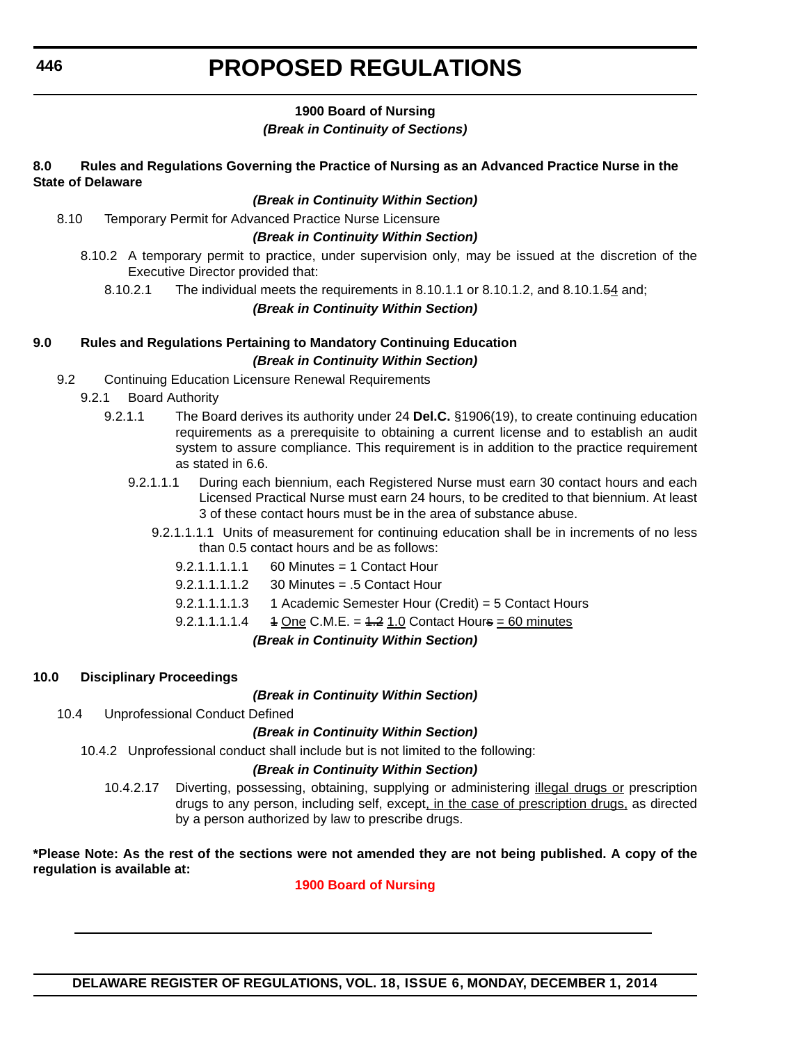## 1900 Board of Nursing

***(Break in Continuity of Sections)***

**8.0 Rules and Regulations Governing the Practice of Nursing as an Advanced Practice Nurse in the State of Delaware**

***(Break in Continuity Within Section)***

8.10 Temporary Permit for Advanced Practice Nurse Licensure

***(Break in Continuity Within Section)***

8.10.2 A temporary permit to practice, under supervision only, may be issued at the discretion of the Executive Director provided that:

8.10.2.1 The individual meets the requirements in 8.10.1.1 or 8.10.1.2, and 8.10.1.~~5~~<u>4</u> and;

***(Break in Continuity Within Section)***

**9.0 Rules and Regulations Pertaining to Mandatory Continuing Education**

***(Break in Continuity Within Section)***

9.2 Continuing Education Licensure Renewal Requirements

9.2.1 Board Authority

9.2.1.1 The Board derives its authority under 24 **Del.C.** §1906(19), to create continuing education requirements as a prerequisite to obtaining a current license and to establish an audit system to assure compliance. This requirement is in addition to the practice requirement as stated in 6.6.

9.2.1.1.1 During each biennium, each Registered Nurse must earn 30 contact hours and each Licensed Practical Nurse must earn 24 hours, to be credited to that biennium. At least 3 of these contact hours must be in the area of substance abuse.

9.2.1.1.1.1 Units of measurement for continuing education shall be in increments of no less than 0.5 contact hours and be as follows:

9.2.1.1.1.1.1 60 Minutes = 1 Contact Hour

9.2.1.1.1.1.2 30 Minutes = .5 Contact Hour

9.2.1.1.1.1.3 1 Academic Semester Hour (Credit) = 5 Contact Hours

9.2.1.1.1.1.4 ~~1~~ <u>One</u> C.M.E. = ~~1.2~~ <u>1.0</u> Contact Hour~~s~~ <u>= 60 minutes</u>

***(Break in Continuity Within Section)***

**10.0 Disciplinary Proceedings**

***(Break in Continuity Within Section)***

10.4 Unprofessional Conduct Defined

***(Break in Continuity Within Section)***

10.4.2 Unprofessional conduct shall include but is not limited to the following:

***(Break in Continuity Within Section)***

10.4.2.17 Diverting, possessing, obtaining, supplying or administering <u>illegal drugs or</u> prescription drugs to any person, including self, except<u>, in the case of prescription drugs,</u> as directed by a person authorized by law to prescribe drugs.

**\*Please Note: As the rest of the sections were not amended they are not being published. A copy of the regulation is available at:**

**1900 Board of Nursing**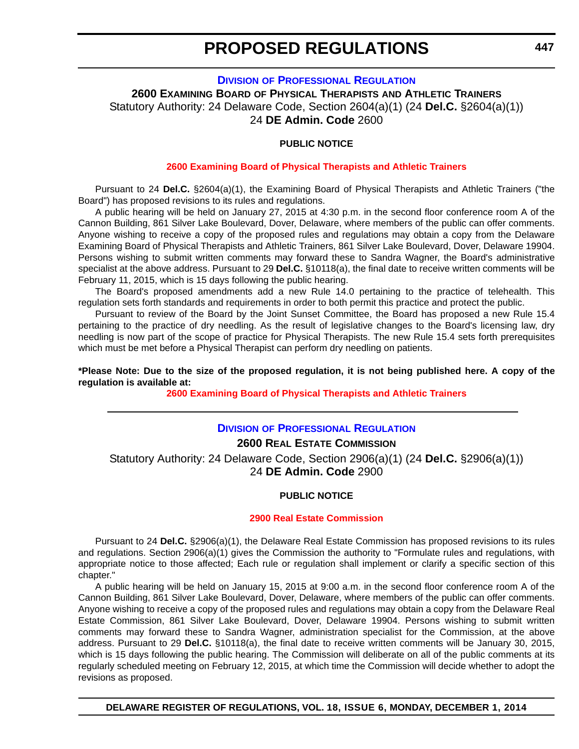# PROPOSED REGULATIONS

## DIVISION OF PROFESSIONAL REGULATION

### 2600 EXAMINING BOARD OF PHYSICAL THERAPISTS AND ATHLETIC TRAINERS

Statutory Authority: 24 Delaware Code, Section 2604(a)(1) (24 **Del.C.** §2604(a)(1))
24 **DE Admin. Code** 2600

**PUBLIC NOTICE**

**2600 Examining Board of Physical Therapists and Athletic Trainers**

Pursuant to 24 **Del.C.** §2604(a)(1), the Examining Board of Physical Therapists and Athletic Trainers ("the Board") has proposed revisions to its rules and regulations.

A public hearing will be held on January 27, 2015 at 4:30 p.m. in the second floor conference room A of the Cannon Building, 861 Silver Lake Boulevard, Dover, Delaware, where members of the public can offer comments. Anyone wishing to receive a copy of the proposed rules and regulations may obtain a copy from the Delaware Examining Board of Physical Therapists and Athletic Trainers, 861 Silver Lake Boulevard, Dover, Delaware 19904. Persons wishing to submit written comments may forward these to Sandra Wagner, the Board's administrative specialist at the above address. Pursuant to 29 **Del.C.** §10118(a), the final date to receive written comments will be February 11, 2015, which is 15 days following the public hearing.

The Board's proposed amendments add a new Rule 14.0 pertaining to the practice of telehealth. This regulation sets forth standards and requirements in order to both permit this practice and protect the public.

Pursuant to review of the Board by the Joint Sunset Committee, the Board has proposed a new Rule 15.4 pertaining to the practice of dry needling. As the result of legislative changes to the Board's licensing law, dry needling is now part of the scope of practice for Physical Therapists. The new Rule 15.4 sets forth prerequisites which must be met before a Physical Therapist can perform dry needling on patients.

**\*Please Note: Due to the size of the proposed regulation, it is not being published here. A copy of the regulation is available at:**

**2600 Examining Board of Physical Therapists and Athletic Trainers**

---

## DIVISION OF PROFESSIONAL REGULATION

### 2600 REAL ESTATE COMMISSION

Statutory Authority: 24 Delaware Code, Section 2906(a)(1) (24 **Del.C.** §2906(a)(1))
24 **DE Admin. Code** 2900

**PUBLIC NOTICE**

**2900 Real Estate Commission**

Pursuant to 24 **Del.C.** §2906(a)(1), the Delaware Real Estate Commission has proposed revisions to its rules and regulations. Section 2906(a)(1) gives the Commission the authority to "Formulate rules and regulations, with appropriate notice to those affected; Each rule or regulation shall implement or clarify a specific section of this chapter."

A public hearing will be held on January 15, 2015 at 9:00 a.m. in the second floor conference room A of the Cannon Building, 861 Silver Lake Boulevard, Dover, Delaware, where members of the public can offer comments. Anyone wishing to receive a copy of the proposed rules and regulations may obtain a copy from the Delaware Real Estate Commission, 861 Silver Lake Boulevard, Dover, Delaware 19904. Persons wishing to submit written comments may forward these to Sandra Wagner, administration specialist for the Commission, at the above address. Pursuant to 29 **Del.C.** §10118(a), the final date to receive written comments will be January 30, 2015, which is 15 days following the public hearing. The Commission will deliberate on all of the public comments at its regularly scheduled meeting on February 12, 2015, at which time the Commission will decide whether to adopt the revisions as proposed.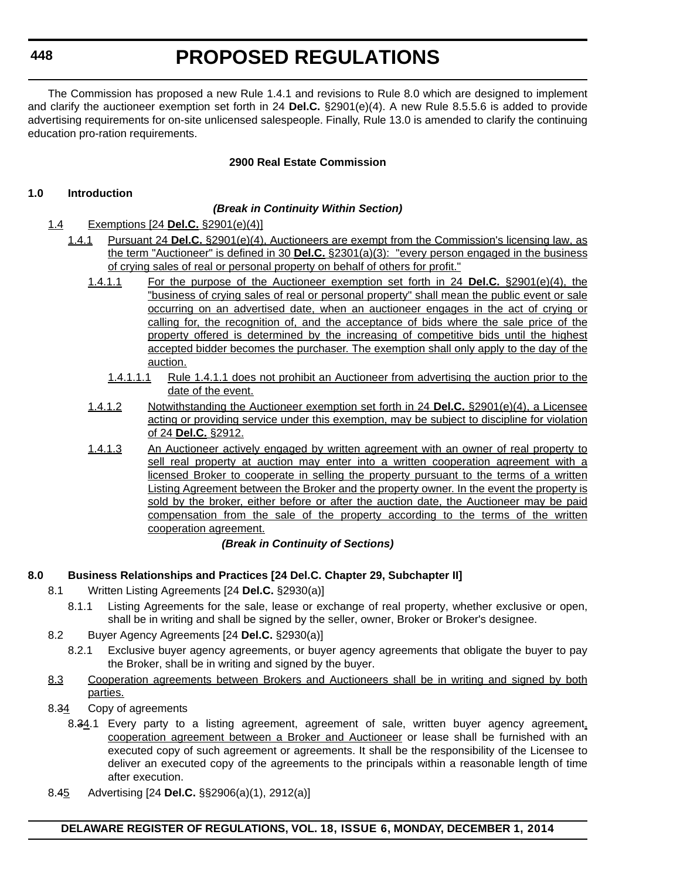# PROPOSED REGULATIONS

The Commission has proposed a new Rule 1.4.1 and revisions to Rule 8.0 which are designed to implement and clarify the auctioneer exemption set forth in 24 **Del.C.** §2901(e)(4). A new Rule 8.5.5.6 is added to provide advertising requirements for on-site unlicensed salespeople. Finally, Rule 13.0 is amended to clarify the continuing education pro-ration requirements.

**2900 Real Estate Commission**

**1.0 Introduction**

***(Break in Continuity Within Section)***

1.4 Exemptions [24 **Del.C.** §2901(e)(4)]

1.4.1 Pursuant 24 **Del.C.** §2901(e)(4), Auctioneers are exempt from the Commission's licensing law, as the term "Auctioneer" is defined in 30 **Del.C.** §2301(a)(3): "every person engaged in the business of crying sales of real or personal property on behalf of others for profit."

1.4.1.1 For the purpose of the Auctioneer exemption set forth in 24 **Del.C.** §2901(e)(4), the "business of crying sales of real or personal property" shall mean the public event or sale occurring on an advertised date, when an auctioneer engages in the act of crying or calling for, the recognition of, and the acceptance of bids where the sale price of the property offered is determined by the increasing of competitive bids until the highest accepted bidder becomes the purchaser. The exemption shall only apply to the day of the auction.

1.4.1.1.1 Rule 1.4.1.1 does not prohibit an Auctioneer from advertising the auction prior to the date of the event.

1.4.1.2 Notwithstanding the Auctioneer exemption set forth in 24 **Del.C.** §2901(e)(4), a Licensee acting or providing service under this exemption, may be subject to discipline for violation of 24 **Del.C.** §2912.

1.4.1.3 An Auctioneer actively engaged by written agreement with an owner of real property to sell real property at auction may enter into a written cooperation agreement with a licensed Broker to cooperate in selling the property pursuant to the terms of a written Listing Agreement between the Broker and the property owner. In the event the property is sold by the broker, either before or after the auction date, the Auctioneer may be paid compensation from the sale of the property according to the terms of the written cooperation agreement.

***(Break in Continuity of Sections)***

**8.0 Business Relationships and Practices [24 Del.C. Chapter 29, Subchapter II]**

8.1 Written Listing Agreements [24 **Del.C.** §2930(a)]

8.1.1 Listing Agreements for the sale, lease or exchange of real property, whether exclusive or open, shall be in writing and shall be signed by the seller, owner, Broker or Broker's designee.

8.2 Buyer Agency Agreements [24 **Del.C.** §2930(a)]

8.2.1 Exclusive buyer agency agreements, or buyer agency agreements that obligate the buyer to pay the Broker, shall be in writing and signed by the buyer.

8.3 Cooperation agreements between Brokers and Auctioneers shall be in writing and signed by both parties.

8.~~3~~4 Copy of agreements

8.~~3~~4.1 Every party to a listing agreement, agreement of sale, written buyer agency agreement, cooperation agreement between a Broker and Auctioneer or lease shall be furnished with an executed copy of such agreement or agreements. It shall be the responsibility of the Licensee to deliver an executed copy of the agreements to the principals within a reasonable length of time after execution.

8.~~4~~5 Advertising [24 **Del.C.** §§2906(a)(1), 2912(a)]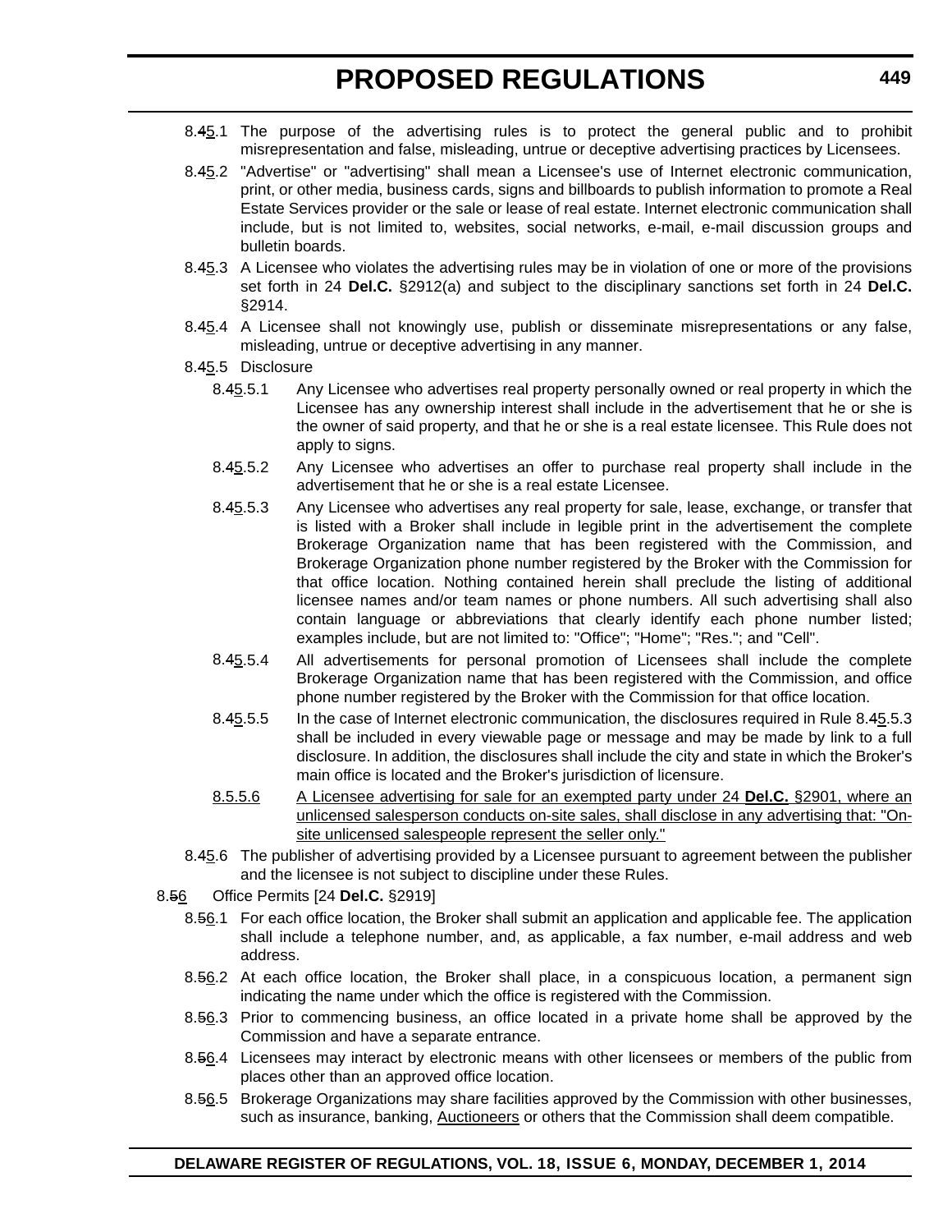8.~~4~~<u>5</u>.1 The purpose of the advertising rules is to protect the general public and to prohibit misrepresentation and false, misleading, untrue or deceptive advertising practices by Licensees.

8.~~4~~<u>5</u>.2 "Advertise" or "advertising" shall mean a Licensee's use of Internet electronic communication, print, or other media, business cards, signs and billboards to publish information to promote a Real Estate Services provider or the sale or lease of real estate. Internet electronic communication shall include, but is not limited to, websites, social networks, e-mail, e-mail discussion groups and bulletin boards.

8.~~4~~<u>5</u>.3 A Licensee who violates the advertising rules may be in violation of one or more of the provisions set forth in 24 **Del.C.** §2912(a) and subject to the disciplinary sanctions set forth in 24 **Del.C.** §2914.

8.~~4~~<u>5</u>.4 A Licensee shall not knowingly use, publish or disseminate misrepresentations or any false, misleading, untrue or deceptive advertising in any manner.

8.~~4~~<u>5</u>.5 Disclosure

8.~~4~~<u>5</u>.5.1 Any Licensee who advertises real property personally owned or real property in which the Licensee has any ownership interest shall include in the advertisement that he or she is the owner of said property, and that he or she is a real estate licensee. This Rule does not apply to signs.

8.~~4~~<u>5</u>.5.2 Any Licensee who advertises an offer to purchase real property shall include in the advertisement that he or she is a real estate Licensee.

8.~~4~~<u>5</u>.5.3 Any Licensee who advertises any real property for sale, lease, exchange, or transfer that is listed with a Broker shall include in legible print in the advertisement the complete Brokerage Organization name that has been registered with the Commission, and Brokerage Organization phone number registered by the Broker with the Commission for that office location. Nothing contained herein shall preclude the listing of additional licensee names and/or team names or phone numbers. All such advertising shall also contain language or abbreviations that clearly identify each phone number listed; examples include, but are not limited to: "Office"; "Home"; "Res."; and "Cell".

8.~~4~~<u>5</u>.5.4 All advertisements for personal promotion of Licensees shall include the complete Brokerage Organization name that has been registered with the Commission, and office phone number registered by the Broker with the Commission for that office location.

8.~~4~~<u>5</u>.5.5 In the case of Internet electronic communication, the disclosures required in Rule 8.~~4~~<u>5</u>.5.3 shall be included in every viewable page or message and may be made by link to a full disclosure. In addition, the disclosures shall include the city and state in which the Broker's main office is located and the Broker's jurisdiction of licensure.

<u>8.5.5.6 A Licensee advertising for sale for an exempted party under 24 **Del.C.** §2901, where an unlicensed salesperson conducts on-site sales, shall disclose in any advertising that: "On-site unlicensed salespeople represent the seller only."</u>

8.~~4~~<u>5</u>.6 The publisher of advertising provided by a Licensee pursuant to agreement between the publisher and the licensee is not subject to discipline under these Rules.

8.~~5~~<u>6</u> Office Permits [24 **Del.C.** §2919]

8.~~5~~<u>6</u>.1 For each office location, the Broker shall submit an application and applicable fee. The application shall include a telephone number, and, as applicable, a fax number, e-mail address and web address.

8.~~5~~<u>6</u>.2 At each office location, the Broker shall place, in a conspicuous location, a permanent sign indicating the name under which the office is registered with the Commission.

8.~~5~~<u>6</u>.3 Prior to commencing business, an office located in a private home shall be approved by the Commission and have a separate entrance.

8.~~5~~<u>6</u>.4 Licensees may interact by electronic means with other licensees or members of the public from places other than an approved office location.

8.~~5~~<u>6</u>.5 Brokerage Organizations may share facilities approved by the Commission with other businesses, such as insurance, banking, <u>Auctioneers</u> or others that the Commission shall deem compatible.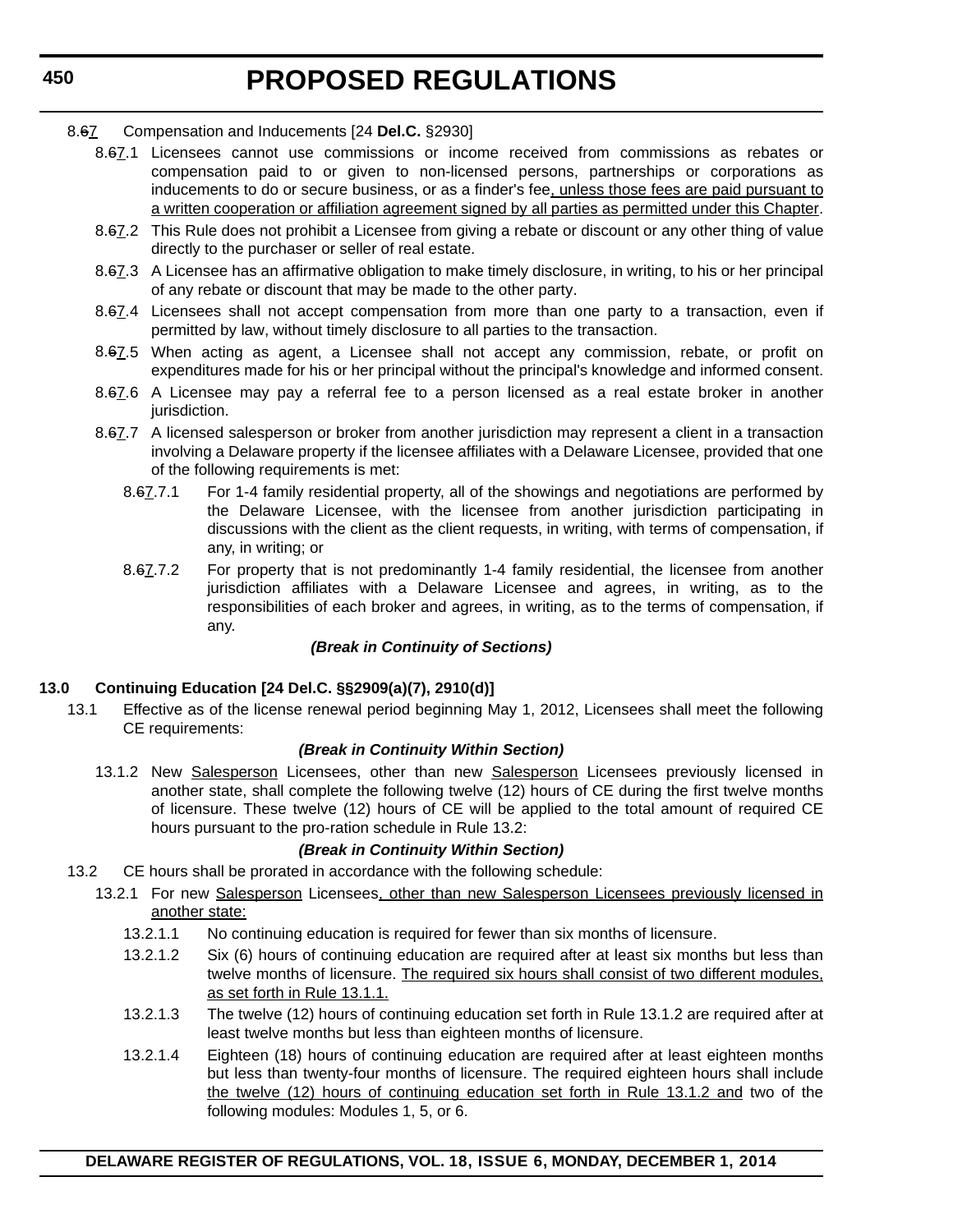8.~~6~~<u>7</u> Compensation and Inducements [24 **Del.C.** §2930]

8.~~6~~<u>7</u>.1 Licensees cannot use commissions or income received from commissions as rebates or compensation paid to or given to non-licensed persons, partnerships or corporations as inducements to do or secure business, or as a finder's fee<u>, unless those fees are paid pursuant to a written cooperation or affiliation agreement signed by all parties as permitted under this Chapter</u>.

8.~~6~~<u>7</u>.2 This Rule does not prohibit a Licensee from giving a rebate or discount or any other thing of value directly to the purchaser or seller of real estate.

8.~~6~~<u>7</u>.3 A Licensee has an affirmative obligation to make timely disclosure, in writing, to his or her principal of any rebate or discount that may be made to the other party.

8.~~6~~<u>7</u>.4 Licensees shall not accept compensation from more than one party to a transaction, even if permitted by law, without timely disclosure to all parties to the transaction.

8.~~6~~<u>7</u>.5 When acting as agent, a Licensee shall not accept any commission, rebate, or profit on expenditures made for his or her principal without the principal's knowledge and informed consent.

8.~~6~~<u>7</u>.6 A Licensee may pay a referral fee to a person licensed as a real estate broker in another jurisdiction.

8.~~6~~<u>7</u>.7 A licensed salesperson or broker from another jurisdiction may represent a client in a transaction involving a Delaware property if the licensee affiliates with a Delaware Licensee, provided that one of the following requirements is met:

8.~~6~~<u>7</u>.7.1 For 1-4 family residential property, all of the showings and negotiations are performed by the Delaware Licensee, with the licensee from another jurisdiction participating in discussions with the client as the client requests, in writing, with terms of compensation, if any, in writing; or

8.~~6~~<u>7</u>.7.2 For property that is not predominantly 1-4 family residential, the licensee from another jurisdiction affiliates with a Delaware Licensee and agrees, in writing, as to the responsibilities of each broker and agrees, in writing, as to the terms of compensation, if any.

***(Break in Continuity of Sections)***

**13.0 Continuing Education [24 Del.C. §§2909(a)(7), 2910(d)]**

13.1 Effective as of the license renewal period beginning May 1, 2012, Licensees shall meet the following CE requirements:

***(Break in Continuity Within Section)***

13.1.2 New <u>Salesperson</u> Licensees, other than new <u>Salesperson</u> Licensees previously licensed in another state, shall complete the following twelve (12) hours of CE during the first twelve months of licensure. These twelve (12) hours of CE will be applied to the total amount of required CE hours pursuant to the pro-ration schedule in Rule 13.2:

***(Break in Continuity Within Section)***

13.2 CE hours shall be prorated in accordance with the following schedule:

13.2.1 For new <u>Salesperson</u> Licensees<u>, other than new Salesperson Licensees previously licensed in another state:</u>

13.2.1.1 No continuing education is required for fewer than six months of licensure.

13.2.1.2 Six (6) hours of continuing education are required after at least six months but less than twelve months of licensure. <u>The required six hours shall consist of two different modules, as set forth in Rule 13.1.1.</u>

13.2.1.3 The twelve (12) hours of continuing education set forth in Rule 13.1.2 are required after at least twelve months but less than eighteen months of licensure.

13.2.1.4 Eighteen (18) hours of continuing education are required after at least eighteen months but less than twenty-four months of licensure. The required eighteen hours shall include <u>the twelve (12) hours of continuing education set forth in Rule 13.1.2 and</u> two of the following modules: Modules 1, 5, or 6.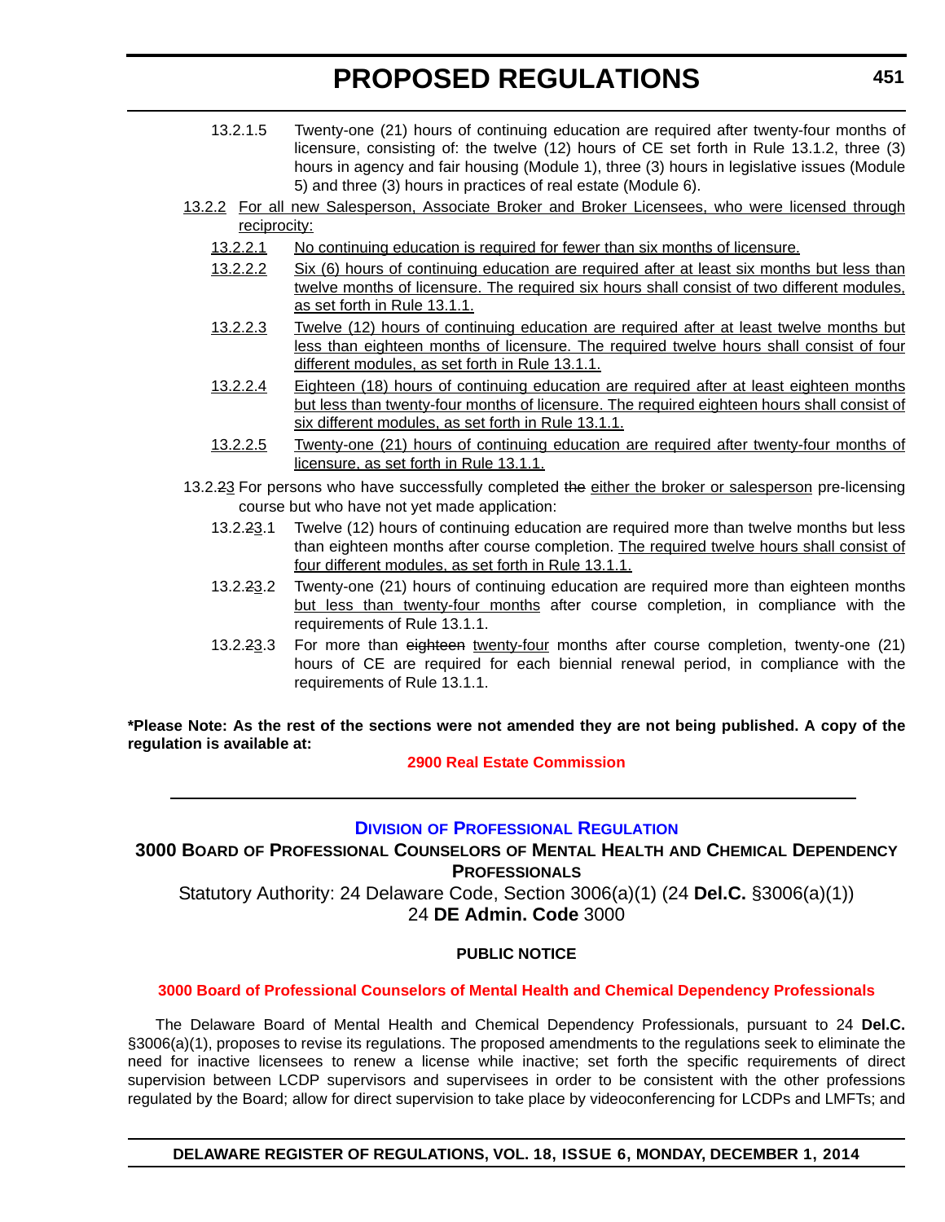13.2.1.5 Twenty-one (21) hours of continuing education are required after twenty-four months of licensure, consisting of: the twelve (12) hours of CE set forth in Rule 13.1.2, three (3) hours in agency and fair housing (Module 1), three (3) hours in legislative issues (Module 5) and three (3) hours in practices of real estate (Module 6).

13.2.2 For all new Salesperson, Associate Broker and Broker Licensees, who were licensed through reciprocity:

13.2.2.1 No continuing education is required for fewer than six months of licensure.

13.2.2.2 Six (6) hours of continuing education are required after at least six months but less than twelve months of licensure. The required six hours shall consist of two different modules, as set forth in Rule 13.1.1.

13.2.2.3 Twelve (12) hours of continuing education are required after at least twelve months but less than eighteen months of licensure. The required twelve hours shall consist of four different modules, as set forth in Rule 13.1.1.

13.2.2.4 Eighteen (18) hours of continuing education are required after at least eighteen months but less than twenty-four months of licensure. The required eighteen hours shall consist of six different modules, as set forth in Rule 13.1.1.

13.2.2.5 Twenty-one (21) hours of continuing education are required after twenty-four months of licensure, as set forth in Rule 13.1.1.

13.2.~~2~~3 For persons who have successfully completed ~~the~~ either the broker or salesperson pre-licensing course but who have not yet made application:

13.2.~~2~~3.1 Twelve (12) hours of continuing education are required more than twelve months but less than eighteen months after course completion. The required twelve hours shall consist of four different modules, as set forth in Rule 13.1.1.

13.2.~~2~~3.2 Twenty-one (21) hours of continuing education are required more than eighteen months but less than twenty-four months after course completion, in compliance with the requirements of Rule 13.1.1.

13.2.~~2~~3.3 For more than ~~eighteen~~ twenty-four months after course completion, twenty-one (21) hours of CE are required for each biennial renewal period, in compliance with the requirements of Rule 13.1.1.

**\*Please Note: As the rest of the sections were not amended they are not being published. A copy of the regulation is available at:**

**2900 Real Estate Commission**

---

## Division of Professional Regulation

### 3000 Board of Professional Counselors of Mental Health and Chemical Dependency Professionals

Statutory Authority: 24 Delaware Code, Section 3006(a)(1) (24 **Del.C.** §3006(a)(1))
24 **DE Admin. Code** 3000

**PUBLIC NOTICE**

**3000 Board of Professional Counselors of Mental Health and Chemical Dependency Professionals**

The Delaware Board of Mental Health and Chemical Dependency Professionals, pursuant to 24 **Del.C.** §3006(a)(1), proposes to revise its regulations. The proposed amendments to the regulations seek to eliminate the need for inactive licensees to renew a license while inactive; set forth the specific requirements of direct supervision between LCDP supervisors and supervisees in order to be consistent with the other professions regulated by the Board; allow for direct supervision to take place by videoconferencing for LCDPs and LMFTs; and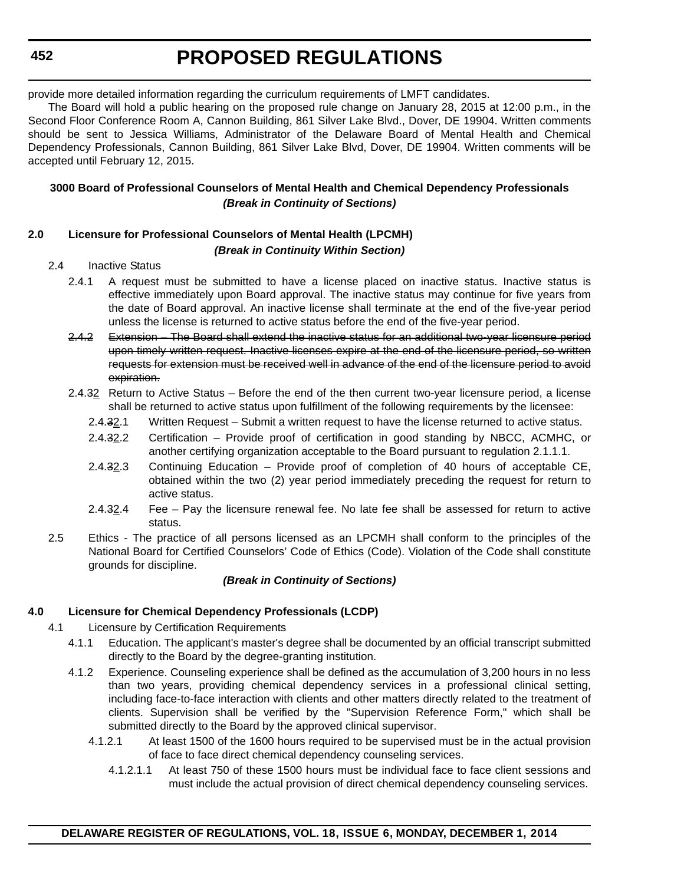provide more detailed information regarding the curriculum requirements of LMFT candidates.

The Board will hold a public hearing on the proposed rule change on January 28, 2015 at 12:00 p.m., in the Second Floor Conference Room A, Cannon Building, 861 Silver Lake Blvd., Dover, DE 19904. Written comments should be sent to Jessica Williams, Administrator of the Delaware Board of Mental Health and Chemical Dependency Professionals, Cannon Building, 861 Silver Lake Blvd, Dover, DE 19904. Written comments will be accepted until February 12, 2015.

**3000 Board of Professional Counselors of Mental Health and Chemical Dependency Professionals**

***(Break in Continuity of Sections)***

**2.0 Licensure for Professional Counselors of Mental Health (LPCMH)**

***(Break in Continuity Within Section)***

2.4 Inactive Status

2.4.1 A request must be submitted to have a license placed on inactive status. Inactive status is effective immediately upon Board approval. The inactive status may continue for five years from the date of Board approval. An inactive license shall terminate at the end of the five-year period unless the license is returned to active status before the end of the five-year period.

~~2.4.2 Extension – The Board shall extend the inactive status for an additional two-year licensure period upon timely written request. Inactive licenses expire at the end of the licensure period, so written requests for extension must be received well in advance of the end of the licensure period to avoid expiration.~~

2.4.~~3~~2 Return to Active Status – Before the end of the then current two-year licensure period, a license shall be returned to active status upon fulfillment of the following requirements by the licensee:

2.4.~~3~~2.1 Written Request – Submit a written request to have the license returned to active status.

2.4.~~3~~2.2 Certification – Provide proof of certification in good standing by NBCC, ACMHC, or another certifying organization acceptable to the Board pursuant to regulation 2.1.1.1.

2.4.~~3~~2.3 Continuing Education – Provide proof of completion of 40 hours of acceptable CE, obtained within the two (2) year period immediately preceding the request for return to active status.

2.4.~~3~~2.4 Fee – Pay the licensure renewal fee. No late fee shall be assessed for return to active status.

2.5 Ethics - The practice of all persons licensed as an LPCMH shall conform to the principles of the National Board for Certified Counselors' Code of Ethics (Code). Violation of the Code shall constitute grounds for discipline.

***(Break in Continuity of Sections)***

**4.0 Licensure for Chemical Dependency Professionals (LCDP)**

4.1 Licensure by Certification Requirements

4.1.1 Education. The applicant's master's degree shall be documented by an official transcript submitted directly to the Board by the degree-granting institution.

4.1.2 Experience. Counseling experience shall be defined as the accumulation of 3,200 hours in no less than two years, providing chemical dependency services in a professional clinical setting, including face-to-face interaction with clients and other matters directly related to the treatment of clients. Supervision shall be verified by the "Supervision Reference Form," which shall be submitted directly to the Board by the approved clinical supervisor.

4.1.2.1 At least 1500 of the 1600 hours required to be supervised must be in the actual provision of face to face direct chemical dependency counseling services.

4.1.2.1.1 At least 750 of these 1500 hours must be individual face to face client sessions and must include the actual provision of direct chemical dependency counseling services.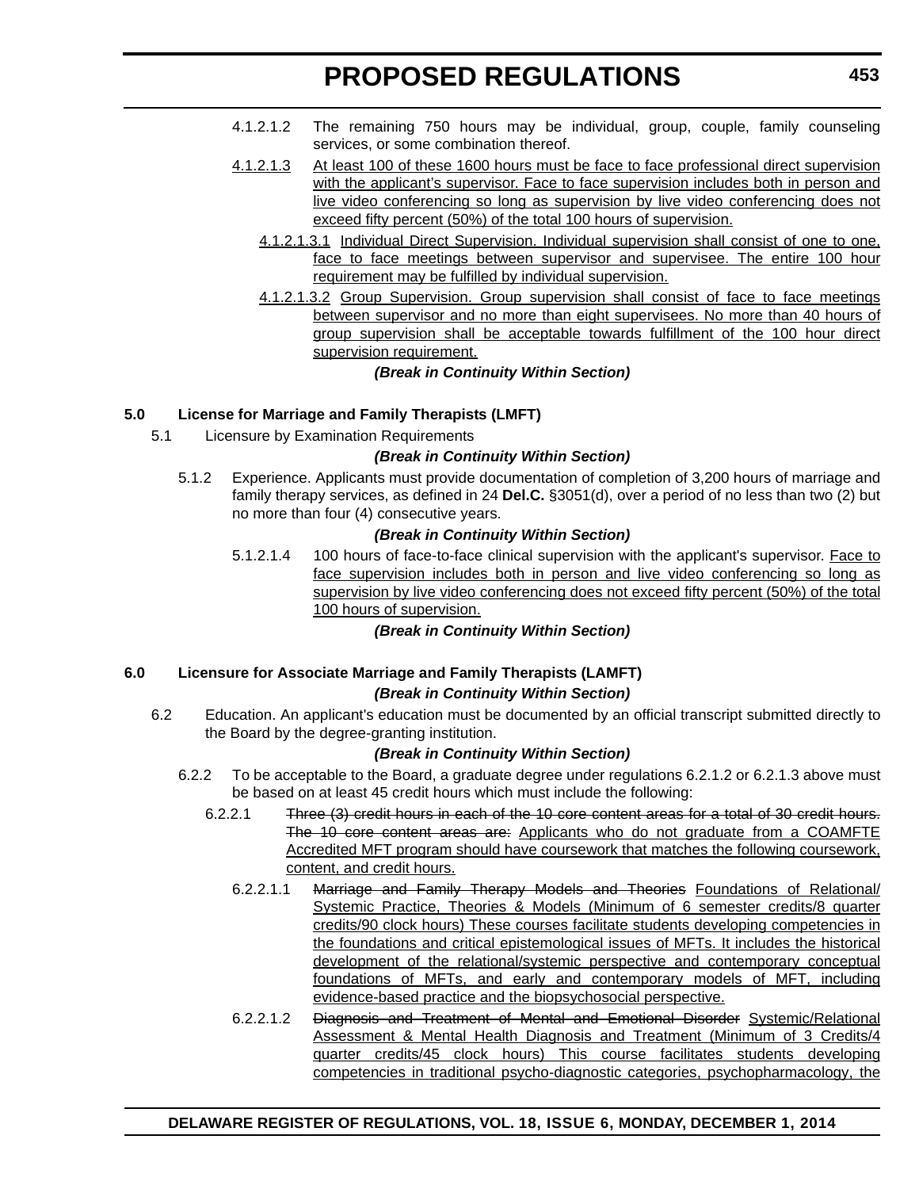4.1.2.1.2 The remaining 750 hours may be individual, group, couple, family counseling services, or some combination thereof.

<u>4.1.2.1.3</u> <u>At least 100 of these 1600 hours must be face to face professional direct supervision with the applicant's supervisor. Face to face supervision includes both in person and live video conferencing so long as supervision by live video conferencing does not exceed fifty percent (50%) of the total 100 hours of supervision.</u>

<u>4.1.2.1.3.1</u> <u>Individual Direct Supervision. Individual supervision shall consist of one to one, face to face meetings between supervisor and supervisee. The entire 100 hour requirement may be fulfilled by individual supervision.</u>

<u>4.1.2.1.3.2</u> <u>Group Supervision. Group supervision shall consist of face to face meetings between supervisor and no more than eight supervisees. No more than 40 hours of group supervision shall be acceptable towards fulfillment of the 100 hour direct supervision requirement.</u>

***(Break in Continuity Within Section)***

**5.0 License for Marriage and Family Therapists (LMFT)**

5.1 Licensure by Examination Requirements

***(Break in Continuity Within Section)***

5.1.2 Experience. Applicants must provide documentation of completion of 3,200 hours of marriage and family therapy services, as defined in 24 **Del.C.** §3051(d), over a period of no less than two (2) but no more than four (4) consecutive years.

***(Break in Continuity Within Section)***

5.1.2.1.4 100 hours of face-to-face clinical supervision with the applicant's supervisor. <u>Face to face supervision includes both in person and live video conferencing so long as supervision by live video conferencing does not exceed fifty percent (50%) of the total 100 hours of supervision.</u>

***(Break in Continuity Within Section)***

**6.0 Licensure for Associate Marriage and Family Therapists (LAMFT)**

***(Break in Continuity Within Section)***

6.2 Education. An applicant's education must be documented by an official transcript submitted directly to the Board by the degree-granting institution.

***(Break in Continuity Within Section)***

6.2.2 To be acceptable to the Board, a graduate degree under regulations 6.2.1.2 or 6.2.1.3 above must be based on at least 45 credit hours which must include the following:

6.2.2.1 ~~Three (3) credit hours in each of the 10 core content areas for a total of 30 credit hours. The 10 core content areas are:~~ <u>Applicants who do not graduate from a COAMFTE Accredited MFT program should have coursework that matches the following coursework, content, and credit hours.</u>

6.2.2.1.1 ~~Marriage and Family Therapy Models and Theories~~ <u>Foundations of Relational/ Systemic Practice, Theories & Models (Minimum of 6 semester credits/8 quarter credits/90 clock hours) These courses facilitate students developing competencies in the foundations and critical epistemological issues of MFTs. It includes the historical development of the relational/systemic perspective and contemporary conceptual foundations of MFTs, and early and contemporary models of MFT, including evidence-based practice and the biopsychosocial perspective.</u>

6.2.2.1.2 ~~Diagnosis and Treatment of Mental and Emotional Disorder~~ <u>Systemic/Relational Assessment & Mental Health Diagnosis and Treatment (Minimum of 3 Credits/4 quarter credits/45 clock hours) This course facilitates students developing competencies in traditional psycho-diagnostic categories, psychopharmacology, the</u>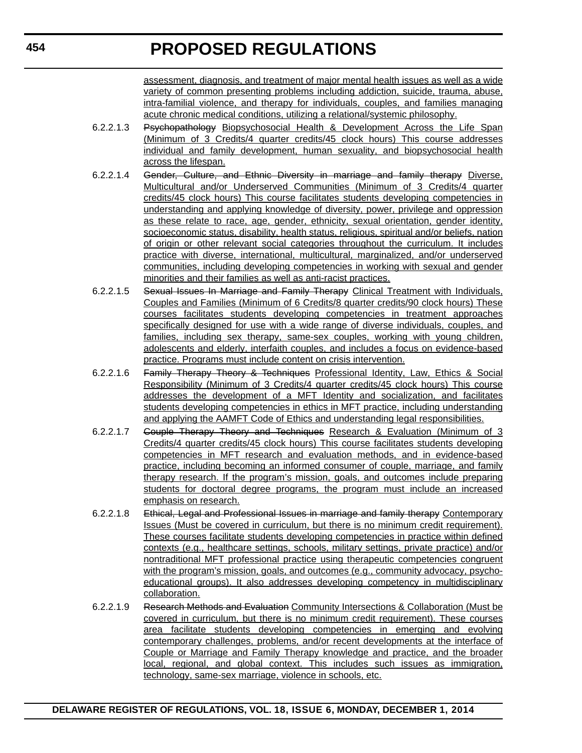assessment, diagnosis, and treatment of major mental health issues as well as a wide variety of common presenting problems including addiction, suicide, trauma, abuse, intra-familial violence, and therapy for individuals, couples, and families managing acute chronic medical conditions, utilizing a relational/systemic philosophy.

6.2.2.1.3 ~~Psychopathology~~ Biopsychosocial Health & Development Across the Life Span (Minimum of 3 Credits/4 quarter credits/45 clock hours) This course addresses individual and family development, human sexuality, and biopsychosocial health across the lifespan.

6.2.2.1.4 ~~Gender, Culture, and Ethnic Diversity in marriage and family therapy~~ Diverse, Multicultural and/or Underserved Communities (Minimum of 3 Credits/4 quarter credits/45 clock hours) This course facilitates students developing competencies in understanding and applying knowledge of diversity, power, privilege and oppression as these relate to race, age, gender, ethnicity, sexual orientation, gender identity, socioeconomic status, disability, health status, religious, spiritual and/or beliefs, nation of origin or other relevant social categories throughout the curriculum. It includes practice with diverse, international, multicultural, marginalized, and/or underserved communities, including developing competencies in working with sexual and gender minorities and their families as well as anti-racist practices.

6.2.2.1.5 ~~Sexual Issues In Marriage and Family Therapy~~ Clinical Treatment with Individuals, Couples and Families (Minimum of 6 Credits/8 quarter credits/90 clock hours) These courses facilitates students developing competencies in treatment approaches specifically designed for use with a wide range of diverse individuals, couples, and families, including sex therapy, same-sex couples, working with young children, adolescents and elderly, interfaith couples, and includes a focus on evidence-based practice. Programs must include content on crisis intervention.

6.2.2.1.6 ~~Family Therapy Theory & Techniques~~ Professional Identity, Law, Ethics & Social Responsibility (Minimum of 3 Credits/4 quarter credits/45 clock hours) This course addresses the development of a MFT Identity and socialization, and facilitates students developing competencies in ethics in MFT practice, including understanding and applying the AAMFT Code of Ethics and understanding legal responsibilities.

6.2.2.1.7 ~~Couple Therapy Theory and Techniques~~ Research & Evaluation (Minimum of 3 Credits/4 quarter credits/45 clock hours) This course facilitates students developing competencies in MFT research and evaluation methods, and in evidence-based practice, including becoming an informed consumer of couple, marriage, and family therapy research. If the program's mission, goals, and outcomes include preparing students for doctoral degree programs, the program must include an increased emphasis on research.

6.2.2.1.8 ~~Ethical, Legal and Professional Issues in marriage and family therapy~~ Contemporary Issues (Must be covered in curriculum, but there is no minimum credit requirement). These courses facilitate students developing competencies in practice within defined contexts (e.g., healthcare settings, schools, military settings, private practice) and/or nontraditional MFT professional practice using therapeutic competencies congruent with the program's mission, goals, and outcomes (e.g., community advocacy, psycho-educational groups). It also addresses developing competency in multidisciplinary collaboration.

6.2.2.1.9 ~~Research Methods and Evaluation~~ Community Intersections & Collaboration (Must be covered in curriculum, but there is no minimum credit requirement). These courses area facilitate students developing competencies in emerging and evolving contemporary challenges, problems, and/or recent developments at the interface of Couple or Marriage and Family Therapy knowledge and practice, and the broader local, regional, and global context. This includes such issues as immigration, technology, same-sex marriage, violence in schools, etc.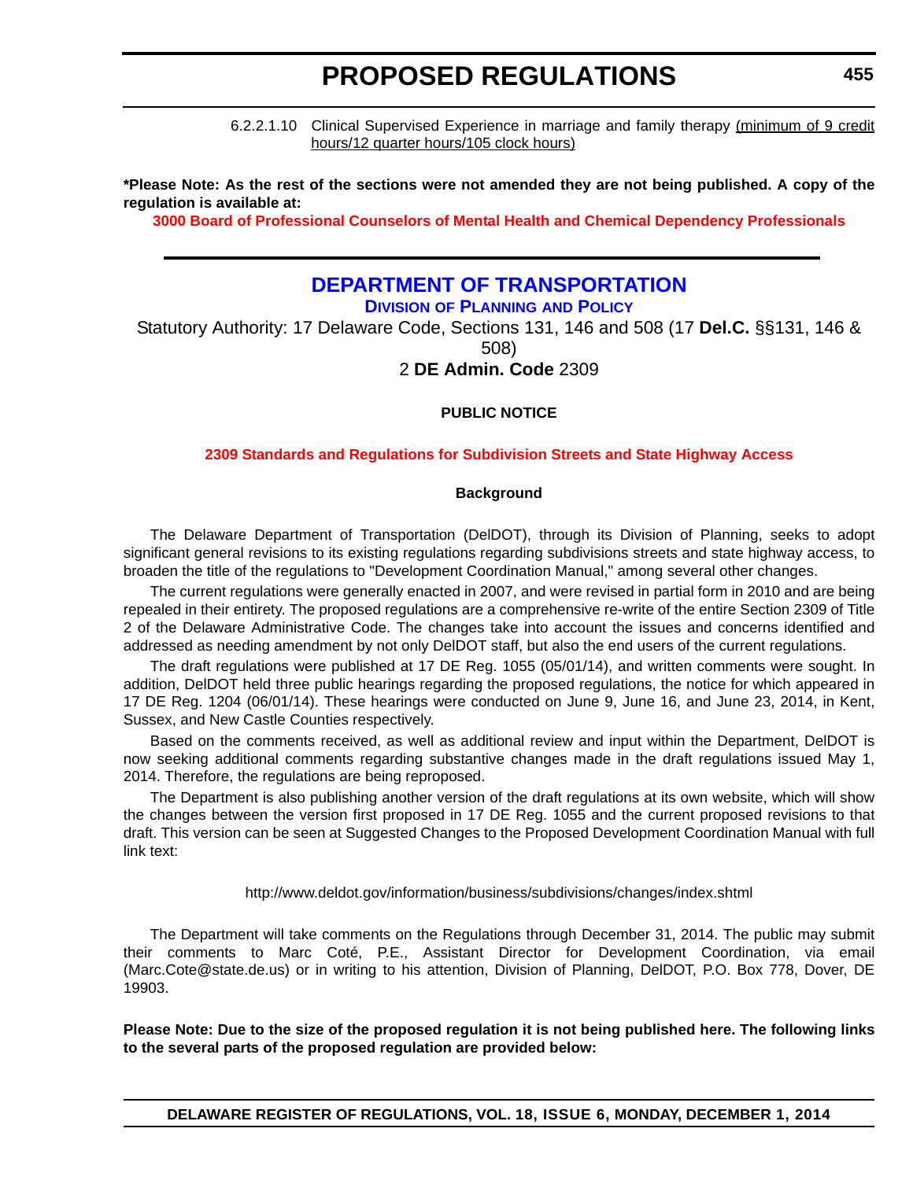6.2.2.1.10 Clinical Supervised Experience in marriage and family therapy (minimum of 9 credit hours/12 quarter hours/105 clock hours)

**\*Please Note: As the rest of the sections were not amended they are not being published. A copy of the regulation is available at:**

**3000 Board of Professional Counselors of Mental Health and Chemical Dependency Professionals**

---

## DEPARTMENT OF TRANSPORTATION

### Division of Planning and Policy

Statutory Authority: 17 Delaware Code, Sections 131, 146 and 508 (17 **Del.C.** §§131, 146 & 508)

2 **DE Admin. Code** 2309

**PUBLIC NOTICE**

**2309 Standards and Regulations for Subdivision Streets and State Highway Access**

**Background**

The Delaware Department of Transportation (DelDOT), through its Division of Planning, seeks to adopt significant general revisions to its existing regulations regarding subdivisions streets and state highway access, to broaden the title of the regulations to "Development Coordination Manual," among several other changes.

The current regulations were generally enacted in 2007, and were revised in partial form in 2010 and are being repealed in their entirety. The proposed regulations are a comprehensive re-write of the entire Section 2309 of Title 2 of the Delaware Administrative Code. The changes take into account the issues and concerns identified and addressed as needing amendment by not only DelDOT staff, but also the end users of the current regulations.

The draft regulations were published at 17 DE Reg. 1055 (05/01/14), and written comments were sought. In addition, DelDOT held three public hearings regarding the proposed regulations, the notice for which appeared in 17 DE Reg. 1204 (06/01/14). These hearings were conducted on June 9, June 16, and June 23, 2014, in Kent, Sussex, and New Castle Counties respectively.

Based on the comments received, as well as additional review and input within the Department, DelDOT is now seeking additional comments regarding substantive changes made in the draft regulations issued May 1, 2014. Therefore, the regulations are being reproposed.

The Department is also publishing another version of the draft regulations at its own website, which will show the changes between the version first proposed in 17 DE Reg. 1055 and the current proposed revisions to that draft. This version can be seen at Suggested Changes to the Proposed Development Coordination Manual with full link text:

http://www.deldot.gov/information/business/subdivisions/changes/index.shtml

The Department will take comments on the Regulations through December 31, 2014. The public may submit their comments to Marc Coté, P.E., Assistant Director for Development Coordination, via email (Marc.Cote@state.de.us) or in writing to his attention, Division of Planning, DelDOT, P.O. Box 778, Dover, DE 19903.

**Please Note: Due to the size of the proposed regulation it is not being published here. The following links to the several parts of the proposed regulation are provided below:**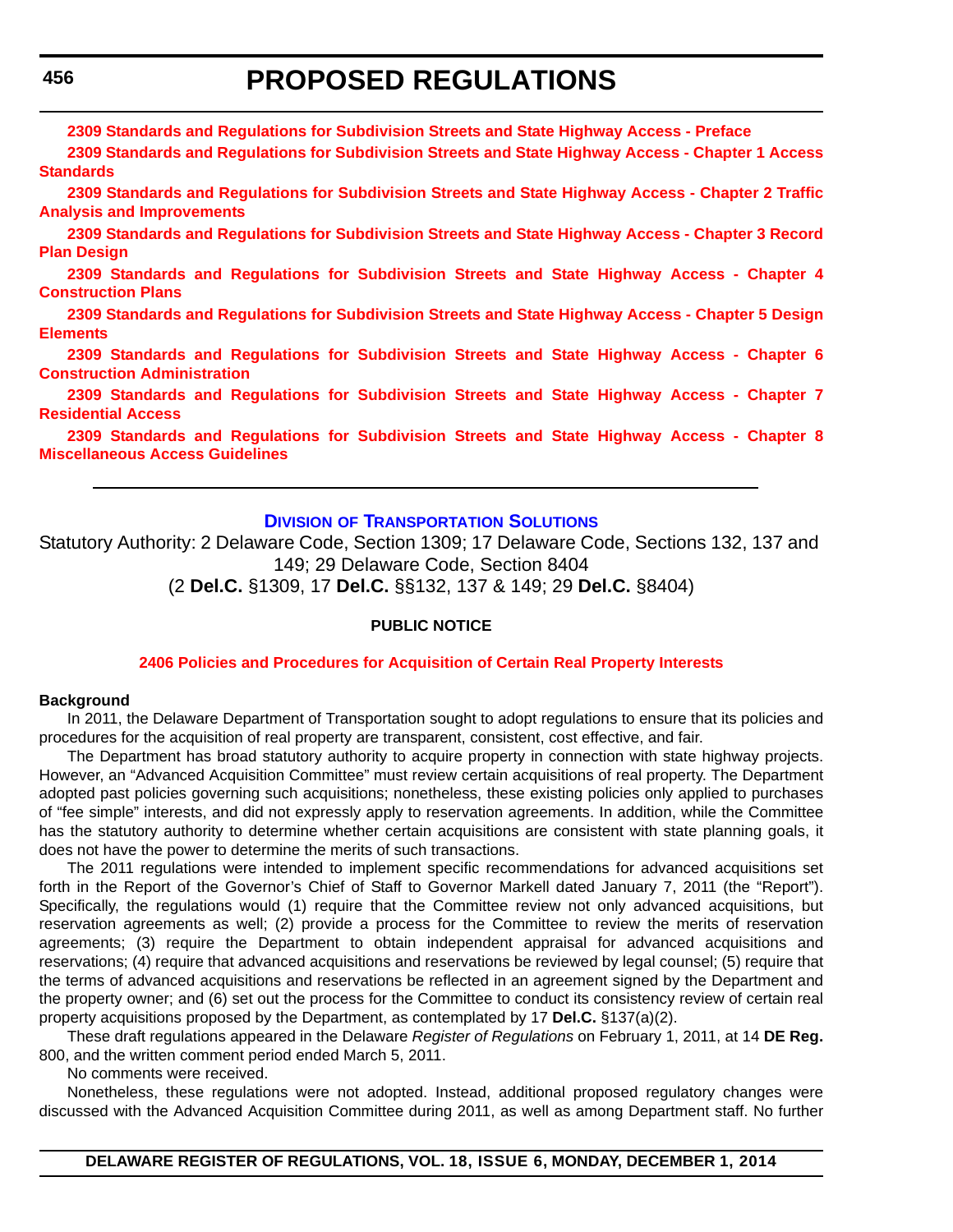**2309 Standards and Regulations for Subdivision Streets and State Highway Access - Preface**

**2309 Standards and Regulations for Subdivision Streets and State Highway Access - Chapter 1 Access Standards**

**2309 Standards and Regulations for Subdivision Streets and State Highway Access - Chapter 2 Traffic Analysis and Improvements**

**2309 Standards and Regulations for Subdivision Streets and State Highway Access - Chapter 3 Record Plan Design**

**2309 Standards and Regulations for Subdivision Streets and State Highway Access - Chapter 4 Construction Plans**

**2309 Standards and Regulations for Subdivision Streets and State Highway Access - Chapter 5 Design Elements**

**2309 Standards and Regulations for Subdivision Streets and State Highway Access - Chapter 6 Construction Administration**

**2309 Standards and Regulations for Subdivision Streets and State Highway Access - Chapter 7 Residential Access**

**2309 Standards and Regulations for Subdivision Streets and State Highway Access - Chapter 8 Miscellaneous Access Guidelines**

---

## DIVISION OF TRANSPORTATION SOLUTIONS

Statutory Authority: 2 Delaware Code, Section 1309; 17 Delaware Code, Sections 132, 137 and 149; 29 Delaware Code, Section 8404
(2 **Del.C.** §1309, 17 **Del.C.** §§132, 137 & 149; 29 **Del.C.** §8404)

### PUBLIC NOTICE

### 2406 Policies and Procedures for Acquisition of Certain Real Property Interests

**Background**

In 2011, the Delaware Department of Transportation sought to adopt regulations to ensure that its policies and procedures for the acquisition of real property are transparent, consistent, cost effective, and fair.

The Department has broad statutory authority to acquire property in connection with state highway projects. However, an "Advanced Acquisition Committee" must review certain acquisitions of real property. The Department adopted past policies governing such acquisitions; nonetheless, these existing policies only applied to purchases of "fee simple" interests, and did not expressly apply to reservation agreements. In addition, while the Committee has the statutory authority to determine whether certain acquisitions are consistent with state planning goals, it does not have the power to determine the merits of such transactions.

The 2011 regulations were intended to implement specific recommendations for advanced acquisitions set forth in the Report of the Governor's Chief of Staff to Governor Markell dated January 7, 2011 (the "Report"). Specifically, the regulations would (1) require that the Committee review not only advanced acquisitions, but reservation agreements as well; (2) provide a process for the Committee to review the merits of reservation agreements; (3) require the Department to obtain independent appraisal for advanced acquisitions and reservations; (4) require that advanced acquisitions and reservations be reviewed by legal counsel; (5) require that the terms of advanced acquisitions and reservations be reflected in an agreement signed by the Department and the property owner; and (6) set out the process for the Committee to conduct its consistency review of certain real property acquisitions proposed by the Department, as contemplated by 17 **Del.C.** §137(a)(2).

These draft regulations appeared in the Delaware *Register of Regulations* on February 1, 2011, at 14 **DE Reg.** 800, and the written comment period ended March 5, 2011.

No comments were received.

Nonetheless, these regulations were not adopted. Instead, additional proposed regulatory changes were discussed with the Advanced Acquisition Committee during 2011, as well as among Department staff. No further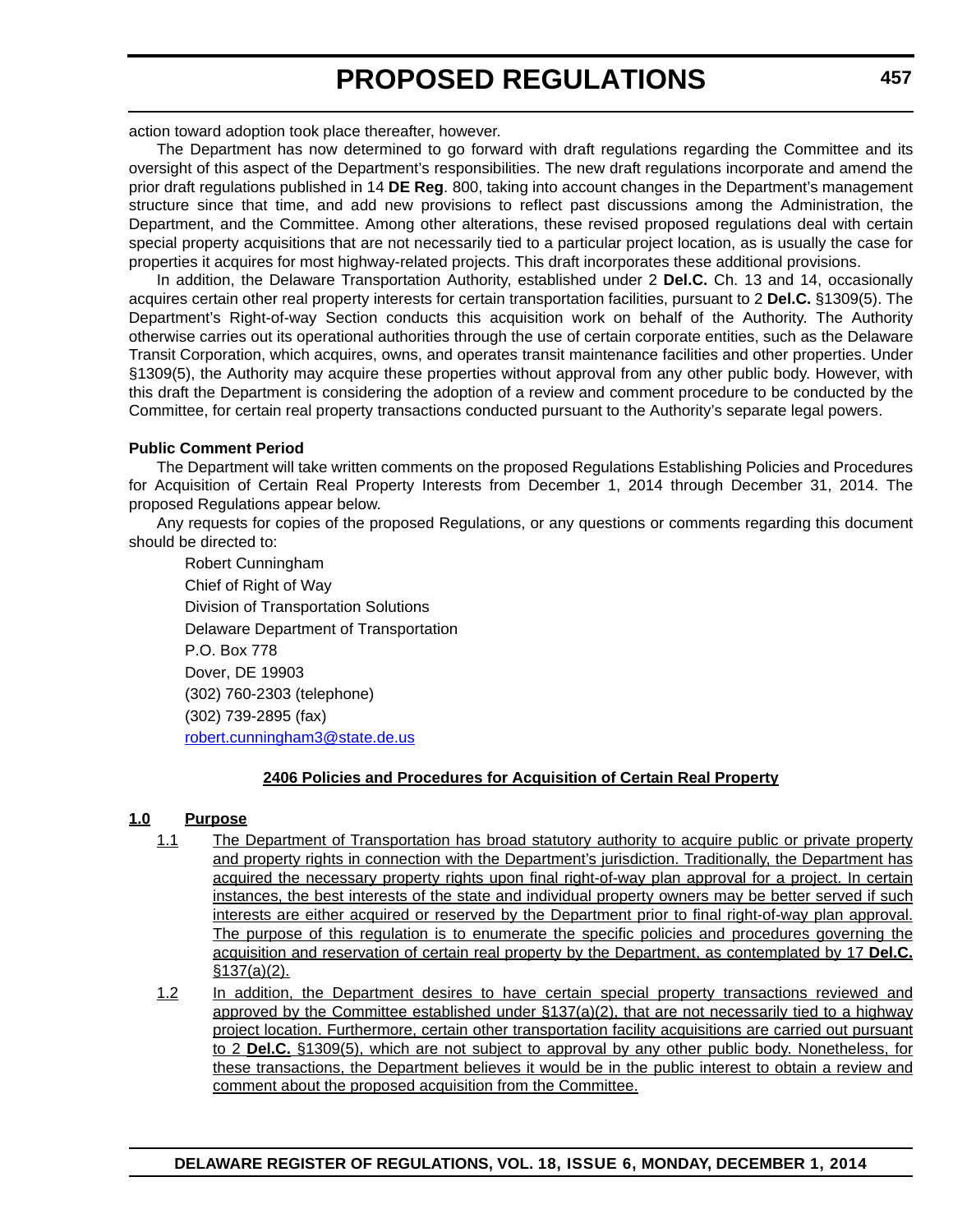action toward adoption took place thereafter, however.

The Department has now determined to go forward with draft regulations regarding the Committee and its oversight of this aspect of the Department's responsibilities. The new draft regulations incorporate and amend the prior draft regulations published in 14 **DE Reg**. 800, taking into account changes in the Department's management structure since that time, and add new provisions to reflect past discussions among the Administration, the Department, and the Committee. Among other alterations, these revised proposed regulations deal with certain special property acquisitions that are not necessarily tied to a particular project location, as is usually the case for properties it acquires for most highway-related projects. This draft incorporates these additional provisions.

In addition, the Delaware Transportation Authority, established under 2 **Del.C.** Ch. 13 and 14, occasionally acquires certain other real property interests for certain transportation facilities, pursuant to 2 **Del.C.** §1309(5). The Department's Right-of-way Section conducts this acquisition work on behalf of the Authority. The Authority otherwise carries out its operational authorities through the use of certain corporate entities, such as the Delaware Transit Corporation, which acquires, owns, and operates transit maintenance facilities and other properties. Under §1309(5), the Authority may acquire these properties without approval from any other public body. However, with this draft the Department is considering the adoption of a review and comment procedure to be conducted by the Committee, for certain real property transactions conducted pursuant to the Authority's separate legal powers.

**Public Comment Period**

The Department will take written comments on the proposed Regulations Establishing Policies and Procedures for Acquisition of Certain Real Property Interests from December 1, 2014 through December 31, 2014. The proposed Regulations appear below.

Any requests for copies of the proposed Regulations, or any questions or comments regarding this document should be directed to:

Robert Cunningham
Chief of Right of Way
Division of Transportation Solutions
Delaware Department of Transportation
P.O. Box 778
Dover, DE 19903
(302) 760-2303 (telephone)
(302) 739-2895 (fax)
robert.cunningham3@state.de.us

**2406 Policies and Procedures for Acquisition of Certain Real Property**

**1.0 Purpose**

1.1 The Department of Transportation has broad statutory authority to acquire public or private property and property rights in connection with the Department's jurisdiction. Traditionally, the Department has acquired the necessary property rights upon final right-of-way plan approval for a project. In certain instances, the best interests of the state and individual property owners may be better served if such interests are either acquired or reserved by the Department prior to final right-of-way plan approval. The purpose of this regulation is to enumerate the specific policies and procedures governing the acquisition and reservation of certain real property by the Department, as contemplated by 17 **Del.C.** §137(a)(2).

1.2 In addition, the Department desires to have certain special property transactions reviewed and approved by the Committee established under §137(a)(2), that are not necessarily tied to a highway project location. Furthermore, certain other transportation facility acquisitions are carried out pursuant to 2 **Del.C.** §1309(5), which are not subject to approval by any other public body. Nonetheless, for these transactions, the Department believes it would be in the public interest to obtain a review and comment about the proposed acquisition from the Committee.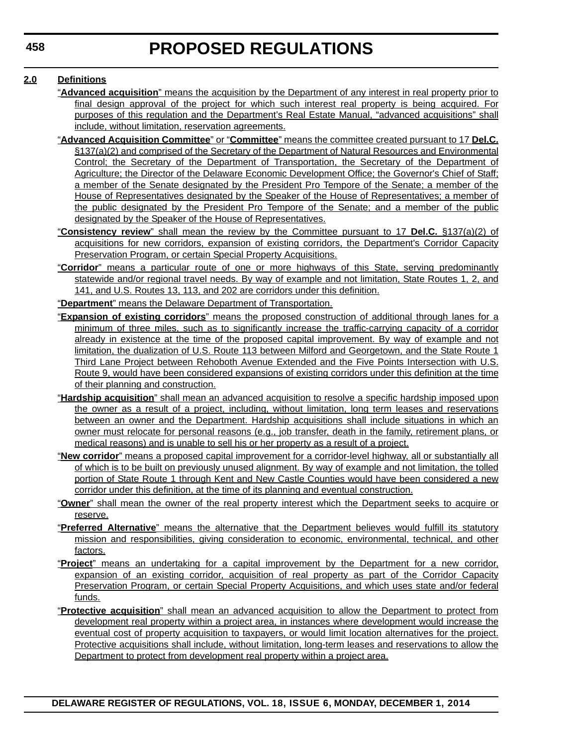**2.0 Definitions**

"**Advanced acquisition**" means the acquisition by the Department of any interest in real property prior to final design approval of the project for which such interest real property is being acquired. For purposes of this regulation and the Department's Real Estate Manual, "advanced acquisitions" shall include, without limitation, reservation agreements.

"**Advanced Acquisition Committee**" or "**Committee**" means the committee created pursuant to 17 **Del.C.** §137(a)(2) and comprised of the Secretary of the Department of Natural Resources and Environmental Control; the Secretary of the Department of Transportation, the Secretary of the Department of Agriculture; the Director of the Delaware Economic Development Office; the Governor's Chief of Staff; a member of the Senate designated by the President Pro Tempore of the Senate; a member of the House of Representatives designated by the Speaker of the House of Representatives; a member of the public designated by the President Pro Tempore of the Senate; and a member of the public designated by the Speaker of the House of Representatives.

"**Consistency review**" shall mean the review by the Committee pursuant to 17 **Del.C.** §137(a)(2) of acquisitions for new corridors, expansion of existing corridors, the Department's Corridor Capacity Preservation Program, or certain Special Property Acquisitions.

"**Corridor**" means a particular route of one or more highways of this State, serving predominantly statewide and/or regional travel needs. By way of example and not limitation, State Routes 1, 2, and 141, and U.S. Routes 13, 113, and 202 are corridors under this definition.

"**Department**" means the Delaware Department of Transportation.

"**Expansion of existing corridors**" means the proposed construction of additional through lanes for a minimum of three miles, such as to significantly increase the traffic-carrying capacity of a corridor already in existence at the time of the proposed capital improvement. By way of example and not limitation, the dualization of U.S. Route 113 between Milford and Georgetown, and the State Route 1 Third Lane Project between Rehoboth Avenue Extended and the Five Points Intersection with U.S. Route 9, would have been considered expansions of existing corridors under this definition at the time of their planning and construction.

"**Hardship acquisition**" shall mean an advanced acquisition to resolve a specific hardship imposed upon the owner as a result of a project, including, without limitation, long term leases and reservations between an owner and the Department. Hardship acquisitions shall include situations in which an owner must relocate for personal reasons (e.g., job transfer, death in the family, retirement plans, or medical reasons) and is unable to sell his or her property as a result of a project.

"**New corridor**" means a proposed capital improvement for a corridor-level highway, all or substantially all of which is to be built on previously unused alignment. By way of example and not limitation, the tolled portion of State Route 1 through Kent and New Castle Counties would have been considered a new corridor under this definition, at the time of its planning and eventual construction.

"**Owner**" shall mean the owner of the real property interest which the Department seeks to acquire or reserve.

"**Preferred Alternative**" means the alternative that the Department believes would fulfill its statutory mission and responsibilities, giving consideration to economic, environmental, technical, and other factors.

"**Project**" means an undertaking for a capital improvement by the Department for a new corridor, expansion of an existing corridor, acquisition of real property as part of the Corridor Capacity Preservation Program, or certain Special Property Acquisitions, and which uses state and/or federal funds.

"**Protective acquisition**" shall mean an advanced acquisition to allow the Department to protect from development real property within a project area, in instances where development would increase the eventual cost of property acquisition to taxpayers, or would limit location alternatives for the project. Protective acquisitions shall include, without limitation, long-term leases and reservations to allow the Department to protect from development real property within a project area.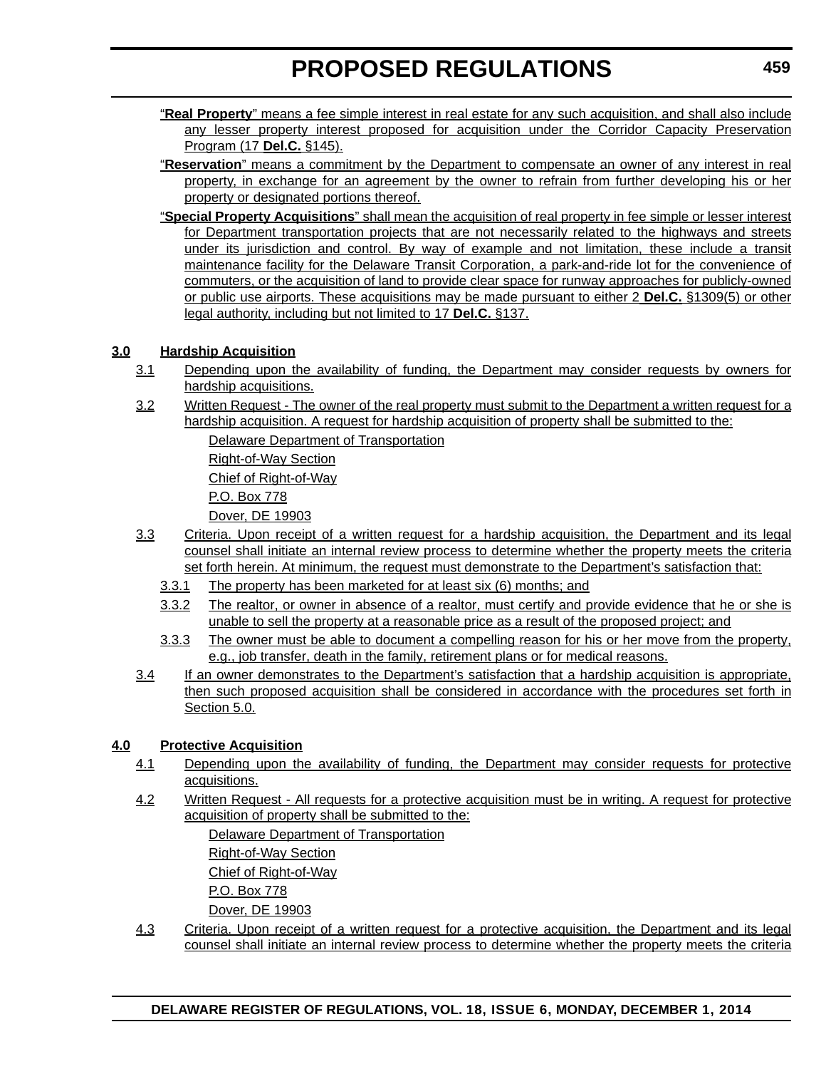"**Real Property**" means a fee simple interest in real estate for any such acquisition, and shall also include any lesser property interest proposed for acquisition under the Corridor Capacity Preservation Program (17 **Del.C.** §145).

"**Reservation**" means a commitment by the Department to compensate an owner of any interest in real property, in exchange for an agreement by the owner to refrain from further developing his or her property or designated portions thereof.

"**Special Property Acquisitions**" shall mean the acquisition of real property in fee simple or lesser interest for Department transportation projects that are not necessarily related to the highways and streets under its jurisdiction and control. By way of example and not limitation, these include a transit maintenance facility for the Delaware Transit Corporation, a park-and-ride lot for the convenience of commuters, or the acquisition of land to provide clear space for runway approaches for publicly-owned or public use airports. These acquisitions may be made pursuant to either 2 **Del.C.** §1309(5) or other legal authority, including but not limited to 17 **Del.C.** §137.

**3.0 Hardship Acquisition**

3.1 Depending upon the availability of funding, the Department may consider requests by owners for hardship acquisitions.

3.2 Written Request - The owner of the real property must submit to the Department a written request for a hardship acquisition. A request for hardship acquisition of property shall be submitted to the:

Delaware Department of Transportation
Right-of-Way Section
Chief of Right-of-Way
P.O. Box 778
Dover, DE 19903

3.3 Criteria. Upon receipt of a written request for a hardship acquisition, the Department and its legal counsel shall initiate an internal review process to determine whether the property meets the criteria set forth herein. At minimum, the request must demonstrate to the Department's satisfaction that:

3.3.1 The property has been marketed for at least six (6) months; and

3.3.2 The realtor, or owner in absence of a realtor, must certify and provide evidence that he or she is unable to sell the property at a reasonable price as a result of the proposed project; and

3.3.3 The owner must be able to document a compelling reason for his or her move from the property, e.g., job transfer, death in the family, retirement plans or for medical reasons.

3.4 If an owner demonstrates to the Department's satisfaction that a hardship acquisition is appropriate, then such proposed acquisition shall be considered in accordance with the procedures set forth in Section 5.0.

**4.0 Protective Acquisition**

4.1 Depending upon the availability of funding, the Department may consider requests for protective acquisitions.

4.2 Written Request - All requests for a protective acquisition must be in writing. A request for protective acquisition of property shall be submitted to the:

Delaware Department of Transportation
Right-of-Way Section
Chief of Right-of-Way
P.O. Box 778
Dover, DE 19903

4.3 Criteria. Upon receipt of a written request for a protective acquisition, the Department and its legal counsel shall initiate an internal review process to determine whether the property meets the criteria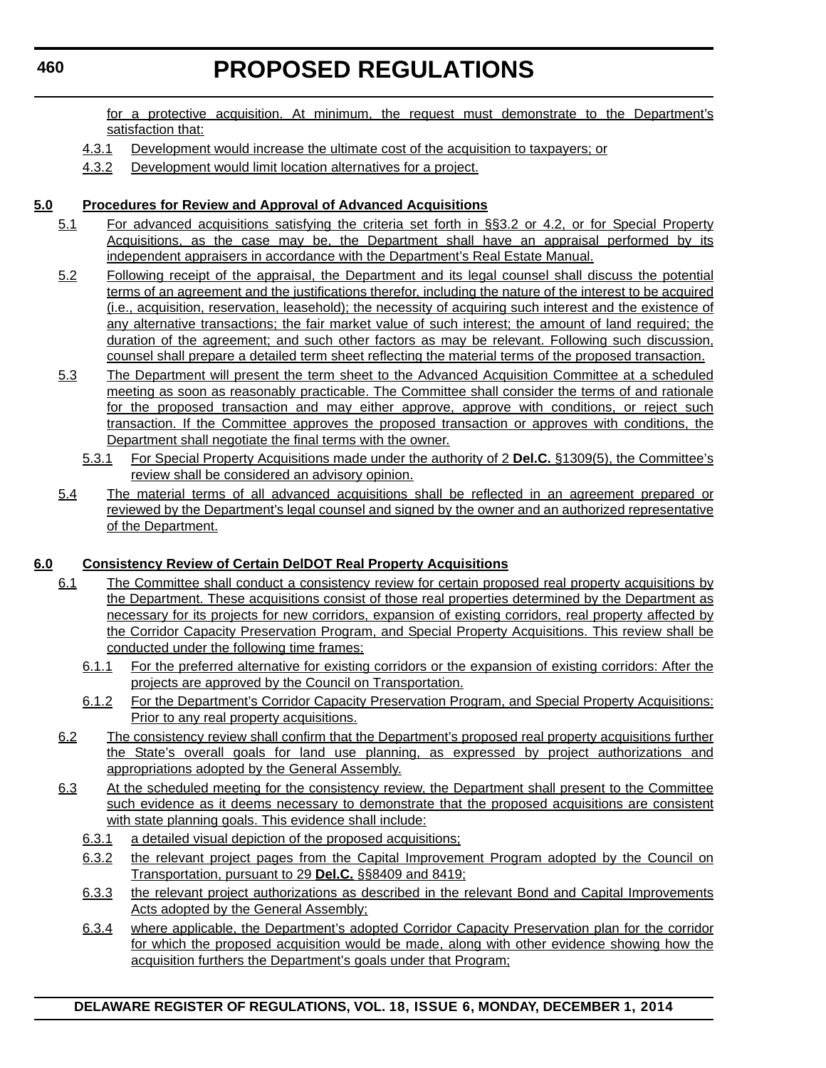for a protective acquisition. At minimum, the request must demonstrate to the Department's satisfaction that:

4.3.1 Development would increase the ultimate cost of the acquisition to taxpayers; or

4.3.2 Development would limit location alternatives for a project.

**5.0 Procedures for Review and Approval of Advanced Acquisitions**

5.1 For advanced acquisitions satisfying the criteria set forth in §§3.2 or 4.2, or for Special Property Acquisitions, as the case may be, the Department shall have an appraisal performed by its independent appraisers in accordance with the Department's Real Estate Manual.

5.2 Following receipt of the appraisal, the Department and its legal counsel shall discuss the potential terms of an agreement and the justifications therefor, including the nature of the interest to be acquired (i.e., acquisition, reservation, leasehold); the necessity of acquiring such interest and the existence of any alternative transactions; the fair market value of such interest; the amount of land required; the duration of the agreement; and such other factors as may be relevant. Following such discussion, counsel shall prepare a detailed term sheet reflecting the material terms of the proposed transaction.

5.3 The Department will present the term sheet to the Advanced Acquisition Committee at a scheduled meeting as soon as reasonably practicable. The Committee shall consider the terms of and rationale for the proposed transaction and may either approve, approve with conditions, or reject such transaction. If the Committee approves the proposed transaction or approves with conditions, the Department shall negotiate the final terms with the owner.

5.3.1 For Special Property Acquisitions made under the authority of 2 **Del.C.** §1309(5), the Committee's review shall be considered an advisory opinion.

5.4 The material terms of all advanced acquisitions shall be reflected in an agreement prepared or reviewed by the Department's legal counsel and signed by the owner and an authorized representative of the Department.

**6.0 Consistency Review of Certain DelDOT Real Property Acquisitions**

6.1 The Committee shall conduct a consistency review for certain proposed real property acquisitions by the Department. These acquisitions consist of those real properties determined by the Department as necessary for its projects for new corridors, expansion of existing corridors, real property affected by the Corridor Capacity Preservation Program, and Special Property Acquisitions. This review shall be conducted under the following time frames:

6.1.1 For the preferred alternative for existing corridors or the expansion of existing corridors: After the projects are approved by the Council on Transportation.

6.1.2 For the Department's Corridor Capacity Preservation Program, and Special Property Acquisitions: Prior to any real property acquisitions.

6.2 The consistency review shall confirm that the Department's proposed real property acquisitions further the State's overall goals for land use planning, as expressed by project authorizations and appropriations adopted by the General Assembly.

6.3 At the scheduled meeting for the consistency review, the Department shall present to the Committee such evidence as it deems necessary to demonstrate that the proposed acquisitions are consistent with state planning goals. This evidence shall include:

6.3.1 a detailed visual depiction of the proposed acquisitions;

6.3.2 the relevant project pages from the Capital Improvement Program adopted by the Council on Transportation, pursuant to 29 **Del.C.** §§8409 and 8419;

6.3.3 the relevant project authorizations as described in the relevant Bond and Capital Improvements Acts adopted by the General Assembly;

6.3.4 where applicable, the Department's adopted Corridor Capacity Preservation plan for the corridor for which the proposed acquisition would be made, along with other evidence showing how the acquisition furthers the Department's goals under that Program;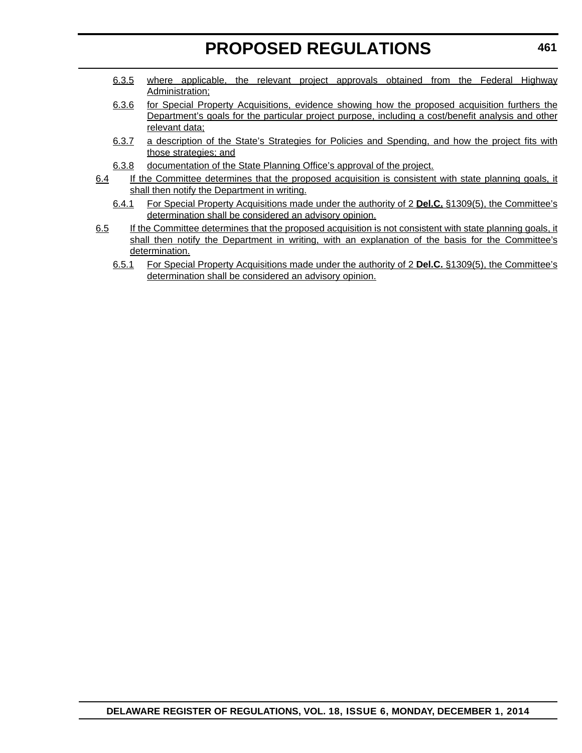6.3.5 where applicable, the relevant project approvals obtained from the Federal Highway Administration;

6.3.6 for Special Property Acquisitions, evidence showing how the proposed acquisition furthers the Department's goals for the particular project purpose, including a cost/benefit analysis and other relevant data;

6.3.7 a description of the State's Strategies for Policies and Spending, and how the project fits with those strategies; and

6.3.8 documentation of the State Planning Office's approval of the project.

6.4 If the Committee determines that the proposed acquisition is consistent with state planning goals, it shall then notify the Department in writing.

6.4.1 For Special Property Acquisitions made under the authority of 2 **Del.C.** §1309(5), the Committee's determination shall be considered an advisory opinion.

6.5 If the Committee determines that the proposed acquisition is not consistent with state planning goals, it shall then notify the Department in writing, with an explanation of the basis for the Committee's determination.

6.5.1 For Special Property Acquisitions made under the authority of 2 **Del.C.** §1309(5), the Committee's determination shall be considered an advisory opinion.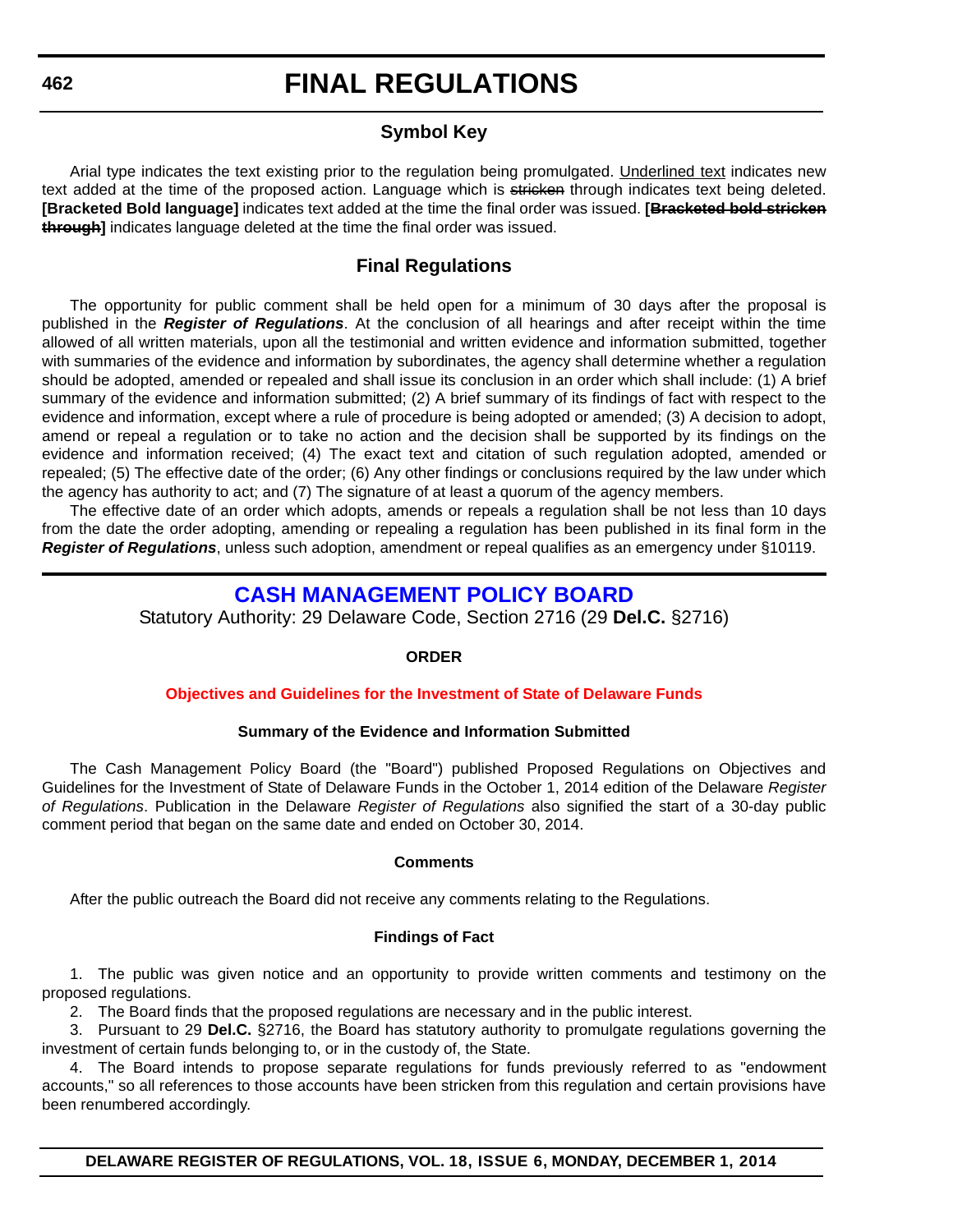# FINAL REGULATIONS

## Symbol Key

Arial type indicates the text existing prior to the regulation being promulgated. <u>Underlined text</u> indicates new text added at the time of the proposed action. Language which is ~~stricken~~ through indicates text being deleted. **[Bracketed Bold language]** indicates text added at the time the final order was issued. **[~~Bracketed bold stricken through~~]** indicates language deleted at the time the final order was issued.

## Final Regulations

The opportunity for public comment shall be held open for a minimum of 30 days after the proposal is published in the ***Register of Regulations***. At the conclusion of all hearings and after receipt within the time allowed of all written materials, upon all the testimonial and written evidence and information submitted, together with summaries of the evidence and information by subordinates, the agency shall determine whether a regulation should be adopted, amended or repealed and shall issue its conclusion in an order which shall include: (1) A brief summary of the evidence and information submitted; (2) A brief summary of its findings of fact with respect to the evidence and information, except where a rule of procedure is being adopted or amended; (3) A decision to adopt, amend or repeal a regulation or to take no action and the decision shall be supported by its findings on the evidence and information received; (4) The exact text and citation of such regulation adopted, amended or repealed; (5) The effective date of the order; (6) Any other findings or conclusions required by the law under which the agency has authority to act; and (7) The signature of at least a quorum of the agency members.

The effective date of an order which adopts, amends or repeals a regulation shall be not less than 10 days from the date the order adopting, amending or repealing a regulation has been published in its final form in the ***Register of Regulations***, unless such adoption, amendment or repeal qualifies as an emergency under §10119.

## CASH MANAGEMENT POLICY BOARD

Statutory Authority: 29 Delaware Code, Section 2716 (29 **Del.C.** §2716)

**ORDER**

**Objectives and Guidelines for the Investment of State of Delaware Funds**

**Summary of the Evidence and Information Submitted**

The Cash Management Policy Board (the "Board") published Proposed Regulations on Objectives and Guidelines for the Investment of State of Delaware Funds in the October 1, 2014 edition of the Delaware *Register of Regulations*. Publication in the Delaware *Register of Regulations* also signified the start of a 30-day public comment period that began on the same date and ended on October 30, 2014.

**Comments**

After the public outreach the Board did not receive any comments relating to the Regulations.

**Findings of Fact**

1. The public was given notice and an opportunity to provide written comments and testimony on the proposed regulations.
2. The Board finds that the proposed regulations are necessary and in the public interest.
3. Pursuant to 29 **Del.C.** §2716, the Board has statutory authority to promulgate regulations governing the investment of certain funds belonging to, or in the custody of, the State.
4. The Board intends to propose separate regulations for funds previously referred to as "endowment accounts," so all references to those accounts have been stricken from this regulation and certain provisions have been renumbered accordingly.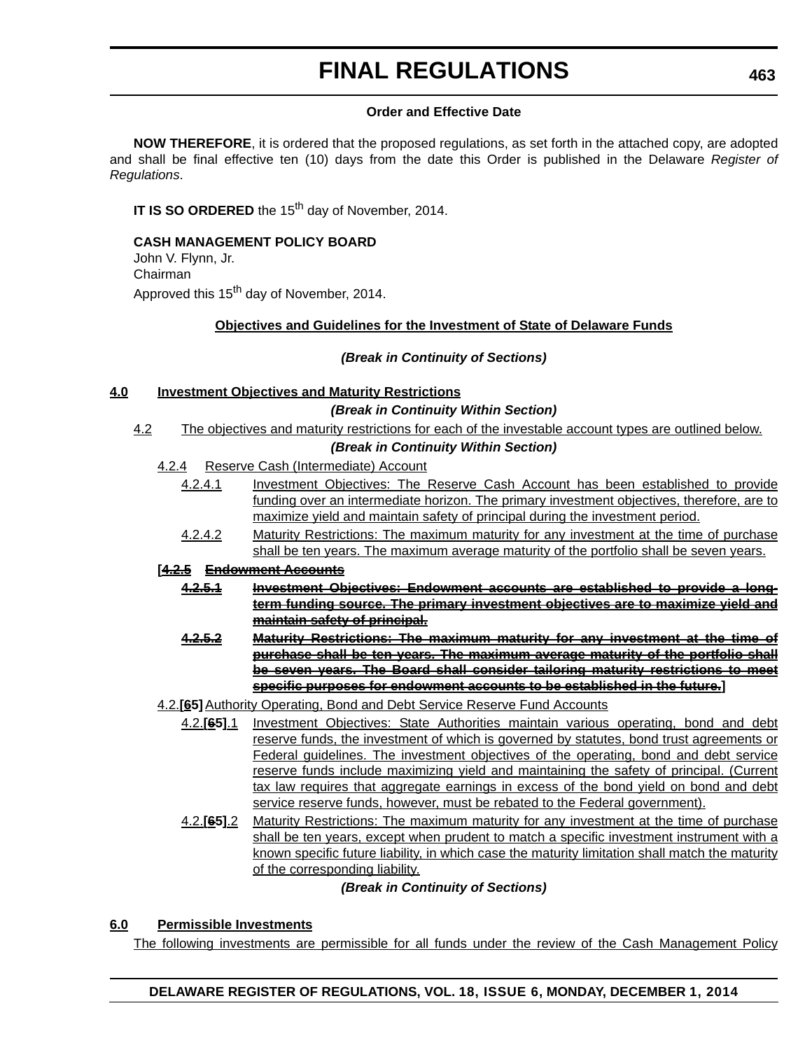### Order and Effective Date

**NOW THEREFORE**, it is ordered that the proposed regulations, as set forth in the attached copy, are adopted and shall be final effective ten (10) days from the date this Order is published in the Delaware *Register of Regulations*.

**IT IS SO ORDERED** the 15th day of November, 2014.

**CASH MANAGEMENT POLICY BOARD**
John V. Flynn, Jr.
Chairman
Approved this 15th day of November, 2014.

## Objectives and Guidelines for the Investment of State of Delaware Funds

***(Break in Continuity of Sections)***

**4.0 Investment Objectives and Maturity Restrictions**

***(Break in Continuity Within Section)***

4.2 The objectives and maturity restrictions for each of the investable account types are outlined below.

***(Break in Continuity Within Section)***

4.2.4 Reserve Cash (Intermediate) Account

4.2.4.1 Investment Objectives: The Reserve Cash Account has been established to provide funding over an intermediate horizon. The primary investment objectives, therefore, are to maximize yield and maintain safety of principal during the investment period.

4.2.4.2 Maturity Restrictions: The maximum maturity for any investment at the time of purchase shall be ten years. The maximum average maturity of the portfolio shall be seven years.

**[~~4.2.5 Endowment Accounts~~**

**~~4.2.5.1 Investment Objectives: Endowment accounts are established to provide a long-term funding source. The primary investment objectives are to maximize yield and maintain safety of principal.~~**

**~~4.2.5.2 Maturity Restrictions: The maximum maturity for any investment at the time of purchase shall be ten years. The maximum average maturity of the portfolio shall be seven years. The Board shall consider tailoring maturity restrictions to meet specific purposes for endowment accounts to be established in the future.~~]**

4.2.**[~~6~~5]** Authority Operating, Bond and Debt Service Reserve Fund Accounts

4.2.**[~~6~~5]**.1 Investment Objectives: State Authorities maintain various operating, bond and debt reserve funds, the investment of which is governed by statutes, bond trust agreements or Federal guidelines. The investment objectives of the operating, bond and debt service reserve funds include maximizing yield and maintaining the safety of principal. (Current tax law requires that aggregate earnings in excess of the bond yield on bond and debt service reserve funds, however, must be rebated to the Federal government).

4.2.**[~~6~~5]**.2 Maturity Restrictions: The maximum maturity for any investment at the time of purchase shall be ten years, except when prudent to match a specific investment instrument with a known specific future liability, in which case the maturity limitation shall match the maturity of the corresponding liability.

***(Break in Continuity of Sections)***

**6.0 Permissible Investments**

The following investments are permissible for all funds under the review of the Cash Management Policy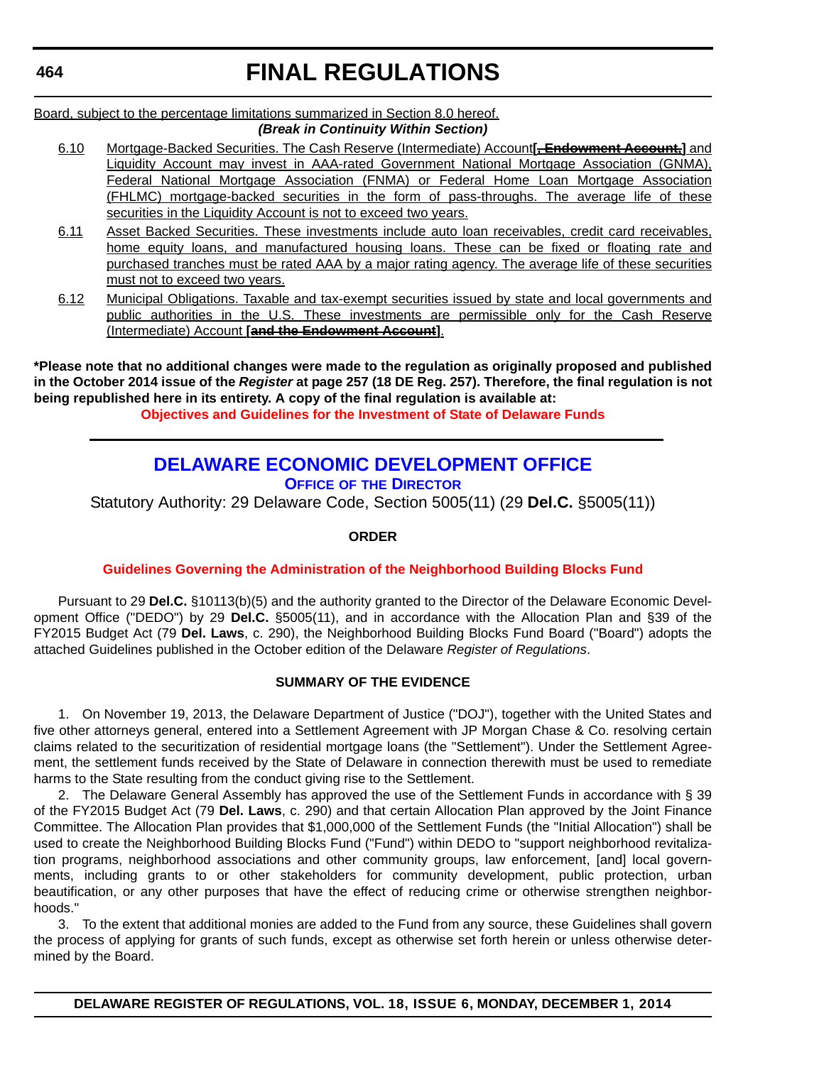Board, subject to the percentage limitations summarized in Section 8.0 hereof.

***(Break in Continuity Within Section)***

6.10 Mortgage-Backed Securities. The Cash Reserve (Intermediate) Account**[~~, Endowment Account,~~]** and Liquidity Account may invest in AAA-rated Government National Mortgage Association (GNMA), Federal National Mortgage Association (FNMA) or Federal Home Loan Mortgage Association (FHLMC) mortgage-backed securities in the form of pass-throughs. The average life of these securities in the Liquidity Account is not to exceed two years.

6.11 Asset Backed Securities. These investments include auto loan receivables, credit card receivables, home equity loans, and manufactured housing loans. These can be fixed or floating rate and purchased tranches must be rated AAA by a major rating agency. The average life of these securities must not to exceed two years.

6.12 Municipal Obligations. Taxable and tax-exempt securities issued by state and local governments and public authorities in the U.S. These investments are permissible only for the Cash Reserve (Intermediate) Account **[~~and the Endowment Account~~]**.

**\*Please note that no additional changes were made to the regulation as originally proposed and published in the October 2014 issue of the *Register* at page 257 (18 DE Reg. 257). Therefore, the final regulation is not being republished here in its entirety. A copy of the final regulation is available at:**

**Objectives and Guidelines for the Investment of State of Delaware Funds**

---

## DELAWARE ECONOMIC DEVELOPMENT OFFICE

### OFFICE OF THE DIRECTOR

Statutory Authority: 29 Delaware Code, Section 5005(11) (29 **Del.C.** §5005(11))

**ORDER**

**Guidelines Governing the Administration of the Neighborhood Building Blocks Fund**

Pursuant to 29 **Del.C.** §10113(b)(5) and the authority granted to the Director of the Delaware Economic Development Office ("DEDO") by 29 **Del.C.** §5005(11), and in accordance with the Allocation Plan and §39 of the FY2015 Budget Act (79 **Del. Laws**, c. 290), the Neighborhood Building Blocks Fund Board ("Board") adopts the attached Guidelines published in the October edition of the Delaware *Register of Regulations*.

**SUMMARY OF THE EVIDENCE**

1. On November 19, 2013, the Delaware Department of Justice ("DOJ"), together with the United States and five other attorneys general, entered into a Settlement Agreement with JP Morgan Chase & Co. resolving certain claims related to the securitization of residential mortgage loans (the "Settlement"). Under the Settlement Agreement, the settlement funds received by the State of Delaware in connection therewith must be used to remediate harms to the State resulting from the conduct giving rise to the Settlement.

2. The Delaware General Assembly has approved the use of the Settlement Funds in accordance with § 39 of the FY2015 Budget Act (79 **Del. Laws**, c. 290) and that certain Allocation Plan approved by the Joint Finance Committee. The Allocation Plan provides that $1,000,000 of the Settlement Funds (the "Initial Allocation") shall be used to create the Neighborhood Building Blocks Fund ("Fund") within DEDO to "support neighborhood revitalization programs, neighborhood associations and other community groups, law enforcement, [and] local governments, including grants to or other stakeholders for community development, public protection, urban beautification, or any other purposes that have the effect of reducing crime or otherwise strengthen neighborhoods."

3. To the extent that additional monies are added to the Fund from any source, these Guidelines shall govern the process of applying for grants of such funds, except as otherwise set forth herein or unless otherwise determined by the Board.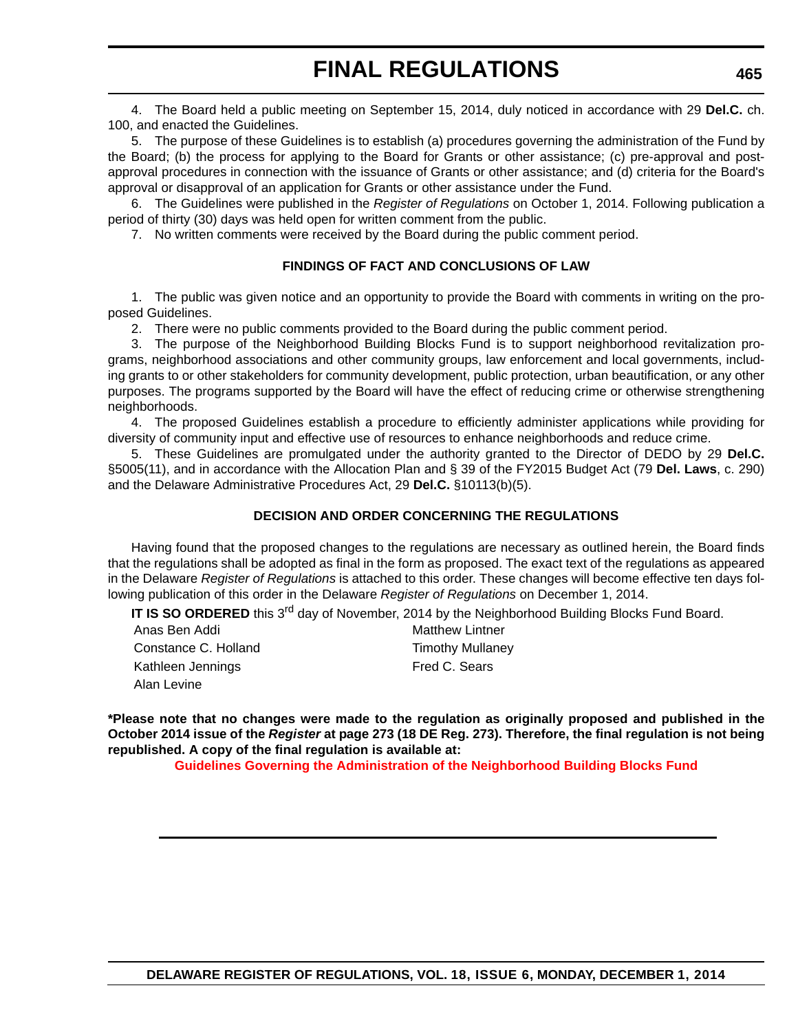4. The Board held a public meeting on September 15, 2014, duly noticed in accordance with 29 **Del.C.** ch. 100, and enacted the Guidelines.

5. The purpose of these Guidelines is to establish (a) procedures governing the administration of the Fund by the Board; (b) the process for applying to the Board for Grants or other assistance; (c) pre-approval and post-approval procedures in connection with the issuance of Grants or other assistance; and (d) criteria for the Board's approval or disapproval of an application for Grants or other assistance under the Fund.

6. The Guidelines were published in the *Register of Regulations* on October 1, 2014. Following publication a period of thirty (30) days was held open for written comment from the public.

7. No written comments were received by the Board during the public comment period.

**FINDINGS OF FACT AND CONCLUSIONS OF LAW**

1. The public was given notice and an opportunity to provide the Board with comments in writing on the proposed Guidelines.

2. There were no public comments provided to the Board during the public comment period.

3. The purpose of the Neighborhood Building Blocks Fund is to support neighborhood revitalization programs, neighborhood associations and other community groups, law enforcement and local governments, including grants to or other stakeholders for community development, public protection, urban beautification, or any other purposes. The programs supported by the Board will have the effect of reducing crime or otherwise strengthening neighborhoods.

4. The proposed Guidelines establish a procedure to efficiently administer applications while providing for diversity of community input and effective use of resources to enhance neighborhoods and reduce crime.

5. These Guidelines are promulgated under the authority granted to the Director of DEDO by 29 **Del.C.** §5005(11), and in accordance with the Allocation Plan and § 39 of the FY2015 Budget Act (79 **Del. Laws**, c. 290) and the Delaware Administrative Procedures Act, 29 **Del.C.** §10113(b)(5).

**DECISION AND ORDER CONCERNING THE REGULATIONS**

Having found that the proposed changes to the regulations are necessary as outlined herein, the Board finds that the regulations shall be adopted as final in the form as proposed. The exact text of the regulations as appeared in the Delaware *Register of Regulations* is attached to this order. These changes will become effective ten days following publication of this order in the Delaware *Register of Regulations* on December 1, 2014.

**IT IS SO ORDERED** this 3rd day of November, 2014 by the Neighborhood Building Blocks Fund Board.

| | |
|---|---|
| Anas Ben Addi | Matthew Lintner |
| Constance C. Holland | Timothy Mullaney |
| Kathleen Jennings | Fred C. Sears |
| Alan Levine | |

**\*Please note that no changes were made to the regulation as originally proposed and published in the October 2014 issue of the *Register* at page 273 (18 DE Reg. 273). Therefore, the final regulation is not being republished. A copy of the final regulation is available at:**

**Guidelines Governing the Administration of the Neighborhood Building Blocks Fund**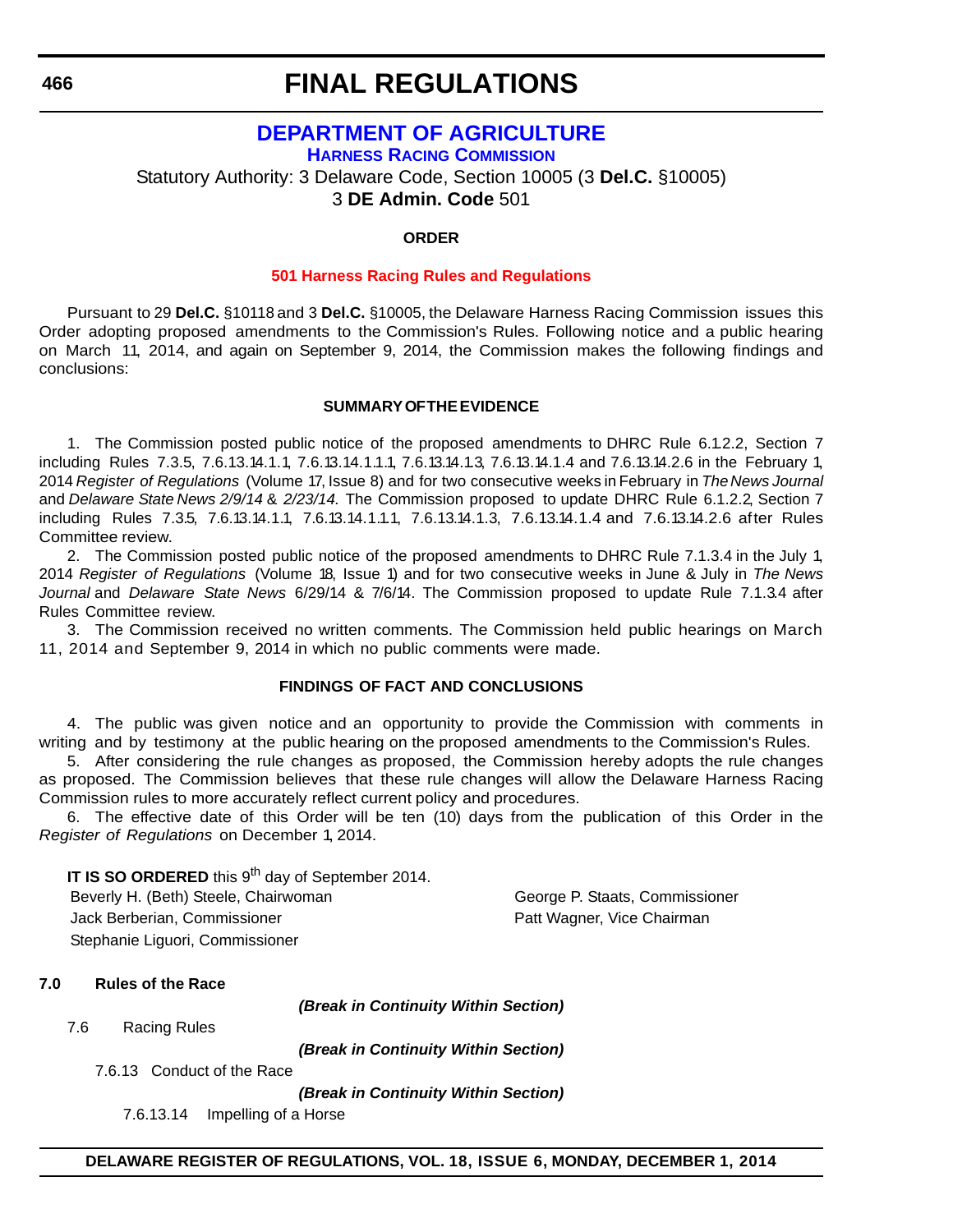# FINAL REGULATIONS

## DEPARTMENT OF AGRICULTURE

### HARNESS RACING COMMISSION

Statutory Authority: 3 Delaware Code, Section 10005 (3 **Del.C.** §10005)
3 **DE Admin. Code** 501

**ORDER**

**501 Harness Racing Rules and Regulations**

Pursuant to 29 **Del.C.** §10118 and 3 **Del.C.** §10005, the Delaware Harness Racing Commission issues this Order adopting proposed amendments to the Commission's Rules. Following notice and a public hearing on March 11, 2014, and again on September 9, 2014, the Commission makes the following findings and conclusions:

**SUMMARY OF THE EVIDENCE**

1. The Commission posted public notice of the proposed amendments to DHRC Rule 6.1.2.2, Section 7 including Rules 7.3.5, 7.6.13.14.1.1, 7.6.13.14.1.1.1, 7.6.13.14.1.3, 7.6.13.14.1.4 and 7.6.13.14.2.6 in the February 1, 2014 *Register of Regulations* (Volume 17, Issue 8) and for two consecutive weeks in February in *The News Journal* and *Delaware State News 2/9/14 & 2/23/14.* The Commission proposed to update DHRC Rule 6.1.2.2, Section 7 including Rules 7.3.5, 7.6.13.14.1.1, 7.6.13.14.1.1.1, 7.6.13.14.1.3, 7.6.13.14.1.4 and 7.6.13.14.2.6 after Rules Committee review.

2. The Commission posted public notice of the proposed amendments to DHRC Rule 7.1.3.4 in the July 1, 2014 *Register of Regulations* (Volume 18, Issue 1) and for two consecutive weeks in June & July in *The News Journal* and *Delaware State News* 6/29/14 & 7/6/14. The Commission proposed to update Rule 7.1.3.4 after Rules Committee review.

3. The Commission received no written comments. The Commission held public hearings on March 11, 2014 and September 9, 2014 in which no public comments were made.

**FINDINGS OF FACT AND CONCLUSIONS**

4. The public was given notice and an opportunity to provide the Commission with comments in writing and by testimony at the public hearing on the proposed amendments to the Commission's Rules.

5. After considering the rule changes as proposed, the Commission hereby adopts the rule changes as proposed. The Commission believes that these rule changes will allow the Delaware Harness Racing Commission rules to more accurately reflect current policy and procedures.

6. The effective date of this Order will be ten (10) days from the publication of this Order in the *Register of Regulations* on December 1, 2014.

**IT IS SO ORDERED** this 9th day of September 2014.

Beverly H. (Beth) Steele, Chairwoman
Jack Berberian, Commissioner
Stephanie Liguori, Commissioner
George P. Staats, Commissioner
Patt Wagner, Vice Chairman

**7.0 Rules of the Race**

***(Break in Continuity Within Section)***

7.6 Racing Rules

***(Break in Continuity Within Section)***

7.6.13 Conduct of the Race

***(Break in Continuity Within Section)***

7.6.13.14 Impelling of a Horse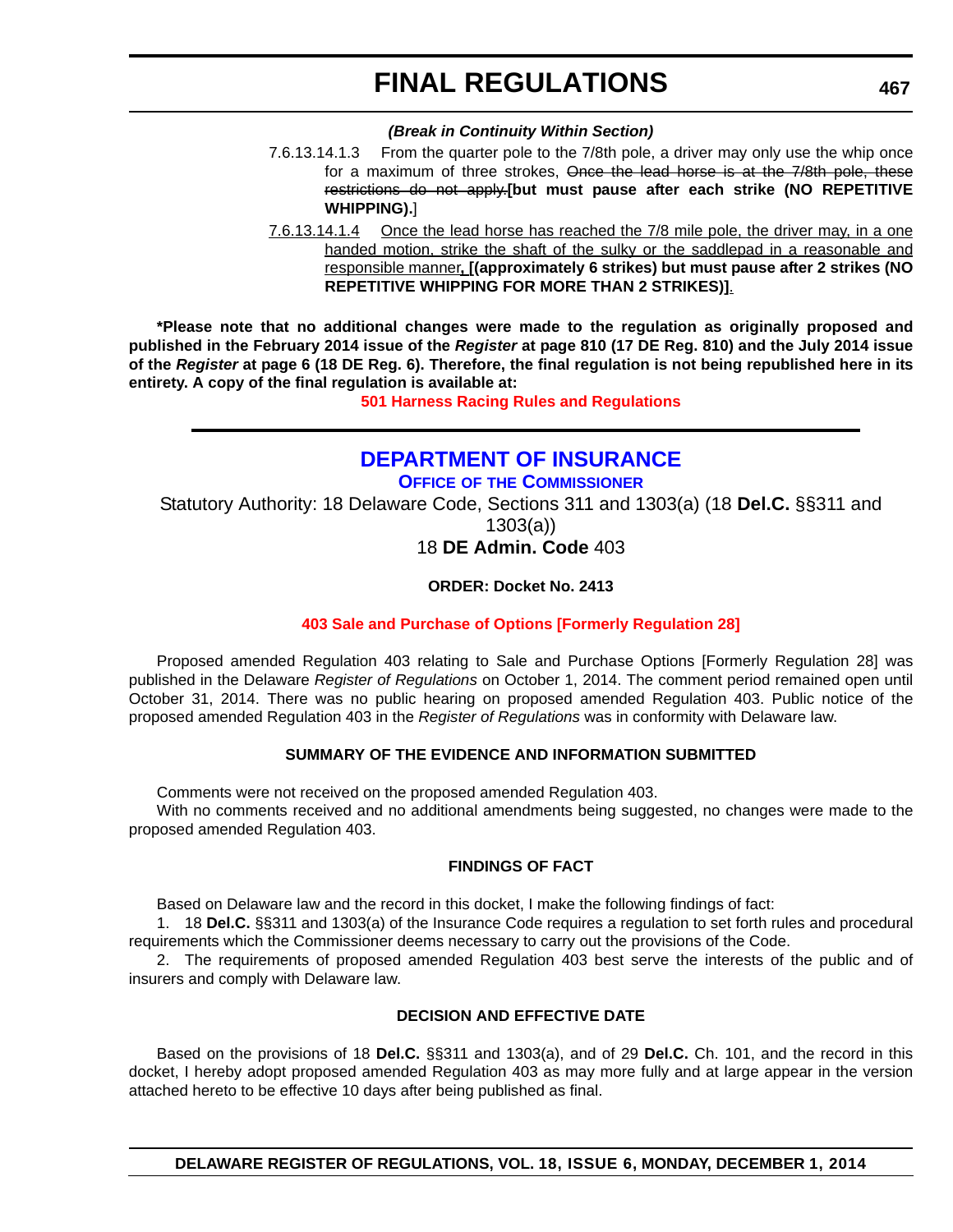***(Break in Continuity Within Section)***

7.6.13.14.1.3 From the quarter pole to the 7/8th pole, a driver may only use the whip once for a maximum of three strokes, ~~Once the lead horse is at the 7/8th pole, these restrictions do not apply.~~**[but must pause after each strike (NO REPETITIVE WHIPPING).**]

7.6.13.14.1.4 Once the lead horse has reached the 7/8 mile pole, the driver may, in a one handed motion, strike the shaft of the sulky or the saddlepad in a reasonable and responsible manner**, [(approximately 6 strikes) but must pause after 2 strikes (NO REPETITIVE WHIPPING FOR MORE THAN 2 STRIKES)]**.

**\*Please note that no additional changes were made to the regulation as originally proposed and published in the February 2014 issue of the *Register* at page 810 (17 DE Reg. 810) and the July 2014 issue of the *Register* at page 6 (18 DE Reg. 6). Therefore, the final regulation is not being republished here in its entirety. A copy of the final regulation is available at:**

**501 Harness Racing Rules and Regulations**

## DEPARTMENT OF INSURANCE

### OFFICE OF THE COMMISSIONER

Statutory Authority: 18 Delaware Code, Sections 311 and 1303(a) (18 **Del.C.** §§311 and 1303(a))

18 **DE Admin. Code** 403

**ORDER: Docket No. 2413**

**403 Sale and Purchase of Options [Formerly Regulation 28]**

Proposed amended Regulation 403 relating to Sale and Purchase Options [Formerly Regulation 28] was published in the Delaware *Register of Regulations* on October 1, 2014. The comment period remained open until October 31, 2014. There was no public hearing on proposed amended Regulation 403. Public notice of the proposed amended Regulation 403 in the *Register of Regulations* was in conformity with Delaware law.

**SUMMARY OF THE EVIDENCE AND INFORMATION SUBMITTED**

Comments were not received on the proposed amended Regulation 403.

With no comments received and no additional amendments being suggested, no changes were made to the proposed amended Regulation 403.

**FINDINGS OF FACT**

Based on Delaware law and the record in this docket, I make the following findings of fact:

1. 18 **Del.C.** §§311 and 1303(a) of the Insurance Code requires a regulation to set forth rules and procedural requirements which the Commissioner deems necessary to carry out the provisions of the Code.

2. The requirements of proposed amended Regulation 403 best serve the interests of the public and of insurers and comply with Delaware law.

**DECISION AND EFFECTIVE DATE**

Based on the provisions of 18 **Del.C.** §§311 and 1303(a), and of 29 **Del.C.** Ch. 101, and the record in this docket, I hereby adopt proposed amended Regulation 403 as may more fully and at large appear in the version attached hereto to be effective 10 days after being published as final.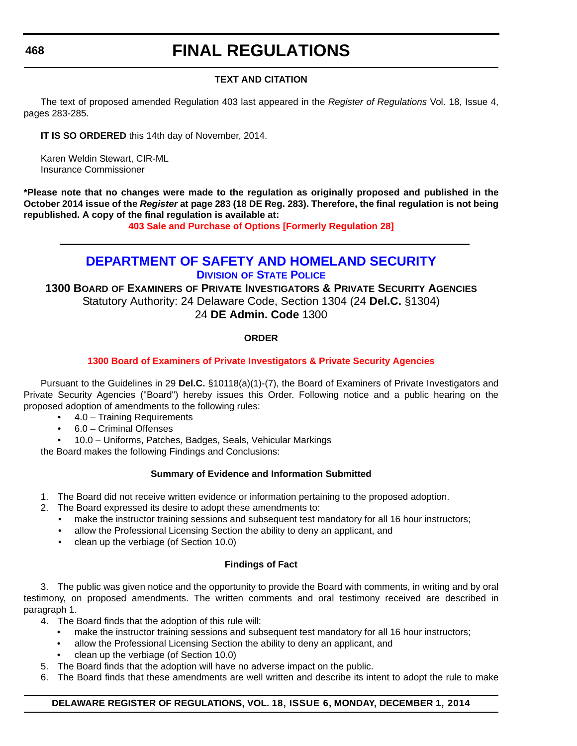**TEXT AND CITATION**

The text of proposed amended Regulation 403 last appeared in the *Register of Regulations* Vol. 18, Issue 4, pages 283-285.

**IT IS SO ORDERED** this 14th day of November, 2014.

Karen Weldin Stewart, CIR-ML
Insurance Commissioner

**\*Please note that no changes were made to the regulation as originally proposed and published in the October 2014 issue of the *Register* at page 283 (18 DE Reg. 283). Therefore, the final regulation is not being republished. A copy of the final regulation is available at:**

**403 Sale and Purchase of Options [Formerly Regulation 28]**

---

## DEPARTMENT OF SAFETY AND HOMELAND SECURITY

### DIVISION OF STATE POLICE

### 1300 BOARD OF EXAMINERS OF PRIVATE INVESTIGATORS & PRIVATE SECURITY AGENCIES

Statutory Authority: 24 Delaware Code, Section 1304 (24 **Del.C.** §1304)
24 **DE Admin. Code** 1300

**ORDER**

**1300 Board of Examiners of Private Investigators & Private Security Agencies**

Pursuant to the Guidelines in 29 **Del.C.** §10118(a)(1)-(7), the Board of Examiners of Private Investigators and Private Security Agencies ("Board") hereby issues this Order. Following notice and a public hearing on the proposed adoption of amendments to the following rules:

- 4.0 – Training Requirements
- 6.0 – Criminal Offenses
- 10.0 – Uniforms, Patches, Badges, Seals, Vehicular Markings

the Board makes the following Findings and Conclusions:

**Summary of Evidence and Information Submitted**

1. The Board did not receive written evidence or information pertaining to the proposed adoption.
2. The Board expressed its desire to adopt these amendments to:
   - make the instructor training sessions and subsequent test mandatory for all 16 hour instructors;
   - allow the Professional Licensing Section the ability to deny an applicant, and
   - clean up the verbiage (of Section 10.0)

**Findings of Fact**

3. The public was given notice and the opportunity to provide the Board with comments, in writing and by oral testimony, on proposed amendments. The written comments and oral testimony received are described in paragraph 1.
4. The Board finds that the adoption of this rule will:
   - make the instructor training sessions and subsequent test mandatory for all 16 hour instructors;
   - allow the Professional Licensing Section the ability to deny an applicant, and
   - clean up the verbiage (of Section 10.0)
5. The Board finds that the adoption will have no adverse impact on the public.
6. The Board finds that these amendments are well written and describe its intent to adopt the rule to make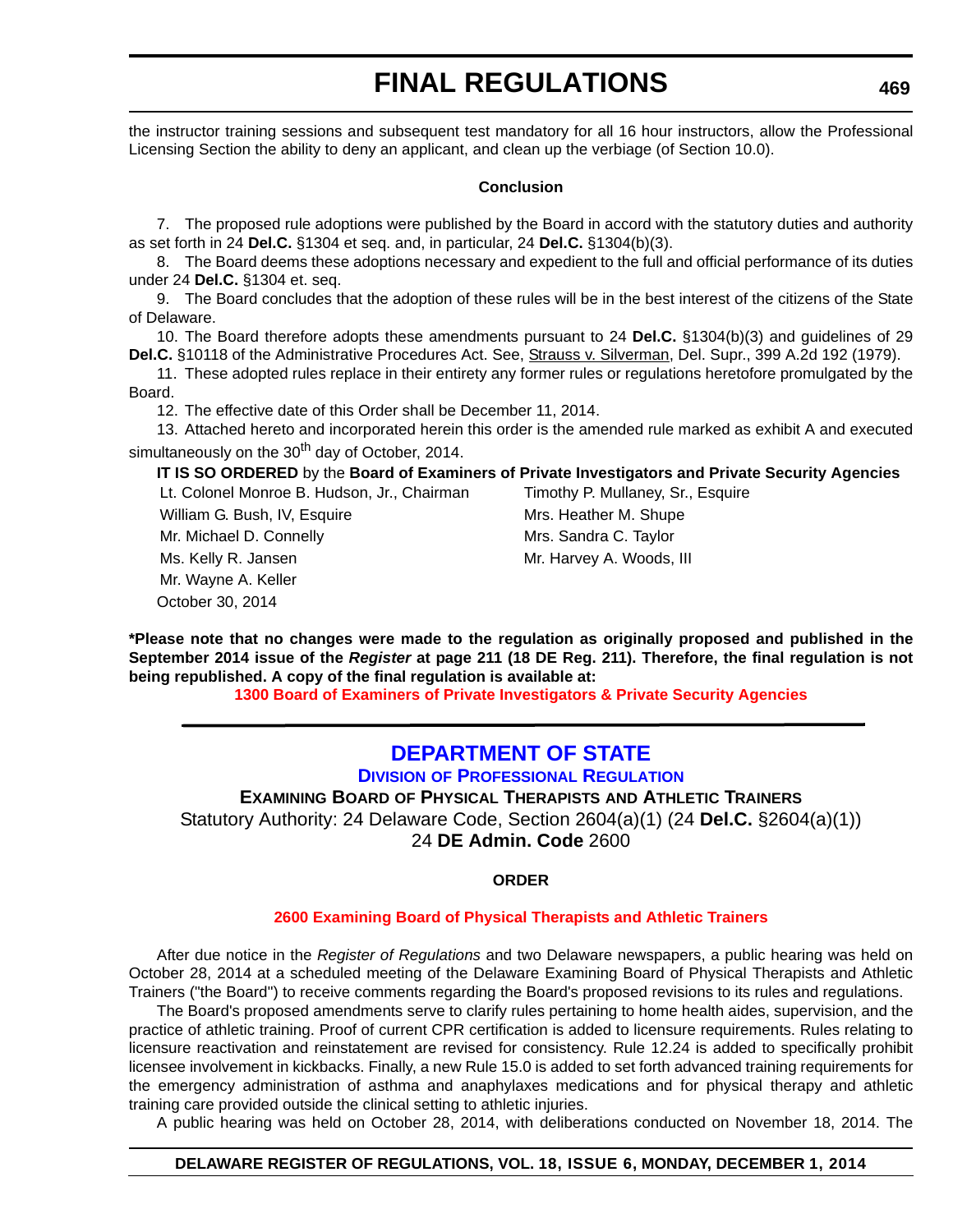the instructor training sessions and subsequent test mandatory for all 16 hour instructors, allow the Professional Licensing Section the ability to deny an applicant, and clean up the verbiage (of Section 10.0).

**Conclusion**

7. The proposed rule adoptions were published by the Board in accord with the statutory duties and authority as set forth in 24 **Del.C.** §1304 et seq. and, in particular, 24 **Del.C.** §1304(b)(3).

8. The Board deems these adoptions necessary and expedient to the full and official performance of its duties under 24 **Del.C.** §1304 et. seq.

9. The Board concludes that the adoption of these rules will be in the best interest of the citizens of the State of Delaware.

10. The Board therefore adopts these amendments pursuant to 24 **Del.C.** §1304(b)(3) and guidelines of 29 **Del.C.** §10118 of the Administrative Procedures Act. See, Strauss v. Silverman, Del. Supr., 399 A.2d 192 (1979).

11. These adopted rules replace in their entirety any former rules or regulations heretofore promulgated by the Board.

12. The effective date of this Order shall be December 11, 2014.

13. Attached hereto and incorporated herein this order is the amended rule marked as exhibit A and executed simultaneously on the 30th day of October, 2014.

**IT IS SO ORDERED** by the **Board of Examiners of Private Investigators and Private Security Agencies**

Lt. Colonel Monroe B. Hudson, Jr., Chairman
William G. Bush, IV, Esquire
Mr. Michael D. Connelly
Ms. Kelly R. Jansen
Mr. Wayne A. Keller
Timothy P. Mullaney, Sr., Esquire
Mrs. Heather M. Shupe
Mrs. Sandra C. Taylor
Mr. Harvey A. Woods, III

October 30, 2014

**\*Please note that no changes were made to the regulation as originally proposed and published in the September 2014 issue of the *Register* at page 211 (18 DE Reg. 211). Therefore, the final regulation is not being republished. A copy of the final regulation is available at:**

**1300 Board of Examiners of Private Investigators & Private Security Agencies**

---

# DEPARTMENT OF STATE

## Division of Professional Regulation

### Examining Board of Physical Therapists and Athletic Trainers

Statutory Authority: 24 Delaware Code, Section 2604(a)(1) (24 **Del.C.** §2604(a)(1))
24 **DE Admin. Code** 2600

**ORDER**

**2600 Examining Board of Physical Therapists and Athletic Trainers**

After due notice in the *Register of Regulations* and two Delaware newspapers, a public hearing was held on October 28, 2014 at a scheduled meeting of the Delaware Examining Board of Physical Therapists and Athletic Trainers ("the Board") to receive comments regarding the Board's proposed revisions to its rules and regulations.

The Board's proposed amendments serve to clarify rules pertaining to home health aides, supervision, and the practice of athletic training. Proof of current CPR certification is added to licensure requirements. Rules relating to licensure reactivation and reinstatement are revised for consistency. Rule 12.24 is added to specifically prohibit licensee involvement in kickbacks. Finally, a new Rule 15.0 is added to set forth advanced training requirements for the emergency administration of asthma and anaphylaxes medications and for physical therapy and athletic training care provided outside the clinical setting to athletic injuries.

A public hearing was held on October 28, 2014, with deliberations conducted on November 18, 2014. The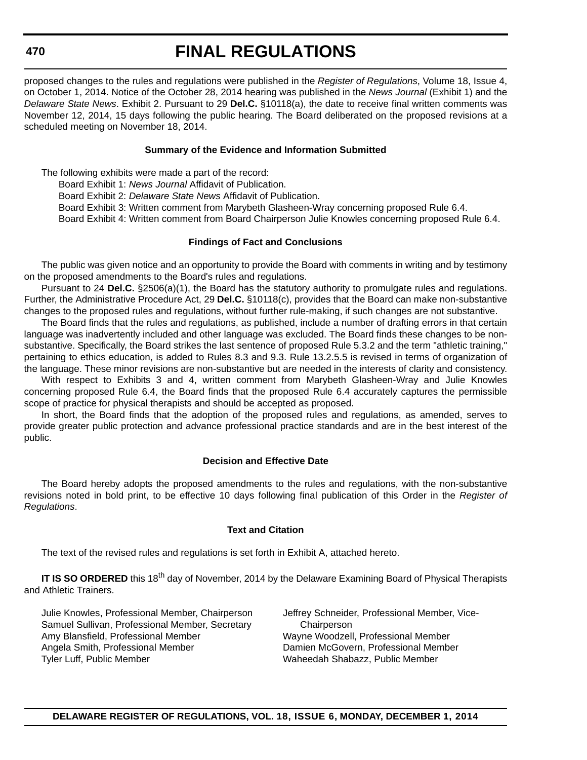proposed changes to the rules and regulations were published in the *Register of Regulations*, Volume 18, Issue 4, on October 1, 2014. Notice of the October 28, 2014 hearing was published in the *News Journal* (Exhibit 1) and the *Delaware State News*. Exhibit 2. Pursuant to 29 **Del.C.** §10118(a), the date to receive final written comments was November 12, 2014, 15 days following the public hearing. The Board deliberated on the proposed revisions at a scheduled meeting on November 18, 2014.

**Summary of the Evidence and Information Submitted**

The following exhibits were made a part of the record:

Board Exhibit 1: *News Journal* Affidavit of Publication.

Board Exhibit 2: *Delaware State News* Affidavit of Publication.

Board Exhibit 3: Written comment from Marybeth Glasheen-Wray concerning proposed Rule 6.4.

Board Exhibit 4: Written comment from Board Chairperson Julie Knowles concerning proposed Rule 6.4.

**Findings of Fact and Conclusions**

The public was given notice and an opportunity to provide the Board with comments in writing and by testimony on the proposed amendments to the Board's rules and regulations.

Pursuant to 24 **Del.C.** §2506(a)(1), the Board has the statutory authority to promulgate rules and regulations. Further, the Administrative Procedure Act, 29 **Del.C.** §10118(c), provides that the Board can make non-substantive changes to the proposed rules and regulations, without further rule-making, if such changes are not substantive.

The Board finds that the rules and regulations, as published, include a number of drafting errors in that certain language was inadvertently included and other language was excluded. The Board finds these changes to be non-substantive. Specifically, the Board strikes the last sentence of proposed Rule 5.3.2 and the term "athletic training," pertaining to ethics education, is added to Rules 8.3 and 9.3. Rule 13.2.5.5 is revised in terms of organization of the language. These minor revisions are non-substantive but are needed in the interests of clarity and consistency.

With respect to Exhibits 3 and 4, written comment from Marybeth Glasheen-Wray and Julie Knowles concerning proposed Rule 6.4, the Board finds that the proposed Rule 6.4 accurately captures the permissible scope of practice for physical therapists and should be accepted as proposed.

In short, the Board finds that the adoption of the proposed rules and regulations, as amended, serves to provide greater public protection and advance professional practice standards and are in the best interest of the public.

**Decision and Effective Date**

The Board hereby adopts the proposed amendments to the rules and regulations, with the non-substantive revisions noted in bold print, to be effective 10 days following final publication of this Order in the *Register of Regulations*.

**Text and Citation**

The text of the revised rules and regulations is set forth in Exhibit A, attached hereto.

**IT IS SO ORDERED** this 18th day of November, 2014 by the Delaware Examining Board of Physical Therapists and Athletic Trainers.

Julie Knowles, Professional Member, Chairperson
Samuel Sullivan, Professional Member, Secretary
Amy Blansfield, Professional Member
Angela Smith, Professional Member
Tyler Luff, Public Member
Jeffrey Schneider, Professional Member, Vice-Chairperson
Wayne Woodzell, Professional Member
Damien McGovern, Professional Member
Waheedah Shabazz, Public Member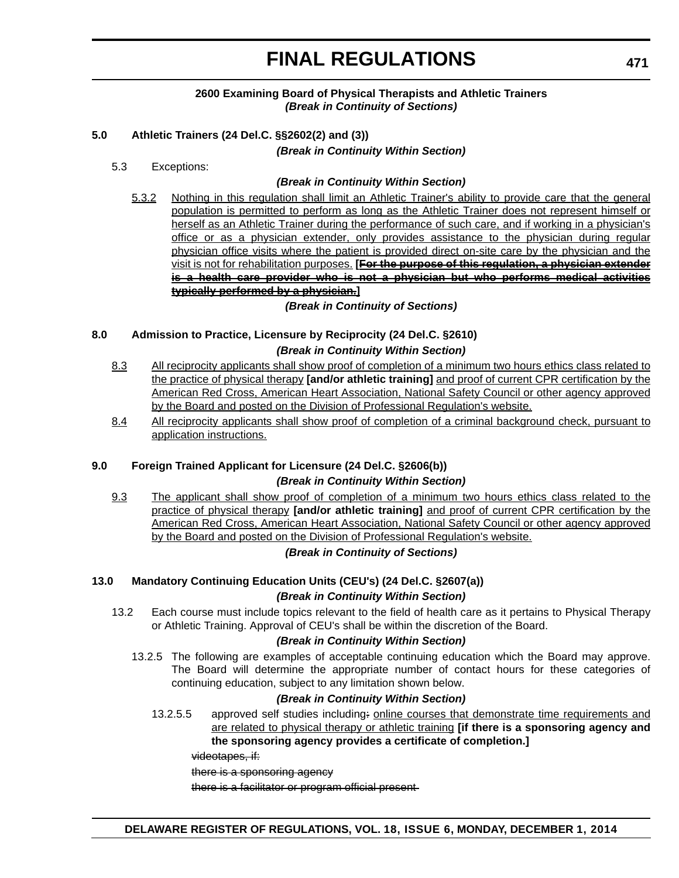**2600 Examining Board of Physical Therapists and Athletic Trainers**
***(Break in Continuity of Sections)***

**5.0 Athletic Trainers (24 Del.C. §§2602(2) and (3))**

***(Break in Continuity Within Section)***

5.3 Exceptions:

***(Break in Continuity Within Section)***

5.3.2 Nothing in this regulation shall limit an Athletic Trainer's ability to provide care that the general population is permitted to perform as long as the Athletic Trainer does not represent himself or herself as an Athletic Trainer during the performance of such care, and if working in a physician's office or as a physician extender, only provides assistance to the physician during regular physician office visits where the patient is provided direct on-site care by the physician and the visit is not for rehabilitation purposes. **[~~For the purpose of this regulation, a physician extender is a health care provider who is not a physician but who performs medical activities typically performed by a physician.~~]**

***(Break in Continuity of Sections)***

**8.0 Admission to Practice, Licensure by Reciprocity (24 Del.C. §2610)**

***(Break in Continuity Within Section)***

8.3 All reciprocity applicants shall show proof of completion of a minimum two hours ethics class related to the practice of physical therapy **[and/or athletic training]** and proof of current CPR certification by the American Red Cross, American Heart Association, National Safety Council or other agency approved by the Board and posted on the Division of Professional Regulation's website.

8.4 All reciprocity applicants shall show proof of completion of a criminal background check, pursuant to application instructions.

**9.0 Foreign Trained Applicant for Licensure (24 Del.C. §2606(b))**

***(Break in Continuity Within Section)***

9.3 The applicant shall show proof of completion of a minimum two hours ethics class related to the practice of physical therapy **[and/or athletic training]** and proof of current CPR certification by the American Red Cross, American Heart Association, National Safety Council or other agency approved by the Board and posted on the Division of Professional Regulation's website.

***(Break in Continuity of Sections)***

**13.0 Mandatory Continuing Education Units (CEU's) (24 Del.C. §2607(a))**

***(Break in Continuity Within Section)***

13.2 Each course must include topics relevant to the field of health care as it pertains to Physical Therapy or Athletic Training. Approval of CEU's shall be within the discretion of the Board.

***(Break in Continuity Within Section)***

13.2.5 The following are examples of acceptable continuing education which the Board may approve. The Board will determine the appropriate number of contact hours for these categories of continuing education, subject to any limitation shown below.

***(Break in Continuity Within Section)***

13.2.5.5 approved self studies including~~:~~ online courses that demonstrate time requirements and are related to physical therapy or athletic training **[if there is a sponsoring agency and the sponsoring agency provides a certificate of completion.]**

~~videotapes, if:~~

~~there is a sponsoring agency~~

~~there is a facilitator or program official present~~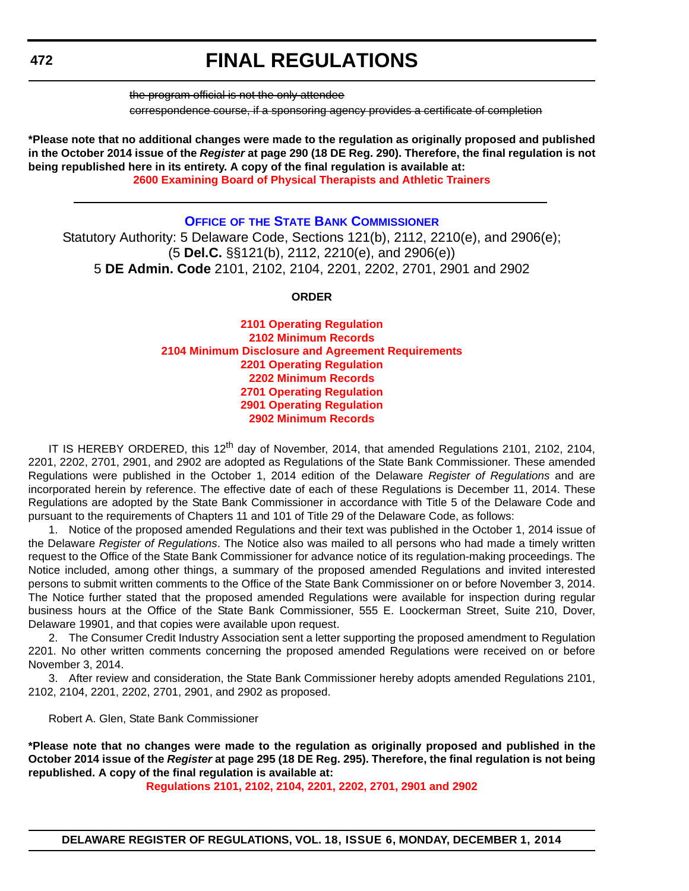~~the program official is not the only attendee~~

~~correspondence course, if a sponsoring agency provides a certificate of completion~~

**\*Please note that no additional changes were made to the regulation as originally proposed and published in the October 2014 issue of the *Register* at page 290 (18 DE Reg. 290). Therefore, the final regulation is not being republished here in its entirety. A copy of the final regulation is available at:**

**2600 Examining Board of Physical Therapists and Athletic Trainers**

---

## OFFICE OF THE STATE BANK COMMISSIONER

Statutory Authority: 5 Delaware Code, Sections 121(b), 2112, 2210(e), and 2906(e); (5 **Del.C.** §§121(b), 2112, 2210(e), and 2906(e))
5 **DE Admin. Code** 2101, 2102, 2104, 2201, 2202, 2701, 2901 and 2902

**ORDER**

**2101 Operating Regulation**
**2102 Minimum Records**
**2104 Minimum Disclosure and Agreement Requirements**
**2201 Operating Regulation**
**2202 Minimum Records**
**2701 Operating Regulation**
**2901 Operating Regulation**
**2902 Minimum Records**

IT IS HEREBY ORDERED, this 12th day of November, 2014, that amended Regulations 2101, 2102, 2104, 2201, 2202, 2701, 2901, and 2902 are adopted as Regulations of the State Bank Commissioner. These amended Regulations were published in the October 1, 2014 edition of the Delaware *Register of Regulations* and are incorporated herein by reference. The effective date of each of these Regulations is December 11, 2014. These Regulations are adopted by the State Bank Commissioner in accordance with Title 5 of the Delaware Code and pursuant to the requirements of Chapters 11 and 101 of Title 29 of the Delaware Code, as follows:

1. Notice of the proposed amended Regulations and their text was published in the October 1, 2014 issue of the Delaware *Register of Regulations*. The Notice also was mailed to all persons who had made a timely written request to the Office of the State Bank Commissioner for advance notice of its regulation-making proceedings. The Notice included, among other things, a summary of the proposed amended Regulations and invited interested persons to submit written comments to the Office of the State Bank Commissioner on or before November 3, 2014. The Notice further stated that the proposed amended Regulations were available for inspection during regular business hours at the Office of the State Bank Commissioner, 555 E. Loockerman Street, Suite 210, Dover, Delaware 19901, and that copies were available upon request.

2. The Consumer Credit Industry Association sent a letter supporting the proposed amendment to Regulation 2201. No other written comments concerning the proposed amended Regulations were received on or before November 3, 2014.

3. After review and consideration, the State Bank Commissioner hereby adopts amended Regulations 2101, 2102, 2104, 2201, 2202, 2701, 2901, and 2902 as proposed.

Robert A. Glen, State Bank Commissioner

**\*Please note that no changes were made to the regulation as originally proposed and published in the October 2014 issue of the *Register* at page 295 (18 DE Reg. 295). Therefore, the final regulation is not being republished. A copy of the final regulation is available at:**

**Regulations 2101, 2102, 2104, 2201, 2202, 2701, 2901 and 2902**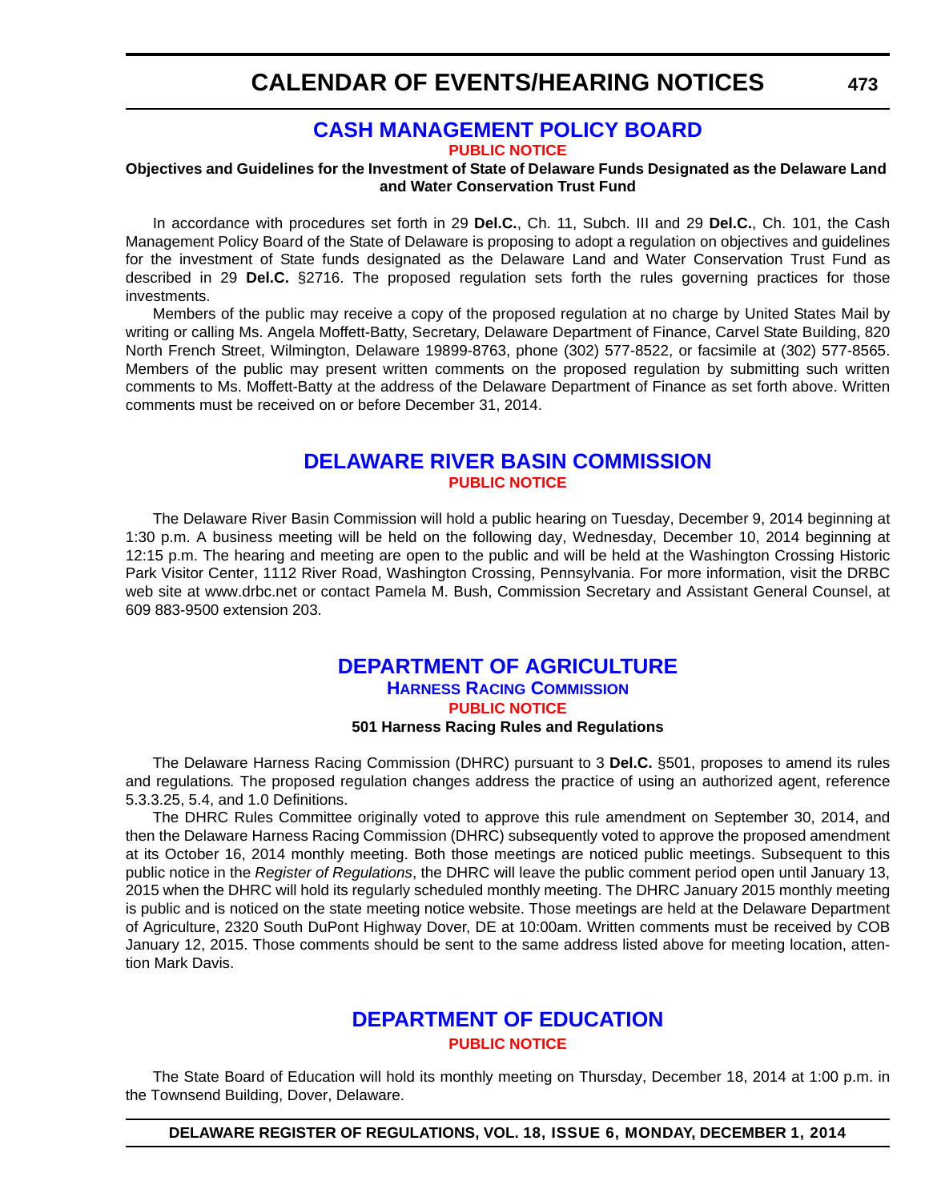# CASH MANAGEMENT POLICY BOARD

**PUBLIC NOTICE**

**Objectives and Guidelines for the Investment of State of Delaware Funds Designated as the Delaware Land and Water Conservation Trust Fund**

In accordance with procedures set forth in 29 **Del.C.**, Ch. 11, Subch. III and 29 **Del.C.**, Ch. 101, the Cash Management Policy Board of the State of Delaware is proposing to adopt a regulation on objectives and guidelines for the investment of State funds designated as the Delaware Land and Water Conservation Trust Fund as described in 29 **Del.C.** §2716. The proposed regulation sets forth the rules governing practices for those investments.

Members of the public may receive a copy of the proposed regulation at no charge by United States Mail by writing or calling Ms. Angela Moffett-Batty, Secretary, Delaware Department of Finance, Carvel State Building, 820 North French Street, Wilmington, Delaware 19899-8763, phone (302) 577-8522, or facsimile at (302) 577-8565. Members of the public may present written comments on the proposed regulation by submitting such written comments to Ms. Moffett-Batty at the address of the Delaware Department of Finance as set forth above. Written comments must be received on or before December 31, 2014.

# DELAWARE RIVER BASIN COMMISSION

**PUBLIC NOTICE**

The Delaware River Basin Commission will hold a public hearing on Tuesday, December 9, 2014 beginning at 1:30 p.m. A business meeting will be held on the following day, Wednesday, December 10, 2014 beginning at 12:15 p.m. The hearing and meeting are open to the public and will be held at the Washington Crossing Historic Park Visitor Center, 1112 River Road, Washington Crossing, Pennsylvania. For more information, visit the DRBC web site at www.drbc.net or contact Pamela M. Bush, Commission Secretary and Assistant General Counsel, at 609 883-9500 extension 203.

# DEPARTMENT OF AGRICULTURE

## HARNESS RACING COMMISSION

**PUBLIC NOTICE**

**501 Harness Racing Rules and Regulations**

The Delaware Harness Racing Commission (DHRC) pursuant to 3 **Del.C.** §501, proposes to amend its rules and regulations*.* The proposed regulation changes address the practice of using an authorized agent, reference 5.3.3.25, 5.4, and 1.0 Definitions.

The DHRC Rules Committee originally voted to approve this rule amendment on September 30, 2014, and then the Delaware Harness Racing Commission (DHRC) subsequently voted to approve the proposed amendment at its October 16, 2014 monthly meeting. Both those meetings are noticed public meetings. Subsequent to this public notice in the *Register of Regulations*, the DHRC will leave the public comment period open until January 13, 2015 when the DHRC will hold its regularly scheduled monthly meeting. The DHRC January 2015 monthly meeting is public and is noticed on the state meeting notice website. Those meetings are held at the Delaware Department of Agriculture, 2320 South DuPont Highway Dover, DE at 10:00am. Written comments must be received by COB January 12, 2015. Those comments should be sent to the same address listed above for meeting location, attention Mark Davis.

# DEPARTMENT OF EDUCATION

**PUBLIC NOTICE**

The State Board of Education will hold its monthly meeting on Thursday, December 18, 2014 at 1:00 p.m. in the Townsend Building, Dover, Delaware.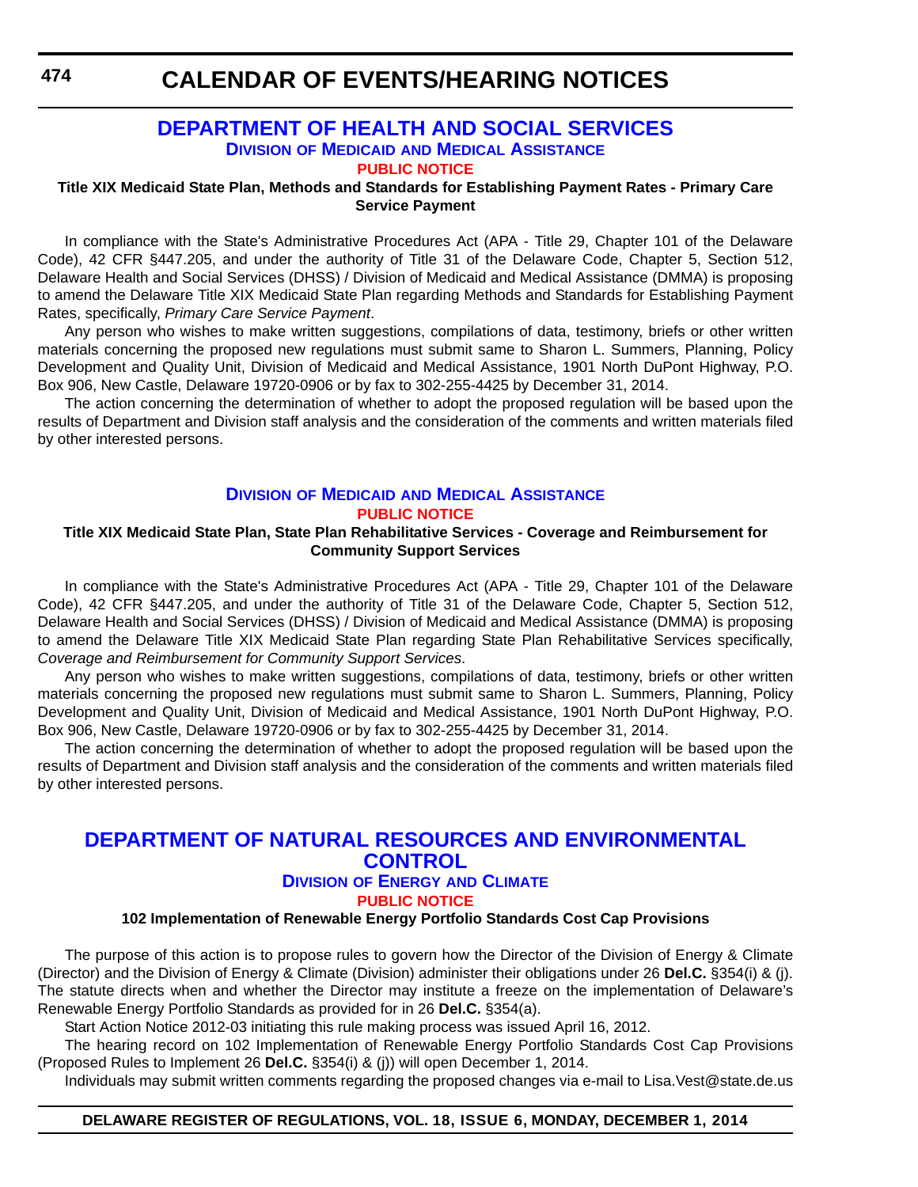# DEPARTMENT OF HEALTH AND SOCIAL SERVICES

## Division of Medicaid and Medical Assistance

### PUBLIC NOTICE

**Title XIX Medicaid State Plan, Methods and Standards for Establishing Payment Rates - Primary Care Service Payment**

In compliance with the State's Administrative Procedures Act (APA - Title 29, Chapter 101 of the Delaware Code), 42 CFR §447.205, and under the authority of Title 31 of the Delaware Code, Chapter 5, Section 512, Delaware Health and Social Services (DHSS) / Division of Medicaid and Medical Assistance (DMMA) is proposing to amend the Delaware Title XIX Medicaid State Plan regarding Methods and Standards for Establishing Payment Rates, specifically, *Primary Care Service Payment*.

Any person who wishes to make written suggestions, compilations of data, testimony, briefs or other written materials concerning the proposed new regulations must submit same to Sharon L. Summers, Planning, Policy Development and Quality Unit, Division of Medicaid and Medical Assistance, 1901 North DuPont Highway, P.O. Box 906, New Castle, Delaware 19720-0906 or by fax to 302-255-4425 by December 31, 2014.

The action concerning the determination of whether to adopt the proposed regulation will be based upon the results of Department and Division staff analysis and the consideration of the comments and written materials filed by other interested persons.

## Division of Medicaid and Medical Assistance

### PUBLIC NOTICE

**Title XIX Medicaid State Plan, State Plan Rehabilitative Services - Coverage and Reimbursement for Community Support Services**

In compliance with the State's Administrative Procedures Act (APA - Title 29, Chapter 101 of the Delaware Code), 42 CFR §447.205, and under the authority of Title 31 of the Delaware Code, Chapter 5, Section 512, Delaware Health and Social Services (DHSS) / Division of Medicaid and Medical Assistance (DMMA) is proposing to amend the Delaware Title XIX Medicaid State Plan regarding State Plan Rehabilitative Services specifically, *Coverage and Reimbursement for Community Support Services*.

Any person who wishes to make written suggestions, compilations of data, testimony, briefs or other written materials concerning the proposed new regulations must submit same to Sharon L. Summers, Planning, Policy Development and Quality Unit, Division of Medicaid and Medical Assistance, 1901 North DuPont Highway, P.O. Box 906, New Castle, Delaware 19720-0906 or by fax to 302-255-4425 by December 31, 2014.

The action concerning the determination of whether to adopt the proposed regulation will be based upon the results of Department and Division staff analysis and the consideration of the comments and written materials filed by other interested persons.

# DEPARTMENT OF NATURAL RESOURCES AND ENVIRONMENTAL CONTROL

## Division of Energy and Climate

### PUBLIC NOTICE

**102 Implementation of Renewable Energy Portfolio Standards Cost Cap Provisions**

The purpose of this action is to propose rules to govern how the Director of the Division of Energy & Climate (Director) and the Division of Energy & Climate (Division) administer their obligations under 26 **Del.C.** §354(i) & (j). The statute directs when and whether the Director may institute a freeze on the implementation of Delaware's Renewable Energy Portfolio Standards as provided for in 26 **Del.C.** §354(a).

Start Action Notice 2012-03 initiating this rule making process was issued April 16, 2012.

The hearing record on 102 Implementation of Renewable Energy Portfolio Standards Cost Cap Provisions (Proposed Rules to Implement 26 **Del.C.** §354(i) & (j)) will open December 1, 2014.

Individuals may submit written comments regarding the proposed changes via e-mail to Lisa.Vest@state.de.us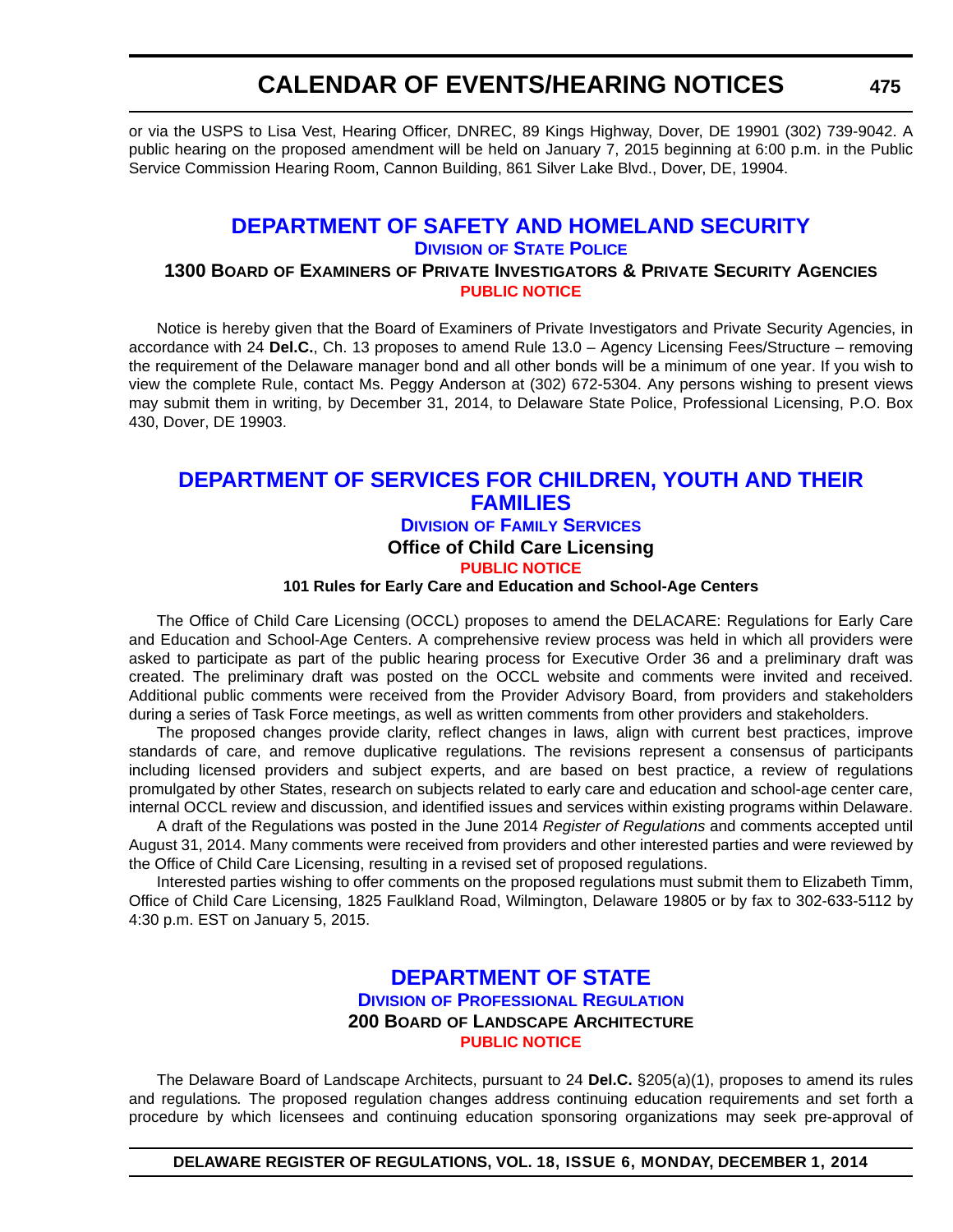or via the USPS to Lisa Vest, Hearing Officer, DNREC, 89 Kings Highway, Dover, DE 19901 (302) 739-9042. A public hearing on the proposed amendment will be held on January 7, 2015 beginning at 6:00 p.m. in the Public Service Commission Hearing Room, Cannon Building, 861 Silver Lake Blvd., Dover, DE, 19904.

## DEPARTMENT OF SAFETY AND HOMELAND SECURITY

### DIVISION OF STATE POLICE

### 1300 BOARD OF EXAMINERS OF PRIVATE INVESTIGATORS & PRIVATE SECURITY AGENCIES

**PUBLIC NOTICE**

Notice is hereby given that the Board of Examiners of Private Investigators and Private Security Agencies, in accordance with 24 **Del.C.**, Ch. 13 proposes to amend Rule 13.0 – Agency Licensing Fees/Structure – removing the requirement of the Delaware manager bond and all other bonds will be a minimum of one year. If you wish to view the complete Rule, contact Ms. Peggy Anderson at (302) 672-5304. Any persons wishing to present views may submit them in writing, by December 31, 2014, to Delaware State Police, Professional Licensing, P.O. Box 430, Dover, DE 19903.

## DEPARTMENT OF SERVICES FOR CHILDREN, YOUTH AND THEIR FAMILIES

### DIVISION OF FAMILY SERVICES

### Office of Child Care Licensing

**PUBLIC NOTICE**

**101 Rules for Early Care and Education and School-Age Centers**

The Office of Child Care Licensing (OCCL) proposes to amend the DELACARE: Regulations for Early Care and Education and School-Age Centers. A comprehensive review process was held in which all providers were asked to participate as part of the public hearing process for Executive Order 36 and a preliminary draft was created. The preliminary draft was posted on the OCCL website and comments were invited and received. Additional public comments were received from the Provider Advisory Board, from providers and stakeholders during a series of Task Force meetings, as well as written comments from other providers and stakeholders.

The proposed changes provide clarity, reflect changes in laws, align with current best practices, improve standards of care, and remove duplicative regulations. The revisions represent a consensus of participants including licensed providers and subject experts, and are based on best practice, a review of regulations promulgated by other States, research on subjects related to early care and education and school-age center care, internal OCCL review and discussion, and identified issues and services within existing programs within Delaware.

A draft of the Regulations was posted in the June 2014 *Register of Regulations* and comments accepted until August 31, 2014. Many comments were received from providers and other interested parties and were reviewed by the Office of Child Care Licensing, resulting in a revised set of proposed regulations.

Interested parties wishing to offer comments on the proposed regulations must submit them to Elizabeth Timm, Office of Child Care Licensing, 1825 Faulkland Road, Wilmington, Delaware 19805 or by fax to 302-633-5112 by 4:30 p.m. EST on January 5, 2015.

## DEPARTMENT OF STATE

### DIVISION OF PROFESSIONAL REGULATION

### 200 BOARD OF LANDSCAPE ARCHITECTURE

**PUBLIC NOTICE**

The Delaware Board of Landscape Architects, pursuant to 24 **Del.C.** §205(a)(1), proposes to amend its rules and regulations*.* The proposed regulation changes address continuing education requirements and set forth a procedure by which licensees and continuing education sponsoring organizations may seek pre-approval of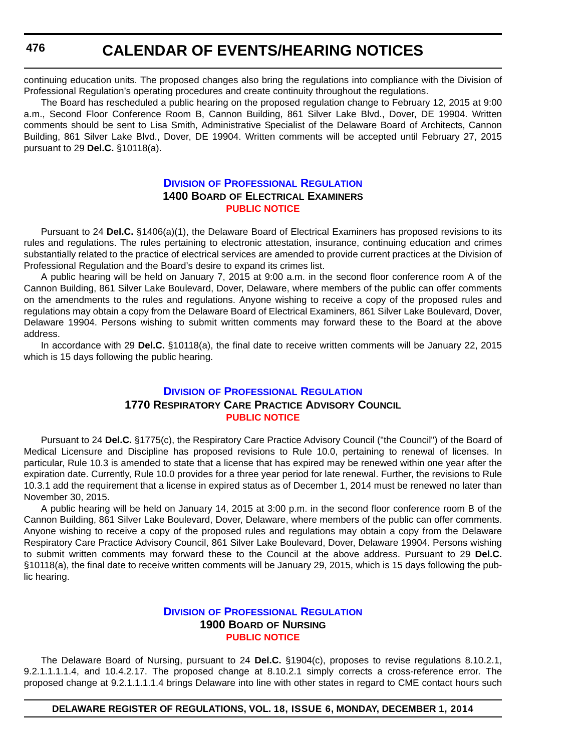continuing education units. The proposed changes also bring the regulations into compliance with the Division of Professional Regulation's operating procedures and create continuity throughout the regulations.

The Board has rescheduled a public hearing on the proposed regulation change to February 12, 2015 at 9:00 a.m., Second Floor Conference Room B, Cannon Building, 861 Silver Lake Blvd., Dover, DE 19904. Written comments should be sent to Lisa Smith, Administrative Specialist of the Delaware Board of Architects, Cannon Building, 861 Silver Lake Blvd., Dover, DE 19904. Written comments will be accepted until February 27, 2015 pursuant to 29 **Del.C.** §10118(a).

### Division of Professional Regulation
### 1400 Board of Electrical Examiners
### Public Notice

Pursuant to 24 **Del.C.** §1406(a)(1), the Delaware Board of Electrical Examiners has proposed revisions to its rules and regulations. The rules pertaining to electronic attestation, insurance, continuing education and crimes substantially related to the practice of electrical services are amended to provide current practices at the Division of Professional Regulation and the Board's desire to expand its crimes list.

A public hearing will be held on January 7, 2015 at 9:00 a.m. in the second floor conference room A of the Cannon Building, 861 Silver Lake Boulevard, Dover, Delaware, where members of the public can offer comments on the amendments to the rules and regulations. Anyone wishing to receive a copy of the proposed rules and regulations may obtain a copy from the Delaware Board of Electrical Examiners, 861 Silver Lake Boulevard, Dover, Delaware 19904. Persons wishing to submit written comments may forward these to the Board at the above address.

In accordance with 29 **Del.C.** §10118(a), the final date to receive written comments will be January 22, 2015 which is 15 days following the public hearing.

### Division of Professional Regulation
### 1770 Respiratory Care Practice Advisory Council
### Public Notice

Pursuant to 24 **Del.C.** §1775(c), the Respiratory Care Practice Advisory Council ("the Council") of the Board of Medical Licensure and Discipline has proposed revisions to Rule 10.0, pertaining to renewal of licenses. In particular, Rule 10.3 is amended to state that a license that has expired may be renewed within one year after the expiration date. Currently, Rule 10.0 provides for a three year period for late renewal. Further, the revisions to Rule 10.3.1 add the requirement that a license in expired status as of December 1, 2014 must be renewed no later than November 30, 2015.

A public hearing will be held on January 14, 2015 at 3:00 p.m. in the second floor conference room B of the Cannon Building, 861 Silver Lake Boulevard, Dover, Delaware, where members of the public can offer comments. Anyone wishing to receive a copy of the proposed rules and regulations may obtain a copy from the Delaware Respiratory Care Practice Advisory Council, 861 Silver Lake Boulevard, Dover, Delaware 19904. Persons wishing to submit written comments may forward these to the Council at the above address. Pursuant to 29 **Del.C.** §10118(a), the final date to receive written comments will be January 29, 2015, which is 15 days following the public hearing.

### Division of Professional Regulation
### 1900 Board of Nursing
### Public Notice

The Delaware Board of Nursing, pursuant to 24 **Del.C.** §1904(c), proposes to revise regulations 8.10.2.1, 9.2.1.1.1.1.4, and 10.4.2.17. The proposed change at 8.10.2.1 simply corrects a cross-reference error. The proposed change at 9.2.1.1.1.1.4 brings Delaware into line with other states in regard to CME contact hours such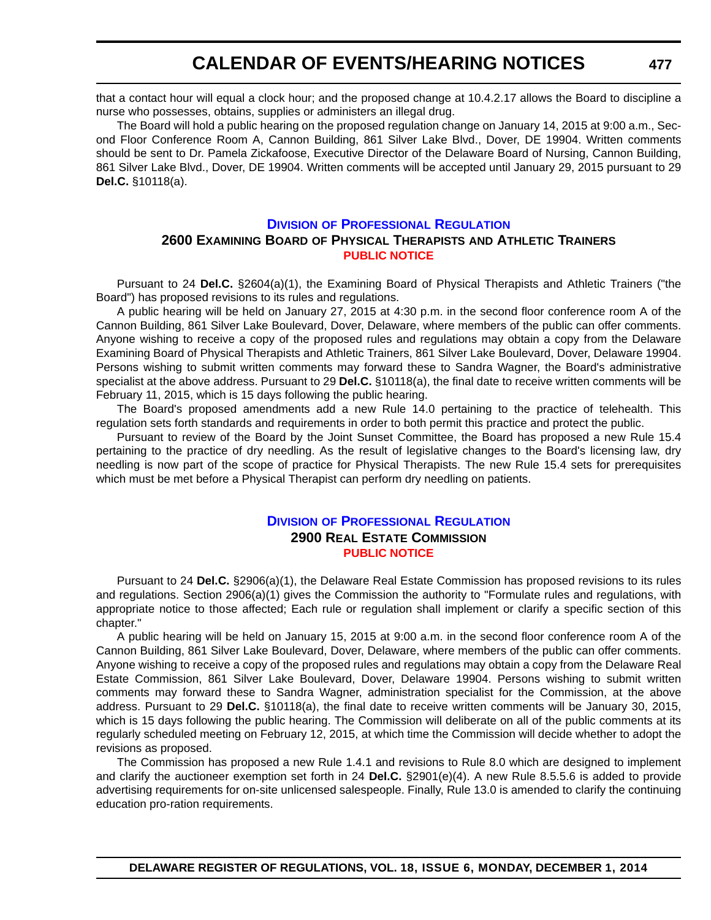that a contact hour will equal a clock hour; and the proposed change at 10.4.2.17 allows the Board to discipline a nurse who possesses, obtains, supplies or administers an illegal drug.

The Board will hold a public hearing on the proposed regulation change on January 14, 2015 at 9:00 a.m., Second Floor Conference Room A, Cannon Building, 861 Silver Lake Blvd., Dover, DE 19904. Written comments should be sent to Dr. Pamela Zickafoose, Executive Director of the Delaware Board of Nursing, Cannon Building, 861 Silver Lake Blvd., Dover, DE 19904. Written comments will be accepted until January 29, 2015 pursuant to 29 **Del.C.** §10118(a).

## Division of Professional Regulation

### 2600 Examining Board of Physical Therapists and Athletic Trainers

**PUBLIC NOTICE**

Pursuant to 24 **Del.C.** §2604(a)(1), the Examining Board of Physical Therapists and Athletic Trainers ("the Board") has proposed revisions to its rules and regulations.

A public hearing will be held on January 27, 2015 at 4:30 p.m. in the second floor conference room A of the Cannon Building, 861 Silver Lake Boulevard, Dover, Delaware, where members of the public can offer comments. Anyone wishing to receive a copy of the proposed rules and regulations may obtain a copy from the Delaware Examining Board of Physical Therapists and Athletic Trainers, 861 Silver Lake Boulevard, Dover, Delaware 19904. Persons wishing to submit written comments may forward these to Sandra Wagner, the Board's administrative specialist at the above address. Pursuant to 29 **Del.C.** §10118(a), the final date to receive written comments will be February 11, 2015, which is 15 days following the public hearing.

The Board's proposed amendments add a new Rule 14.0 pertaining to the practice of telehealth. This regulation sets forth standards and requirements in order to both permit this practice and protect the public.

Pursuant to review of the Board by the Joint Sunset Committee, the Board has proposed a new Rule 15.4 pertaining to the practice of dry needling. As the result of legislative changes to the Board's licensing law, dry needling is now part of the scope of practice for Physical Therapists. The new Rule 15.4 sets for prerequisites which must be met before a Physical Therapist can perform dry needling on patients.

## Division of Professional Regulation

### 2900 Real Estate Commission

**PUBLIC NOTICE**

Pursuant to 24 **Del.C.** §2906(a)(1), the Delaware Real Estate Commission has proposed revisions to its rules and regulations. Section 2906(a)(1) gives the Commission the authority to "Formulate rules and regulations, with appropriate notice to those affected; Each rule or regulation shall implement or clarify a specific section of this chapter."

A public hearing will be held on January 15, 2015 at 9:00 a.m. in the second floor conference room A of the Cannon Building, 861 Silver Lake Boulevard, Dover, Delaware, where members of the public can offer comments. Anyone wishing to receive a copy of the proposed rules and regulations may obtain a copy from the Delaware Real Estate Commission, 861 Silver Lake Boulevard, Dover, Delaware 19904. Persons wishing to submit written comments may forward these to Sandra Wagner, administration specialist for the Commission, at the above address. Pursuant to 29 **Del.C.** §10118(a), the final date to receive written comments will be January 30, 2015, which is 15 days following the public hearing. The Commission will deliberate on all of the public comments at its regularly scheduled meeting on February 12, 2015, at which time the Commission will decide whether to adopt the revisions as proposed.

The Commission has proposed a new Rule 1.4.1 and revisions to Rule 8.0 which are designed to implement and clarify the auctioneer exemption set forth in 24 **Del.C.** §2901(e)(4). A new Rule 8.5.5.6 is added to provide advertising requirements for on-site unlicensed salespeople. Finally, Rule 13.0 is amended to clarify the continuing education pro-ration requirements.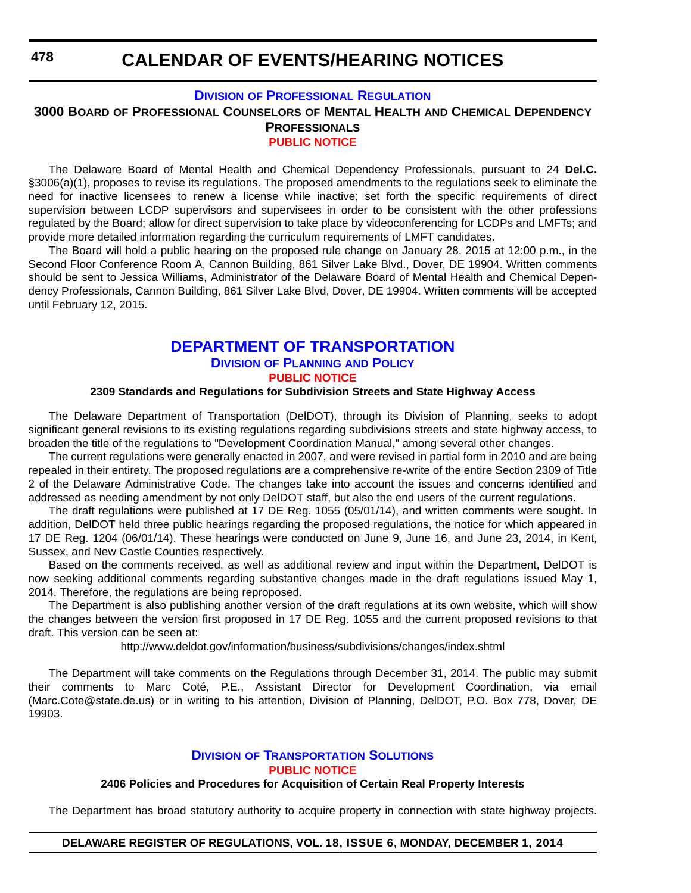# CALENDAR OF EVENTS/HEARING NOTICES

## DIVISION OF PROFESSIONAL REGULATION

### 3000 BOARD OF PROFESSIONAL COUNSELORS OF MENTAL HEALTH AND CHEMICAL DEPENDENCY PROFESSIONALS

#### PUBLIC NOTICE

The Delaware Board of Mental Health and Chemical Dependency Professionals, pursuant to 24 **Del.C.** §3006(a)(1), proposes to revise its regulations. The proposed amendments to the regulations seek to eliminate the need for inactive licensees to renew a license while inactive; set forth the specific requirements of direct supervision between LCDP supervisors and supervisees in order to be consistent with the other professions regulated by the Board; allow for direct supervision to take place by videoconferencing for LCDPs and LMFTs; and provide more detailed information regarding the curriculum requirements of LMFT candidates.

The Board will hold a public hearing on the proposed rule change on January 28, 2015 at 12:00 p.m., in the Second Floor Conference Room A, Cannon Building, 861 Silver Lake Blvd., Dover, DE 19904. Written comments should be sent to Jessica Williams, Administrator of the Delaware Board of Mental Health and Chemical Dependency Professionals, Cannon Building, 861 Silver Lake Blvd, Dover, DE 19904. Written comments will be accepted until February 12, 2015.

## DEPARTMENT OF TRANSPORTATION

### DIVISION OF PLANNING AND POLICY

#### PUBLIC NOTICE

**2309 Standards and Regulations for Subdivision Streets and State Highway Access**

The Delaware Department of Transportation (DelDOT), through its Division of Planning, seeks to adopt significant general revisions to its existing regulations regarding subdivisions streets and state highway access, to broaden the title of the regulations to "Development Coordination Manual," among several other changes.

The current regulations were generally enacted in 2007, and were revised in partial form in 2010 and are being repealed in their entirety. The proposed regulations are a comprehensive re-write of the entire Section 2309 of Title 2 of the Delaware Administrative Code. The changes take into account the issues and concerns identified and addressed as needing amendment by not only DelDOT staff, but also the end users of the current regulations.

The draft regulations were published at 17 DE Reg. 1055 (05/01/14), and written comments were sought. In addition, DelDOT held three public hearings regarding the proposed regulations, the notice for which appeared in 17 DE Reg. 1204 (06/01/14). These hearings were conducted on June 9, June 16, and June 23, 2014, in Kent, Sussex, and New Castle Counties respectively.

Based on the comments received, as well as additional review and input within the Department, DelDOT is now seeking additional comments regarding substantive changes made in the draft regulations issued May 1, 2014. Therefore, the regulations are being reproposed.

The Department is also publishing another version of the draft regulations at its own website, which will show the changes between the version first proposed in 17 DE Reg. 1055 and the current proposed revisions to that draft. This version can be seen at:

http://www.deldot.gov/information/business/subdivisions/changes/index.shtml

The Department will take comments on the Regulations through December 31, 2014. The public may submit their comments to Marc Coté, P.E., Assistant Director for Development Coordination, via email (Marc.Cote@state.de.us) or in writing to his attention, Division of Planning, DelDOT, P.O. Box 778, Dover, DE 19903.

### DIVISION OF TRANSPORTATION SOLUTIONS

#### PUBLIC NOTICE

**2406 Policies and Procedures for Acquisition of Certain Real Property Interests**

The Department has broad statutory authority to acquire property in connection with state highway projects.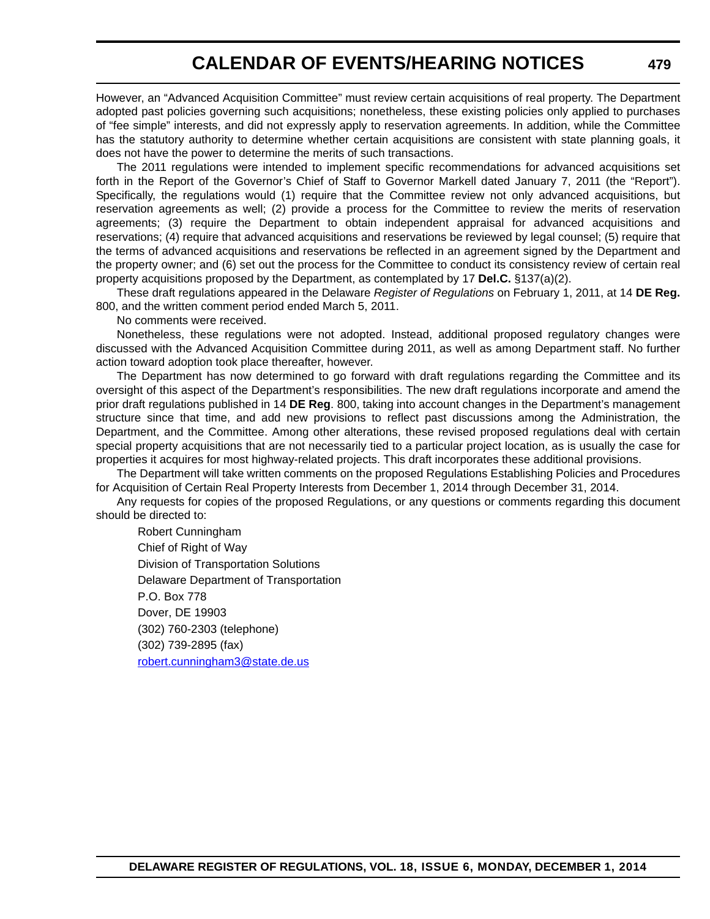However, an "Advanced Acquisition Committee" must review certain acquisitions of real property. The Department adopted past policies governing such acquisitions; nonetheless, these existing policies only applied to purchases of "fee simple" interests, and did not expressly apply to reservation agreements. In addition, while the Committee has the statutory authority to determine whether certain acquisitions are consistent with state planning goals, it does not have the power to determine the merits of such transactions.

The 2011 regulations were intended to implement specific recommendations for advanced acquisitions set forth in the Report of the Governor's Chief of Staff to Governor Markell dated January 7, 2011 (the "Report"). Specifically, the regulations would (1) require that the Committee review not only advanced acquisitions, but reservation agreements as well; (2) provide a process for the Committee to review the merits of reservation agreements; (3) require the Department to obtain independent appraisal for advanced acquisitions and reservations; (4) require that advanced acquisitions and reservations be reviewed by legal counsel; (5) require that the terms of advanced acquisitions and reservations be reflected in an agreement signed by the Department and the property owner; and (6) set out the process for the Committee to conduct its consistency review of certain real property acquisitions proposed by the Department, as contemplated by 17 **Del.C.** §137(a)(2).

These draft regulations appeared in the Delaware *Register of Regulations* on February 1, 2011, at 14 **DE Reg.** 800, and the written comment period ended March 5, 2011.

No comments were received.

Nonetheless, these regulations were not adopted. Instead, additional proposed regulatory changes were discussed with the Advanced Acquisition Committee during 2011, as well as among Department staff. No further action toward adoption took place thereafter, however.

The Department has now determined to go forward with draft regulations regarding the Committee and its oversight of this aspect of the Department's responsibilities. The new draft regulations incorporate and amend the prior draft regulations published in 14 **DE Reg**. 800, taking into account changes in the Department's management structure since that time, and add new provisions to reflect past discussions among the Administration, the Department, and the Committee. Among other alterations, these revised proposed regulations deal with certain special property acquisitions that are not necessarily tied to a particular project location, as is usually the case for properties it acquires for most highway-related projects. This draft incorporates these additional provisions.

The Department will take written comments on the proposed Regulations Establishing Policies and Procedures for Acquisition of Certain Real Property Interests from December 1, 2014 through December 31, 2014.

Any requests for copies of the proposed Regulations, or any questions or comments regarding this document should be directed to:

Robert Cunningham
Chief of Right of Way
Division of Transportation Solutions
Delaware Department of Transportation
P.O. Box 778
Dover, DE 19903
(302) 760-2303 (telephone)
(302) 739-2895 (fax)
robert.cunningham3@state.de.us